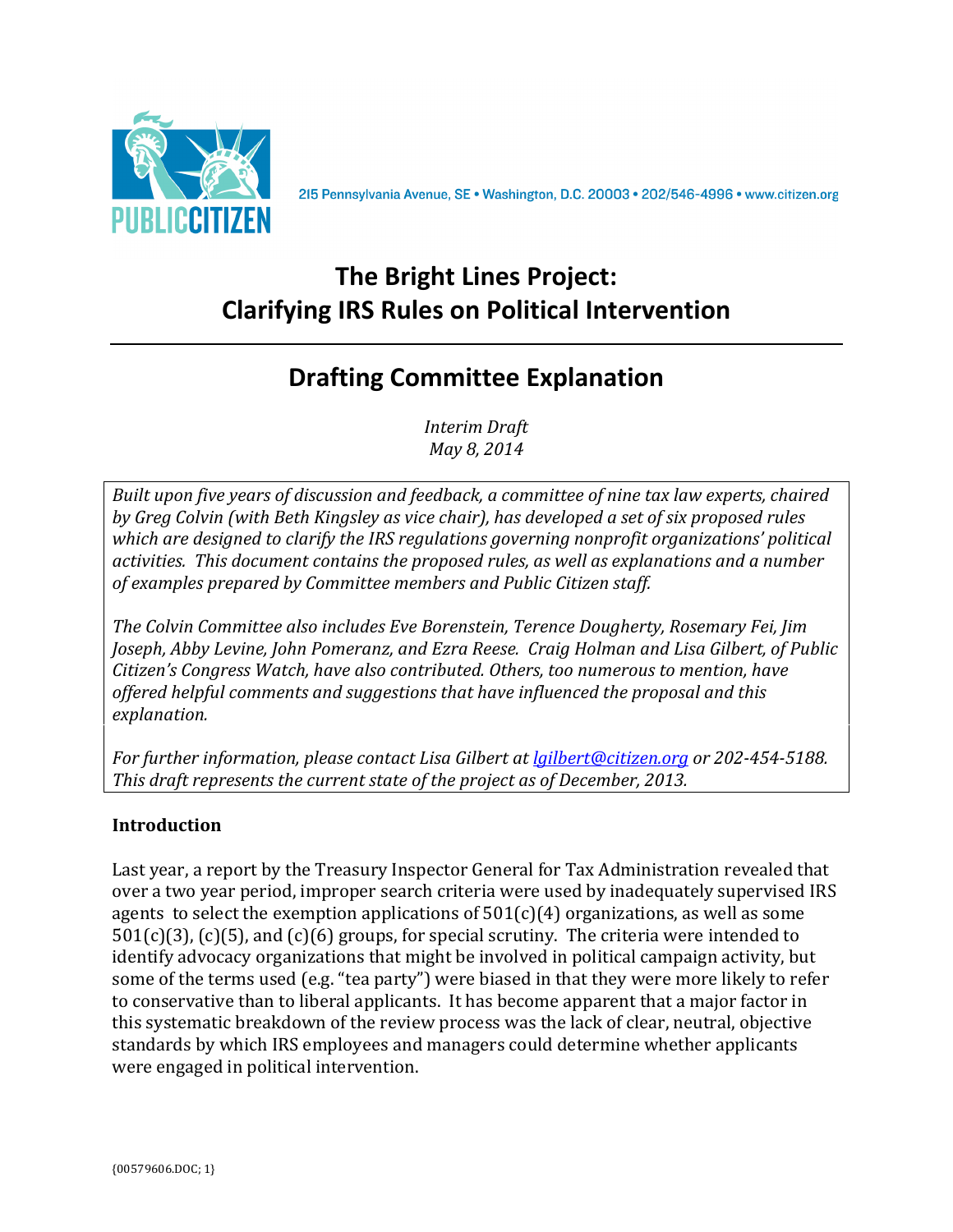PUBLIC CITIZEN

215 Pennsylvania Avenue, SE • Washington, D.C. 20003 • 202/546-4996 • www.citizen.org

# The Bright Lines Project: Clarifying IRS Rules on Political Intervention

## Drafting Committee Explanation

*Interim Draft*
*May 8, 2014*

*Built upon five years of discussion and feedback, a committee of nine tax law experts, chaired by Greg Colvin (with Beth Kingsley as vice chair), has developed a set of six proposed rules which are designed to clarify the IRS regulations governing nonprofit organizations' political activities. This document contains the proposed rules, as well as explanations and a number of examples prepared by Committee members and Public Citizen staff.*

*The Colvin Committee also includes Eve Borenstein, Terence Dougherty, Rosemary Fei, Jim Joseph, Abby Levine, John Pomeranz, and Ezra Reese. Craig Holman and Lisa Gilbert, of Public Citizen's Congress Watch, have also contributed. Others, too numerous to mention, have offered helpful comments and suggestions that have influenced the proposal and this explanation.*

*For further information, please contact Lisa Gilbert at [lgilbert@citizen.org](mailto:lgilbert@citizen.org) or 202-454-5188. This draft represents the current state of the project as of December, 2013.*

### Introduction

Last year, a report by the Treasury Inspector General for Tax Administration revealed that over a two year period, improper search criteria were used by inadequately supervised IRS agents to select the exemption applications of 501(c)(4) organizations, as well as some 501(c)(3), (c)(5), and (c)(6) groups, for special scrutiny. The criteria were intended to identify advocacy organizations that might be involved in political campaign activity, but some of the terms used (e.g. "tea party") were biased in that they were more likely to refer to conservative than to liberal applicants. It has become apparent that a major factor in this systematic breakdown of the review process was the lack of clear, neutral, objective standards by which IRS employees and managers could determine whether applicants were engaged in political intervention.

{00579606.DOC; 1}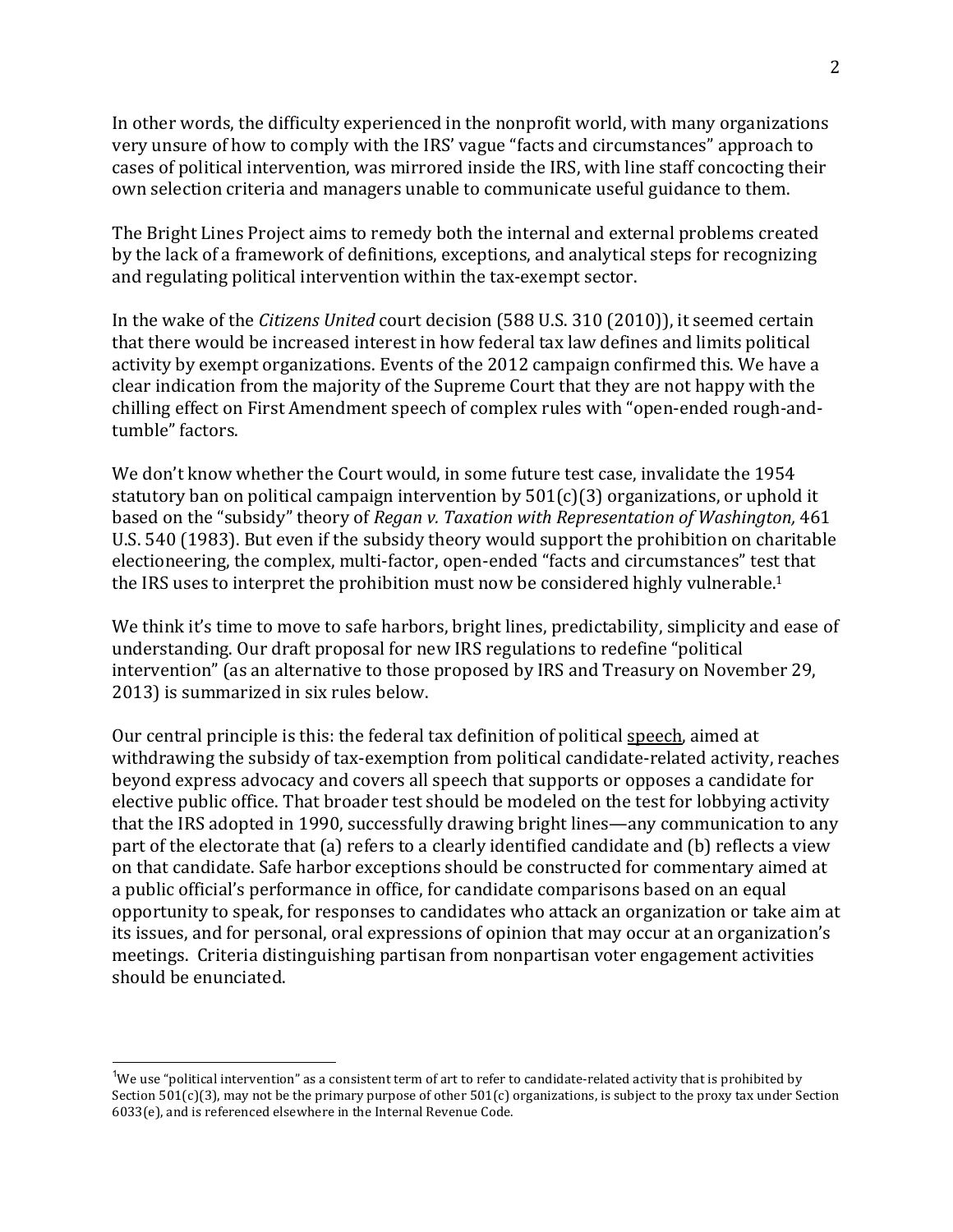In other words, the difficulty experienced in the nonprofit world, with many organizations very unsure of how to comply with the IRS' vague "facts and circumstances" approach to cases of political intervention, was mirrored inside the IRS, with line staff concocting their own selection criteria and managers unable to communicate useful guidance to them.

The Bright Lines Project aims to remedy both the internal and external problems created by the lack of a framework of definitions, exceptions, and analytical steps for recognizing and regulating political intervention within the tax-exempt sector.

In the wake of the *Citizens United* court decision (588 U.S. 310 (2010)), it seemed certain that there would be increased interest in how federal tax law defines and limits political activity by exempt organizations. Events of the 2012 campaign confirmed this. We have a clear indication from the majority of the Supreme Court that they are not happy with the chilling effect on First Amendment speech of complex rules with "open-ended rough-and-tumble" factors.

We don't know whether the Court would, in some future test case, invalidate the 1954 statutory ban on political campaign intervention by 501(c)(3) organizations, or uphold it based on the "subsidy" theory of *Regan v. Taxation with Representation of Washington,* 461 U.S. 540 (1983). But even if the subsidy theory would support the prohibition on charitable electioneering, the complex, multi-factor, open-ended "facts and circumstances" test that the IRS uses to interpret the prohibition must now be considered highly vulnerable.[1]

We think it's time to move to safe harbors, bright lines, predictability, simplicity and ease of understanding. Our draft proposal for new IRS regulations to redefine "political intervention" (as an alternative to those proposed by IRS and Treasury on November 29, 2013) is summarized in six rules below.

Our central principle is this: the federal tax definition of political <u>speech</u>, aimed at withdrawing the subsidy of tax-exemption from political candidate-related activity, reaches beyond express advocacy and covers all speech that supports or opposes a candidate for elective public office. That broader test should be modeled on the test for lobbying activity that the IRS adopted in 1990, successfully drawing bright lines—any communication to any part of the electorate that (a) refers to a clearly identified candidate and (b) reflects a view on that candidate. Safe harbor exceptions should be constructed for commentary aimed at a public official's performance in office, for candidate comparisons based on an equal opportunity to speak, for responses to candidates who attack an organization or take aim at its issues, and for personal, oral expressions of opinion that may occur at an organization's meetings. Criteria distinguishing partisan from nonpartisan voter engagement activities should be enunciated.

[1] We use "political intervention" as a consistent term of art to refer to candidate-related activity that is prohibited by Section 501(c)(3), may not be the primary purpose of other 501(c) organizations, is subject to the proxy tax under Section 6033(e), and is referenced elsewhere in the Internal Revenue Code.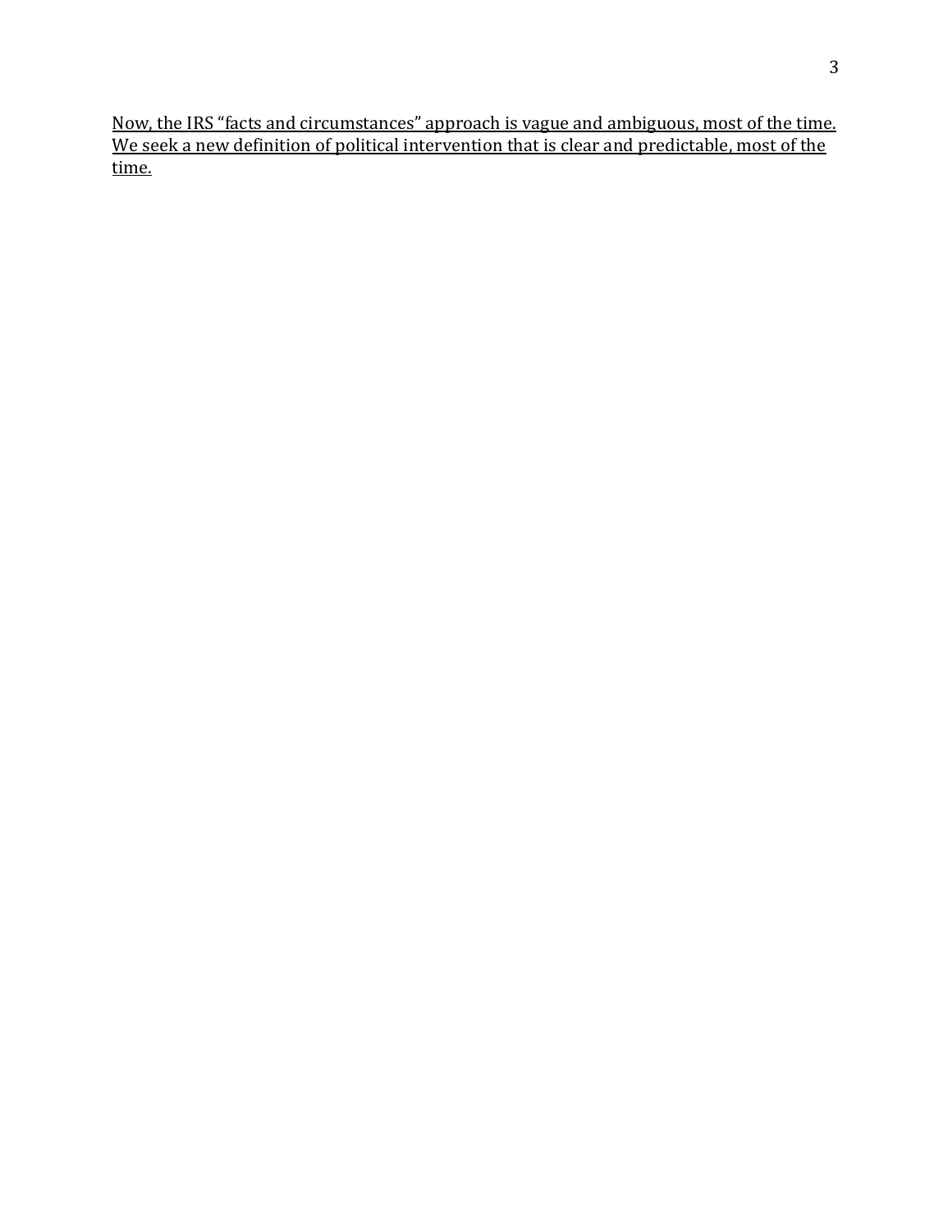<u>Now, the IRS "facts and circumstances" approach is vague and ambiguous, most of the time. We seek a new definition of political intervention that is clear and predictable, most of the time.</u>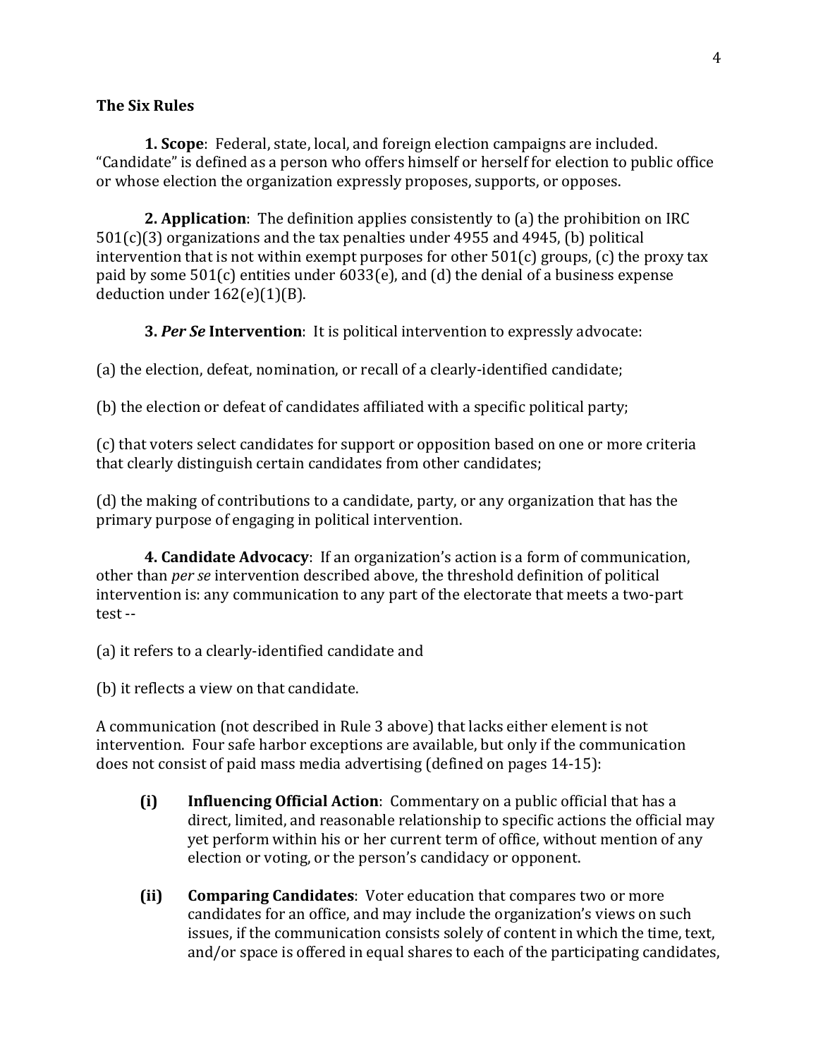### The Six Rules

**1. Scope**: Federal, state, local, and foreign election campaigns are included. "Candidate" is defined as a person who offers himself or herself for election to public office or whose election the organization expressly proposes, supports, or opposes.

**2. Application**: The definition applies consistently to (a) the prohibition on IRC 501(c)(3) organizations and the tax penalties under 4955 and 4945, (b) political intervention that is not within exempt purposes for other 501(c) groups, (c) the proxy tax paid by some 501(c) entities under 6033(e), and (d) the denial of a business expense deduction under 162(e)(1)(B).

**3. *Per Se* Intervention**: It is political intervention to expressly advocate:

(a) the election, defeat, nomination, or recall of a clearly-identified candidate;

(b) the election or defeat of candidates affiliated with a specific political party;

(c) that voters select candidates for support or opposition based on one or more criteria that clearly distinguish certain candidates from other candidates;

(d) the making of contributions to a candidate, party, or any organization that has the primary purpose of engaging in political intervention.

**4. Candidate Advocacy**: If an organization's action is a form of communication, other than *per se* intervention described above, the threshold definition of political intervention is: any communication to any part of the electorate that meets a two-part test --

(a) it refers to a clearly-identified candidate and

(b) it reflects a view on that candidate.

A communication (not described in Rule 3 above) that lacks either element is not intervention. Four safe harbor exceptions are available, but only if the communication does not consist of paid mass media advertising (defined on pages 14-15):

- **(i) Influencing Official Action**: Commentary on a public official that has a direct, limited, and reasonable relationship to specific actions the official may yet perform within his or her current term of office, without mention of any election or voting, or the person's candidacy or opponent.

- **(ii) Comparing Candidates**: Voter education that compares two or more candidates for an office, and may include the organization's views on such issues, if the communication consists solely of content in which the time, text, and/or space is offered in equal shares to each of the participating candidates,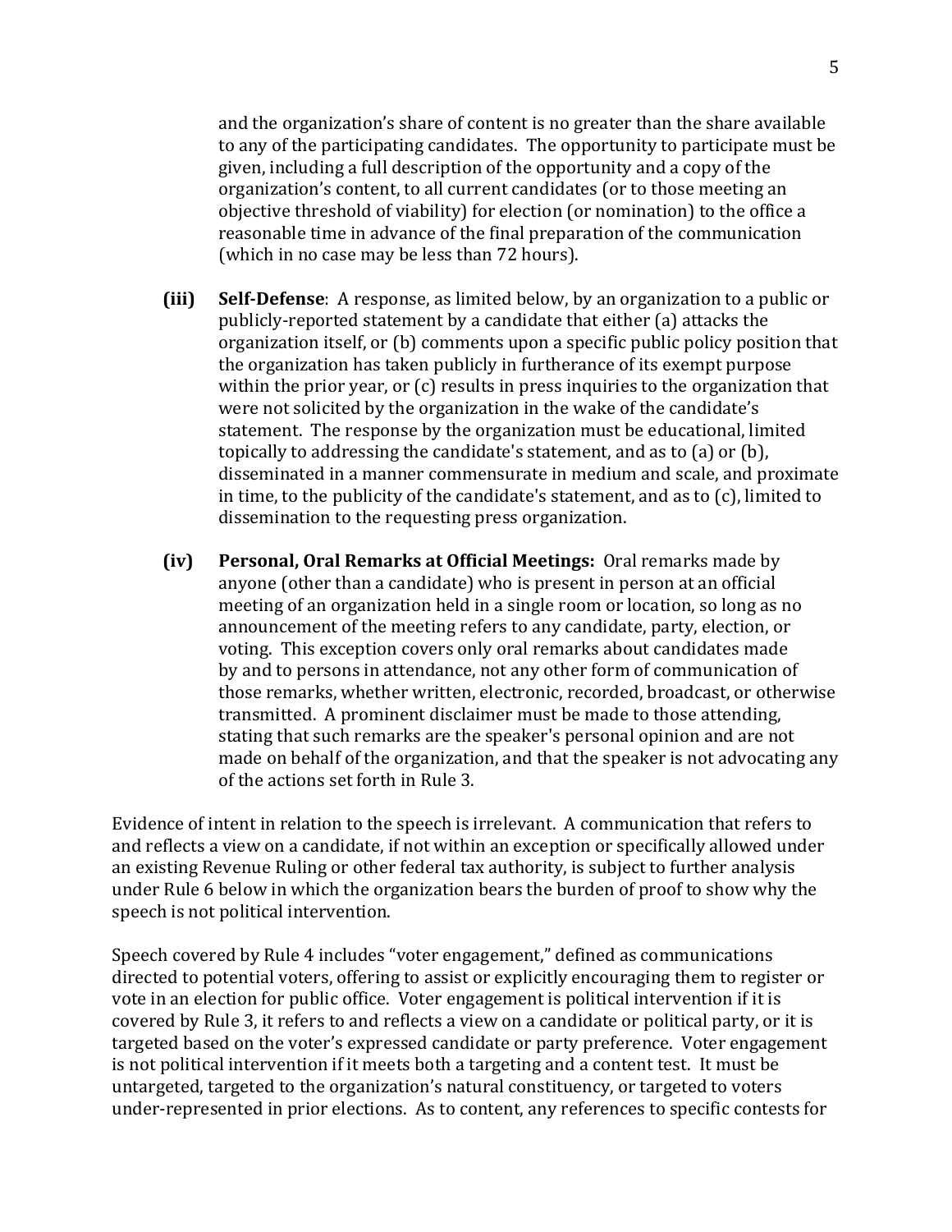and the organization's share of content is no greater than the share available to any of the participating candidates. The opportunity to participate must be given, including a full description of the opportunity and a copy of the organization's content, to all current candidates (or to those meeting an objective threshold of viability) for election (or nomination) to the office a reasonable time in advance of the final preparation of the communication (which in no case may be less than 72 hours).

**(iii) Self-Defense**: A response, as limited below, by an organization to a public or publicly-reported statement by a candidate that either (a) attacks the organization itself, or (b) comments upon a specific public policy position that the organization has taken publicly in furtherance of its exempt purpose within the prior year, or (c) results in press inquiries to the organization that were not solicited by the organization in the wake of the candidate's statement. The response by the organization must be educational, limited topically to addressing the candidate's statement, and as to (a) or (b), disseminated in a manner commensurate in medium and scale, and proximate in time, to the publicity of the candidate's statement, and as to (c), limited to dissemination to the requesting press organization.

**(iv) Personal, Oral Remarks at Official Meetings:** Oral remarks made by anyone (other than a candidate) who is present in person at an official meeting of an organization held in a single room or location, so long as no announcement of the meeting refers to any candidate, party, election, or voting. This exception covers only oral remarks about candidates made by and to persons in attendance, not any other form of communication of those remarks, whether written, electronic, recorded, broadcast, or otherwise transmitted. A prominent disclaimer must be made to those attending, stating that such remarks are the speaker's personal opinion and are not made on behalf of the organization, and that the speaker is not advocating any of the actions set forth in Rule 3.

Evidence of intent in relation to the speech is irrelevant. A communication that refers to and reflects a view on a candidate, if not within an exception or specifically allowed under an existing Revenue Ruling or other federal tax authority, is subject to further analysis under Rule 6 below in which the organization bears the burden of proof to show why the speech is not political intervention.

Speech covered by Rule 4 includes "voter engagement," defined as communications directed to potential voters, offering to assist or explicitly encouraging them to register or vote in an election for public office. Voter engagement is political intervention if it is covered by Rule 3, it refers to and reflects a view on a candidate or political party, or it is targeted based on the voter's expressed candidate or party preference. Voter engagement is not political intervention if it meets both a targeting and a content test. It must be untargeted, targeted to the organization's natural constituency, or targeted to voters under-represented in prior elections. As to content, any references to specific contests for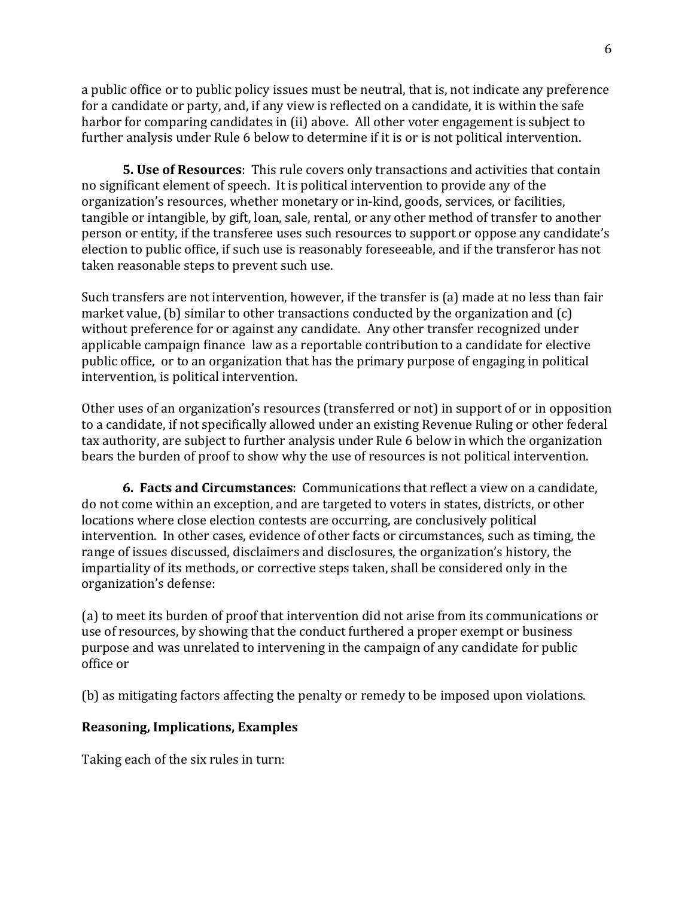a public office or to public policy issues must be neutral, that is, not indicate any preference for a candidate or party, and, if any view is reflected on a candidate, it is within the safe harbor for comparing candidates in (ii) above. All other voter engagement is subject to further analysis under Rule 6 below to determine if it is or is not political intervention.

**5. Use of Resources**: This rule covers only transactions and activities that contain no significant element of speech. It is political intervention to provide any of the organization's resources, whether monetary or in-kind, goods, services, or facilities, tangible or intangible, by gift, loan, sale, rental, or any other method of transfer to another person or entity, if the transferee uses such resources to support or oppose any candidate's election to public office, if such use is reasonably foreseeable, and if the transferor has not taken reasonable steps to prevent such use.

Such transfers are not intervention, however, if the transfer is (a) made at no less than fair market value, (b) similar to other transactions conducted by the organization and (c) without preference for or against any candidate. Any other transfer recognized under applicable campaign finance law as a reportable contribution to a candidate for elective public office, or to an organization that has the primary purpose of engaging in political intervention, is political intervention.

Other uses of an organization's resources (transferred or not) in support of or in opposition to a candidate, if not specifically allowed under an existing Revenue Ruling or other federal tax authority, are subject to further analysis under Rule 6 below in which the organization bears the burden of proof to show why the use of resources is not political intervention.

**6. Facts and Circumstances**: Communications that reflect a view on a candidate, do not come within an exception, and are targeted to voters in states, districts, or other locations where close election contests are occurring, are conclusively political intervention. In other cases, evidence of other facts or circumstances, such as timing, the range of issues discussed, disclaimers and disclosures, the organization's history, the impartiality of its methods, or corrective steps taken, shall be considered only in the organization's defense:

(a) to meet its burden of proof that intervention did not arise from its communications or use of resources, by showing that the conduct furthered a proper exempt or business purpose and was unrelated to intervening in the campaign of any candidate for public office or

(b) as mitigating factors affecting the penalty or remedy to be imposed upon violations.

**Reasoning, Implications, Examples**

Taking each of the six rules in turn: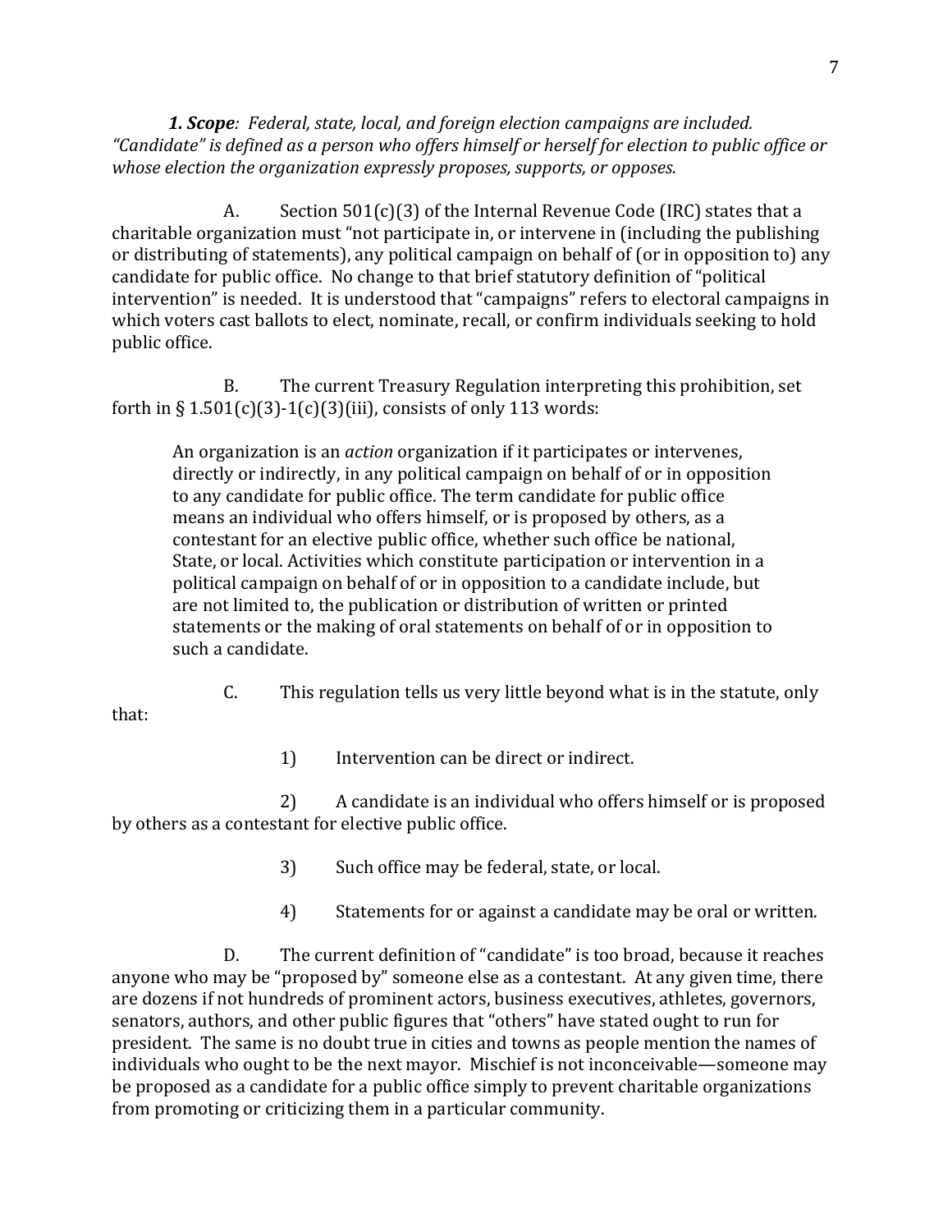***1. Scope**: Federal, state, local, and foreign election campaigns are included. "Candidate" is defined as a person who offers himself or herself for election to public office or whose election the organization expressly proposes, supports, or opposes.*

A. Section 501(c)(3) of the Internal Revenue Code (IRC) states that a charitable organization must "not participate in, or intervene in (including the publishing or distributing of statements), any political campaign on behalf of (or in opposition to) any candidate for public office. No change to that brief statutory definition of "political intervention" is needed. It is understood that "campaigns" refers to electoral campaigns in which voters cast ballots to elect, nominate, recall, or confirm individuals seeking to hold public office.

B. The current Treasury Regulation interpreting this prohibition, set forth in § 1.501(c)(3)-1(c)(3)(iii), consists of only 113 words:

> An organization is an *action* organization if it participates or intervenes, directly or indirectly, in any political campaign on behalf of or in opposition to any candidate for public office. The term candidate for public office means an individual who offers himself, or is proposed by others, as a contestant for an elective public office, whether such office be national, State, or local. Activities which constitute participation or intervention in a political campaign on behalf of or in opposition to a candidate include, but are not limited to, the publication or distribution of written or printed statements or the making of oral statements on behalf of or in opposition to such a candidate.

C. This regulation tells us very little beyond what is in the statute, only that:

1) Intervention can be direct or indirect.

2) A candidate is an individual who offers himself or is proposed by others as a contestant for elective public office.

3) Such office may be federal, state, or local.

4) Statements for or against a candidate may be oral or written.

D. The current definition of "candidate" is too broad, because it reaches anyone who may be "proposed by" someone else as a contestant. At any given time, there are dozens if not hundreds of prominent actors, business executives, athletes, governors, senators, authors, and other public figures that "others" have stated ought to run for president. The same is no doubt true in cities and towns as people mention the names of individuals who ought to be the next mayor. Mischief is not inconceivable—someone may be proposed as a candidate for a public office simply to prevent charitable organizations from promoting or criticizing them in a particular community.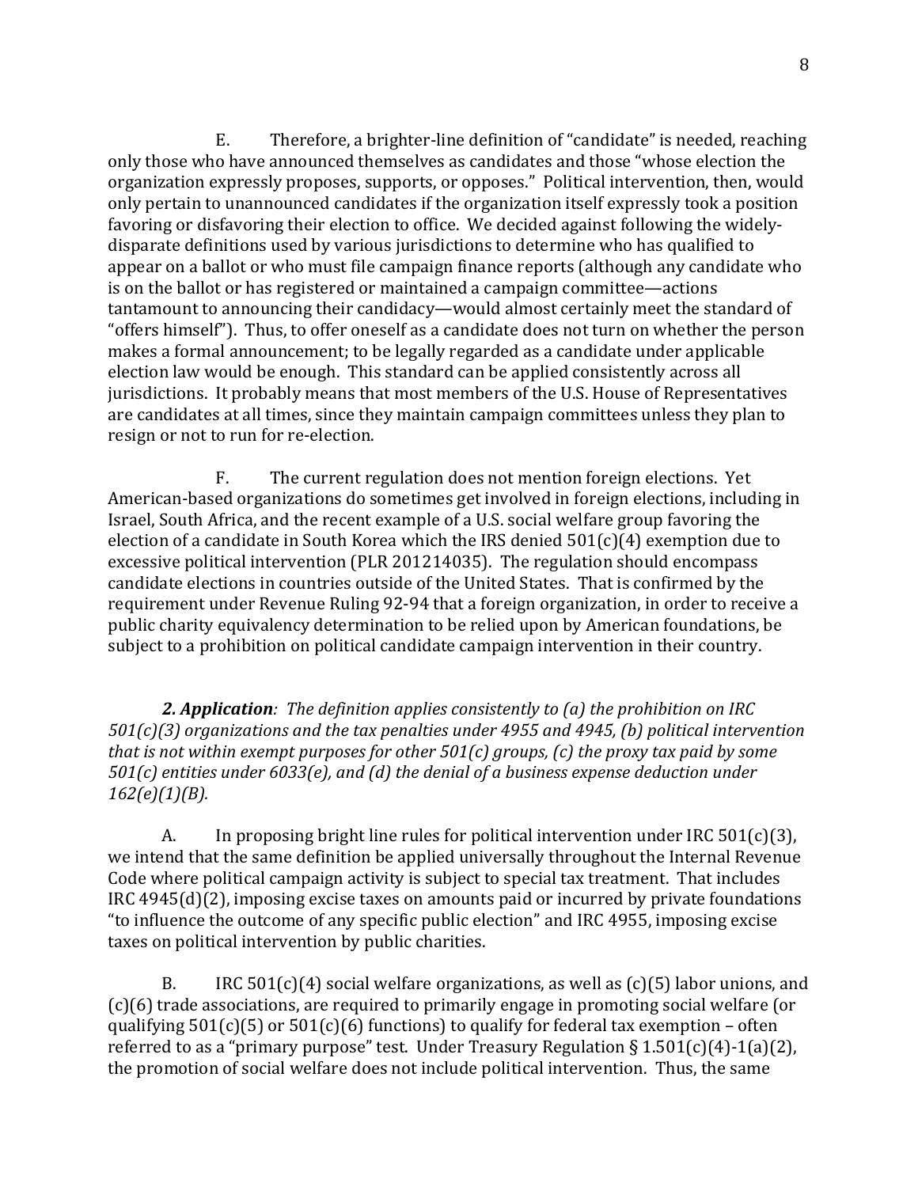E. Therefore, a brighter-line definition of "candidate" is needed, reaching only those who have announced themselves as candidates and those "whose election the organization expressly proposes, supports, or opposes." Political intervention, then, would only pertain to unannounced candidates if the organization itself expressly took a position favoring or disfavoring their election to office. We decided against following the widely-disparate definitions used by various jurisdictions to determine who has qualified to appear on a ballot or who must file campaign finance reports (although any candidate who is on the ballot or has registered or maintained a campaign committee—actions tantamount to announcing their candidacy—would almost certainly meet the standard of "offers himself"). Thus, to offer oneself as a candidate does not turn on whether the person makes a formal announcement; to be legally regarded as a candidate under applicable election law would be enough. This standard can be applied consistently across all jurisdictions. It probably means that most members of the U.S. House of Representatives are candidates at all times, since they maintain campaign committees unless they plan to resign or not to run for re-election.

F. The current regulation does not mention foreign elections. Yet American-based organizations do sometimes get involved in foreign elections, including in Israel, South Africa, and the recent example of a U.S. social welfare group favoring the election of a candidate in South Korea which the IRS denied 501(c)(4) exemption due to excessive political intervention (PLR 201214035). The regulation should encompass candidate elections in countries outside of the United States. That is confirmed by the requirement under Revenue Ruling 92-94 that a foreign organization, in order to receive a public charity equivalency determination to be relied upon by American foundations, be subject to a prohibition on political candidate campaign intervention in their country.

***2. Application**: The definition applies consistently to (a) the prohibition on IRC 501(c)(3) organizations and the tax penalties under 4955 and 4945, (b) political intervention that is not within exempt purposes for other 501(c) groups, (c) the proxy tax paid by some 501(c) entities under 6033(e), and (d) the denial of a business expense deduction under 162(e)(1)(B).*

A. In proposing bright line rules for political intervention under IRC 501(c)(3), we intend that the same definition be applied universally throughout the Internal Revenue Code where political campaign activity is subject to special tax treatment. That includes IRC 4945(d)(2), imposing excise taxes on amounts paid or incurred by private foundations "to influence the outcome of any specific public election" and IRC 4955, imposing excise taxes on political intervention by public charities.

B. IRC 501(c)(4) social welfare organizations, as well as (c)(5) labor unions, and (c)(6) trade associations, are required to primarily engage in promoting social welfare (or qualifying 501(c)(5) or 501(c)(6) functions) to qualify for federal tax exemption – often referred to as a "primary purpose" test. Under Treasury Regulation § 1.501(c)(4)-1(a)(2), the promotion of social welfare does not include political intervention. Thus, the same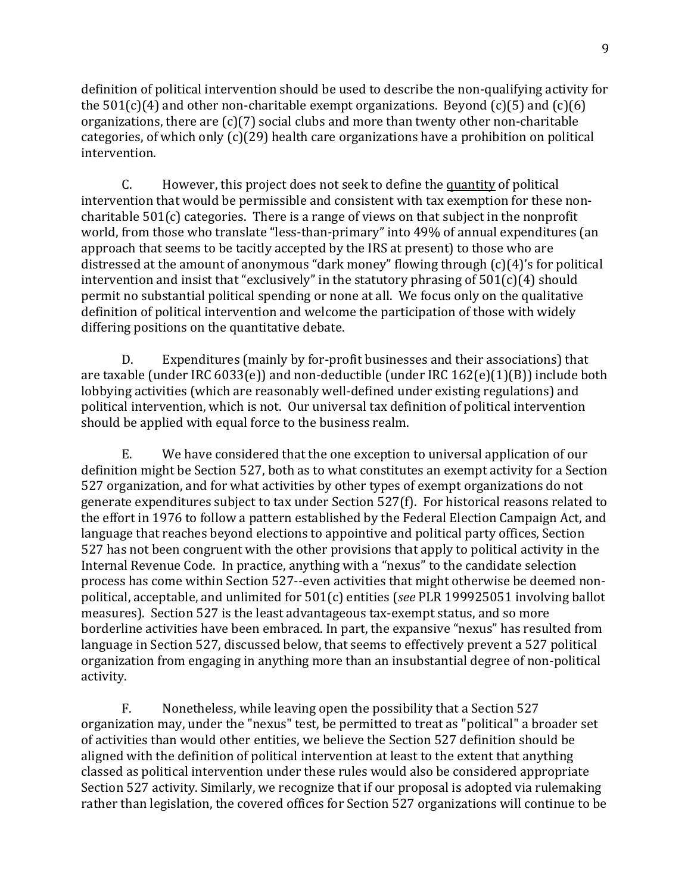definition of political intervention should be used to describe the non-qualifying activity for the 501(c)(4) and other non-charitable exempt organizations. Beyond (c)(5) and (c)(6) organizations, there are (c)(7) social clubs and more than twenty other non-charitable categories, of which only (c)(29) health care organizations have a prohibition on political intervention.

C. However, this project does not seek to define the <u>quantity</u> of political intervention that would be permissible and consistent with tax exemption for these non-charitable 501(c) categories. There is a range of views on that subject in the nonprofit world, from those who translate "less-than-primary" into 49% of annual expenditures (an approach that seems to be tacitly accepted by the IRS at present) to those who are distressed at the amount of anonymous "dark money" flowing through (c)(4)'s for political intervention and insist that "exclusively" in the statutory phrasing of 501(c)(4) should permit no substantial political spending or none at all. We focus only on the qualitative definition of political intervention and welcome the participation of those with widely differing positions on the quantitative debate.

D. Expenditures (mainly by for-profit businesses and their associations) that are taxable (under IRC 6033(e)) and non-deductible (under IRC 162(e)(1)(B)) include both lobbying activities (which are reasonably well-defined under existing regulations) and political intervention, which is not. Our universal tax definition of political intervention should be applied with equal force to the business realm.

E. We have considered that the one exception to universal application of our definition might be Section 527, both as to what constitutes an exempt activity for a Section 527 organization, and for what activities by other types of exempt organizations do not generate expenditures subject to tax under Section 527(f). For historical reasons related to the effort in 1976 to follow a pattern established by the Federal Election Campaign Act, and language that reaches beyond elections to appointive and political party offices, Section 527 has not been congruent with the other provisions that apply to political activity in the Internal Revenue Code. In practice, anything with a "nexus" to the candidate selection process has come within Section 527--even activities that might otherwise be deemed non-political, acceptable, and unlimited for 501(c) entities (*see* PLR 199925051 involving ballot measures). Section 527 is the least advantageous tax-exempt status, and so more borderline activities have been embraced. In part, the expansive "nexus" has resulted from language in Section 527, discussed below, that seems to effectively prevent a 527 political organization from engaging in anything more than an insubstantial degree of non-political activity.

F. Nonetheless, while leaving open the possibility that a Section 527 organization may, under the "nexus" test, be permitted to treat as "political" a broader set of activities than would other entities, we believe the Section 527 definition should be aligned with the definition of political intervention at least to the extent that anything classed as political intervention under these rules would also be considered appropriate Section 527 activity. Similarly, we recognize that if our proposal is adopted via rulemaking rather than legislation, the covered offices for Section 527 organizations will continue to be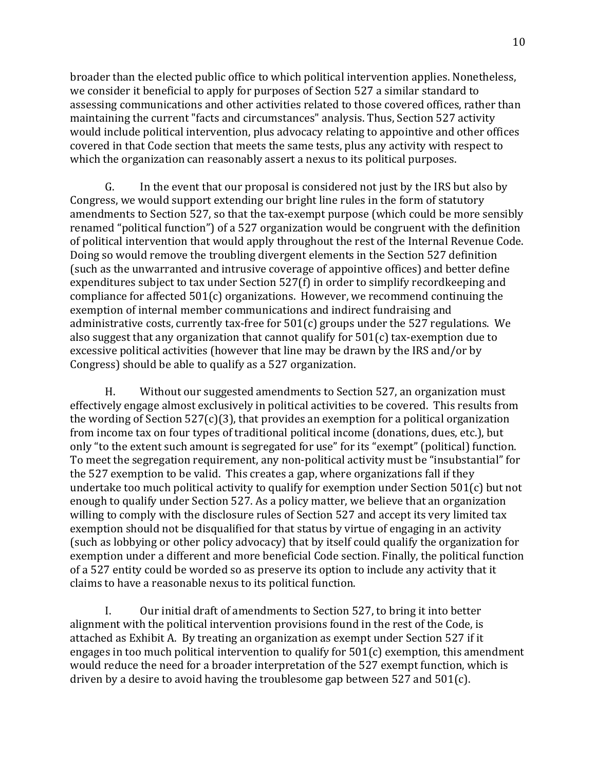broader than the elected public office to which political intervention applies. Nonetheless, we consider it beneficial to apply for purposes of Section 527 a similar standard to assessing communications and other activities related to those covered offices, rather than maintaining the current "facts and circumstances" analysis. Thus, Section 527 activity would include political intervention, plus advocacy relating to appointive and other offices covered in that Code section that meets the same tests, plus any activity with respect to which the organization can reasonably assert a nexus to its political purposes.

G. In the event that our proposal is considered not just by the IRS but also by Congress, we would support extending our bright line rules in the form of statutory amendments to Section 527, so that the tax-exempt purpose (which could be more sensibly renamed "political function") of a 527 organization would be congruent with the definition of political intervention that would apply throughout the rest of the Internal Revenue Code. Doing so would remove the troubling divergent elements in the Section 527 definition (such as the unwarranted and intrusive coverage of appointive offices) and better define expenditures subject to tax under Section 527(f) in order to simplify recordkeeping and compliance for affected 501(c) organizations. However, we recommend continuing the exemption of internal member communications and indirect fundraising and administrative costs, currently tax-free for 501(c) groups under the 527 regulations. We also suggest that any organization that cannot qualify for 501(c) tax-exemption due to excessive political activities (however that line may be drawn by the IRS and/or by Congress) should be able to qualify as a 527 organization.

H. Without our suggested amendments to Section 527, an organization must effectively engage almost exclusively in political activities to be covered. This results from the wording of Section 527(c)(3), that provides an exemption for a political organization from income tax on four types of traditional political income (donations, dues, etc.), but only "to the extent such amount is segregated for use" for its "exempt" (political) function. To meet the segregation requirement, any non-political activity must be "insubstantial" for the 527 exemption to be valid. This creates a gap, where organizations fall if they undertake too much political activity to qualify for exemption under Section 501(c) but not enough to qualify under Section 527. As a policy matter, we believe that an organization willing to comply with the disclosure rules of Section 527 and accept its very limited tax exemption should not be disqualified for that status by virtue of engaging in an activity (such as lobbying or other policy advocacy) that by itself could qualify the organization for exemption under a different and more beneficial Code section. Finally, the political function of a 527 entity could be worded so as preserve its option to include any activity that it claims to have a reasonable nexus to its political function.

I. Our initial draft of amendments to Section 527, to bring it into better alignment with the political intervention provisions found in the rest of the Code, is attached as Exhibit A. By treating an organization as exempt under Section 527 if it engages in too much political intervention to qualify for 501(c) exemption, this amendment would reduce the need for a broader interpretation of the 527 exempt function, which is driven by a desire to avoid having the troublesome gap between 527 and 501(c).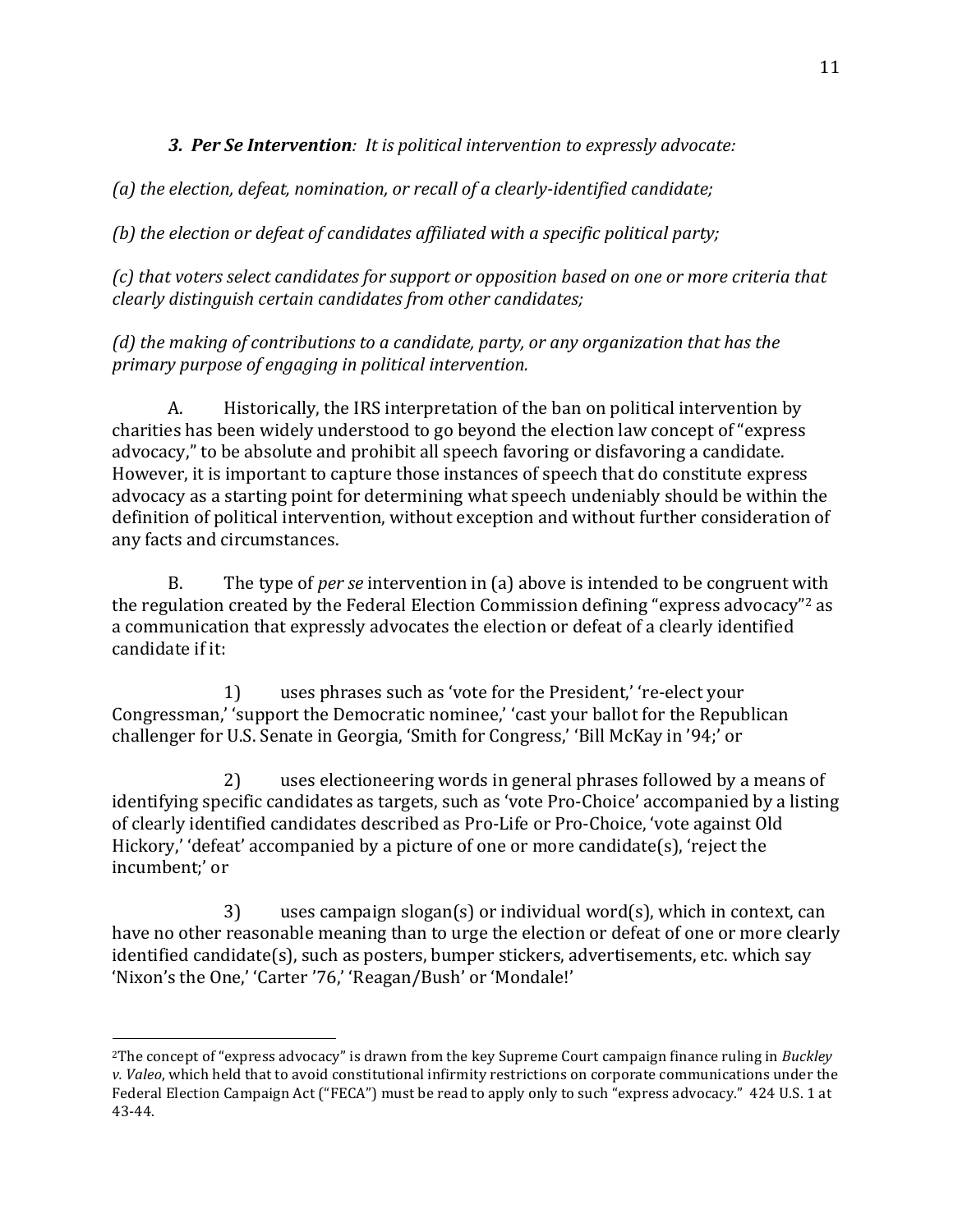*__3. Per Se Intervention__: It is political intervention to expressly advocate:*

*(a) the election, defeat, nomination, or recall of a clearly-identified candidate;*

*(b) the election or defeat of candidates affiliated with a specific political party;*

*(c) that voters select candidates for support or opposition based on one or more criteria that clearly distinguish certain candidates from other candidates;*

*(d) the making of contributions to a candidate, party, or any organization that has the primary purpose of engaging in political intervention.*

A. Historically, the IRS interpretation of the ban on political intervention by charities has been widely understood to go beyond the election law concept of "express advocacy," to be absolute and prohibit all speech favoring or disfavoring a candidate. However, it is important to capture those instances of speech that do constitute express advocacy as a starting point for determining what speech undeniably should be within the definition of political intervention, without exception and without further consideration of any facts and circumstances.

B. The type of *per se* intervention in (a) above is intended to be congruent with the regulation created by the Federal Election Commission defining "express advocacy"[2] as a communication that expressly advocates the election or defeat of a clearly identified candidate if it:

1) uses phrases such as 'vote for the President,' 're-elect your Congressman,' 'support the Democratic nominee,' 'cast your ballot for the Republican challenger for U.S. Senate in Georgia, 'Smith for Congress,' 'Bill McKay in '94;' or

2) uses electioneering words in general phrases followed by a means of identifying specific candidates as targets, such as 'vote Pro-Choice' accompanied by a listing of clearly identified candidates described as Pro-Life or Pro-Choice, 'vote against Old Hickory,' 'defeat' accompanied by a picture of one or more candidate(s), 'reject the incumbent;' or

3) uses campaign slogan(s) or individual word(s), which in context, can have no other reasonable meaning than to urge the election or defeat of one or more clearly identified candidate(s), such as posters, bumper stickers, advertisements, etc. which say 'Nixon's the One,' 'Carter '76,' 'Reagan/Bush' or 'Mondale!'

---

[2]The concept of "express advocacy" is drawn from the key Supreme Court campaign finance ruling in *Buckley v. Valeo*, which held that to avoid constitutional infirmity restrictions on corporate communications under the Federal Election Campaign Act ("FECA") must be read to apply only to such "express advocacy." 424 U.S. 1 at 43-44.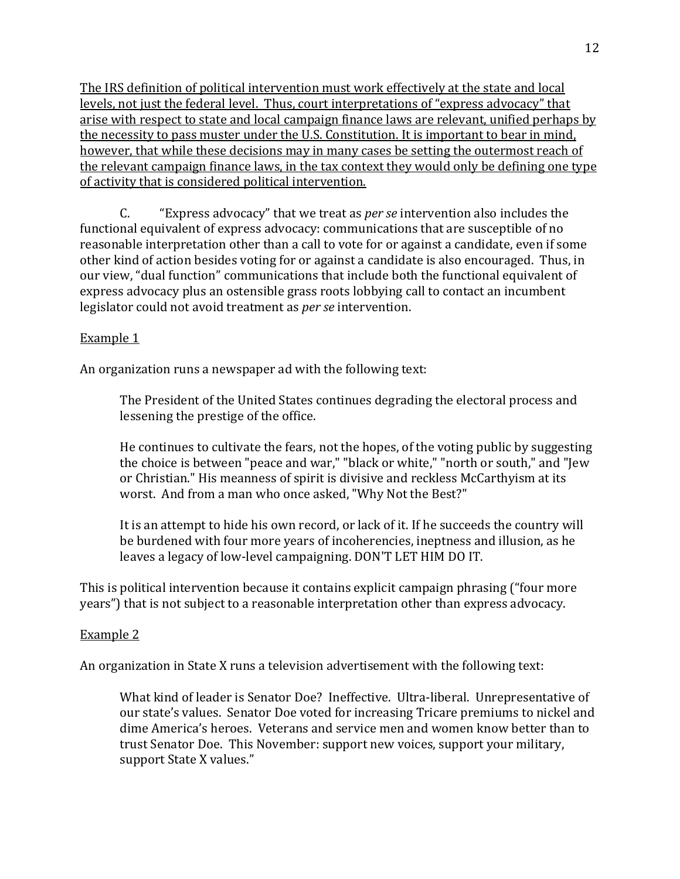<u>The IRS definition of political intervention must work effectively at the state and local levels, not just the federal level. Thus, court interpretations of "express advocacy" that arise with respect to state and local campaign finance laws are relevant, unified perhaps by the necessity to pass muster under the U.S. Constitution. It is important to bear in mind, however, that while these decisions may in many cases be setting the outermost reach of the relevant campaign finance laws, in the tax context they would only be defining one type of activity that is considered political intervention.</u>

C. "Express advocacy" that we treat as *per se* intervention also includes the functional equivalent of express advocacy: communications that are susceptible of no reasonable interpretation other than a call to vote for or against a candidate, even if some other kind of action besides voting for or against a candidate is also encouraged. Thus, in our view, "dual function" communications that include both the functional equivalent of express advocacy plus an ostensible grass roots lobbying call to contact an incumbent legislator could not avoid treatment as *per se* intervention.

<u>Example 1</u>

An organization runs a newspaper ad with the following text:

> The President of the United States continues degrading the electoral process and lessening the prestige of the office.
>
> He continues to cultivate the fears, not the hopes, of the voting public by suggesting the choice is between "peace and war," "black or white," "north or south," and "Jew or Christian." His meanness of spirit is divisive and reckless McCarthyism at its worst. And from a man who once asked, "Why Not the Best?"
>
> It is an attempt to hide his own record, or lack of it. If he succeeds the country will be burdened with four more years of incoherencies, ineptness and illusion, as he leaves a legacy of low-level campaigning. DON'T LET HIM DO IT.

This is political intervention because it contains explicit campaign phrasing ("four more years") that is not subject to a reasonable interpretation other than express advocacy.

<u>Example 2</u>

An organization in State X runs a television advertisement with the following text:

> What kind of leader is Senator Doe? Ineffective. Ultra-liberal. Unrepresentative of our state's values. Senator Doe voted for increasing Tricare premiums to nickel and dime America's heroes. Veterans and service men and women know better than to trust Senator Doe. This November: support new voices, support your military, support State X values."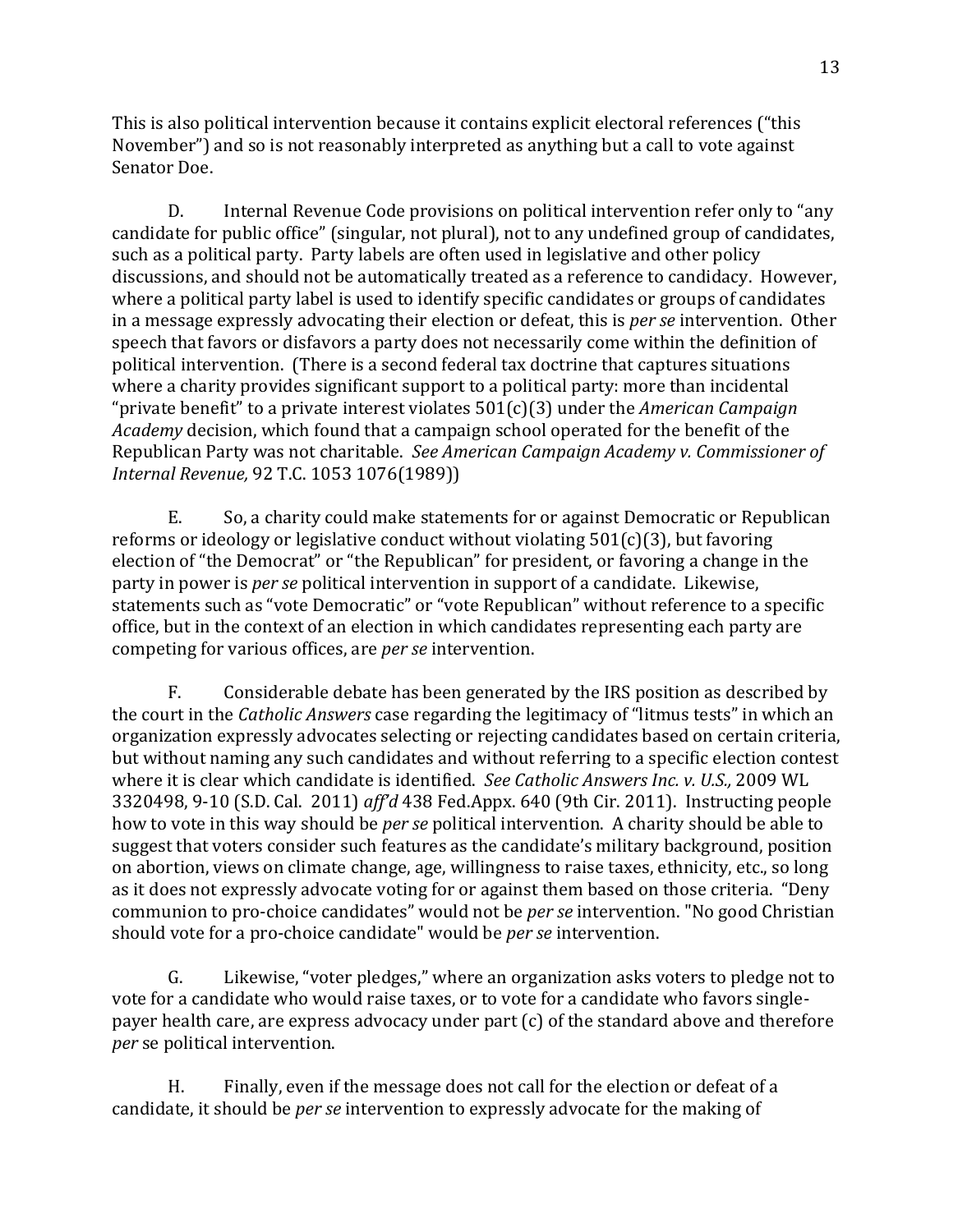This is also political intervention because it contains explicit electoral references ("this November") and so is not reasonably interpreted as anything but a call to vote against Senator Doe.

D. Internal Revenue Code provisions on political intervention refer only to "any candidate for public office" (singular, not plural), not to any undefined group of candidates, such as a political party. Party labels are often used in legislative and other policy discussions, and should not be automatically treated as a reference to candidacy. However, where a political party label is used to identify specific candidates or groups of candidates in a message expressly advocating their election or defeat, this is *per se* intervention. Other speech that favors or disfavors a party does not necessarily come within the definition of political intervention. (There is a second federal tax doctrine that captures situations where a charity provides significant support to a political party: more than incidental "private benefit" to a private interest violates 501(c)(3) under the *American Campaign Academy* decision, which found that a campaign school operated for the benefit of the Republican Party was not charitable. *See American Campaign Academy v. Commissioner of Internal Revenue,* 92 T.C. 1053 1076(1989))

E. So, a charity could make statements for or against Democratic or Republican reforms or ideology or legislative conduct without violating 501(c)(3), but favoring election of "the Democrat" or "the Republican" for president, or favoring a change in the party in power is *per se* political intervention in support of a candidate. Likewise, statements such as "vote Democratic" or "vote Republican" without reference to a specific office, but in the context of an election in which candidates representing each party are competing for various offices, are *per se* intervention.

F. Considerable debate has been generated by the IRS position as described by the court in the *Catholic Answers* case regarding the legitimacy of "litmus tests" in which an organization expressly advocates selecting or rejecting candidates based on certain criteria, but without naming any such candidates and without referring to a specific election contest where it is clear which candidate is identified. *See Catholic Answers Inc. v. U.S.,* 2009 WL 3320498, 9-10 (S.D. Cal. 2011) *aff'd* 438 Fed.Appx. 640 (9th Cir. 2011). Instructing people how to vote in this way should be *per se* political intervention. A charity should be able to suggest that voters consider such features as the candidate's military background, position on abortion, views on climate change, age, willingness to raise taxes, ethnicity, etc., so long as it does not expressly advocate voting for or against them based on those criteria. "Deny communion to pro-choice candidates" would not be *per se* intervention. "No good Christian should vote for a pro-choice candidate" would be *per se* intervention.

G. Likewise, "voter pledges," where an organization asks voters to pledge not to vote for a candidate who would raise taxes, or to vote for a candidate who favors single-payer health care, are express advocacy under part (c) of the standard above and therefore *per* se political intervention.

H. Finally, even if the message does not call for the election or defeat of a candidate, it should be *per se* intervention to expressly advocate for the making of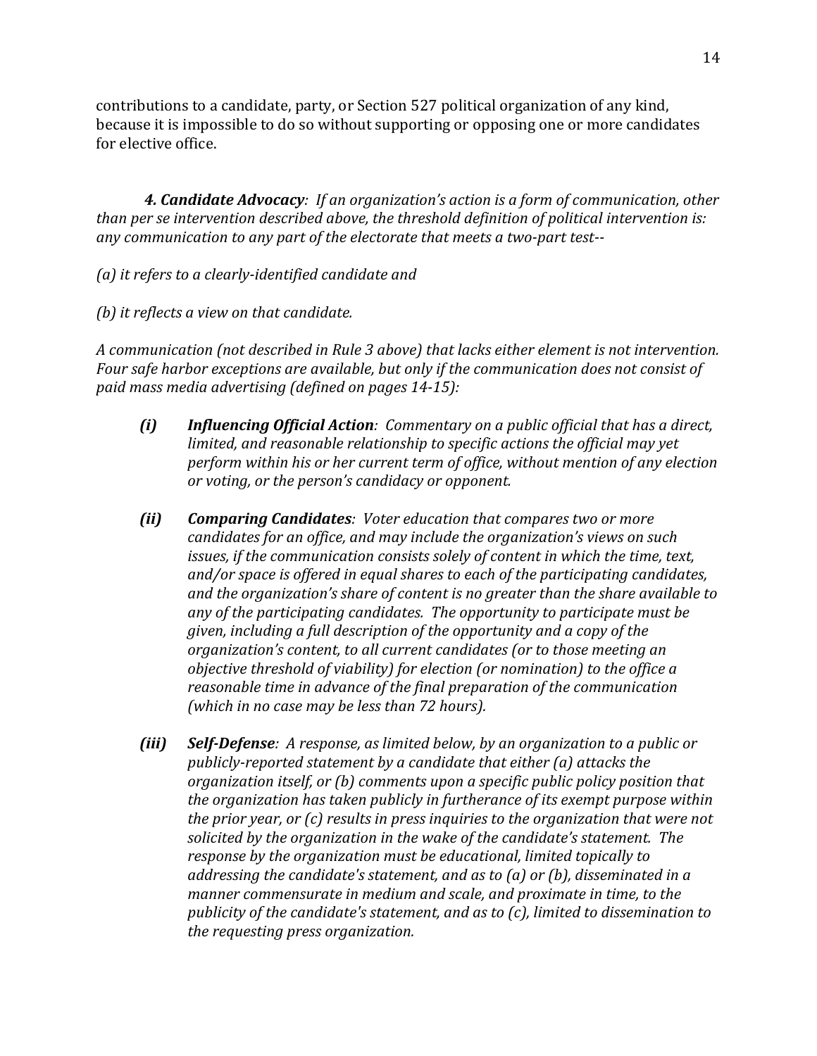contributions to a candidate, party, or Section 527 political organization of any kind, because it is impossible to do so without supporting or opposing one or more candidates for elective office.

***4. Candidate Advocacy****: If an organization's action is a form of communication, other than per se intervention described above, the threshold definition of political intervention is: any communication to any part of the electorate that meets a two-part test--*

*(a) it refers to a clearly-identified candidate and*

*(b) it reflects a view on that candidate.*

*A communication (not described in Rule 3 above) that lacks either element is not intervention. Four safe harbor exceptions are available, but only if the communication does not consist of paid mass media advertising (defined on pages 14-15):*

- ***(i) Influencing Official Action****: Commentary on a public official that has a direct, limited, and reasonable relationship to specific actions the official may yet perform within his or her current term of office, without mention of any election or voting, or the person's candidacy or opponent.*

- ***(ii) Comparing Candidates****: Voter education that compares two or more candidates for an office, and may include the organization's views on such issues, if the communication consists solely of content in which the time, text, and/or space is offered in equal shares to each of the participating candidates, and the organization's share of content is no greater than the share available to any of the participating candidates. The opportunity to participate must be given, including a full description of the opportunity and a copy of the organization's content, to all current candidates (or to those meeting an objective threshold of viability) for election (or nomination) to the office a reasonable time in advance of the final preparation of the communication (which in no case may be less than 72 hours).*

- ***(iii) Self-Defense****: A response, as limited below, by an organization to a public or publicly-reported statement by a candidate that either (a) attacks the organization itself, or (b) comments upon a specific public policy position that the organization has taken publicly in furtherance of its exempt purpose within the prior year, or (c) results in press inquiries to the organization that were not solicited by the organization in the wake of the candidate's statement. The response by the organization must be educational, limited topically to addressing the candidate's statement, and as to (a) or (b), disseminated in a manner commensurate in medium and scale, and proximate in time, to the publicity of the candidate's statement, and as to (c), limited to dissemination to the requesting press organization.*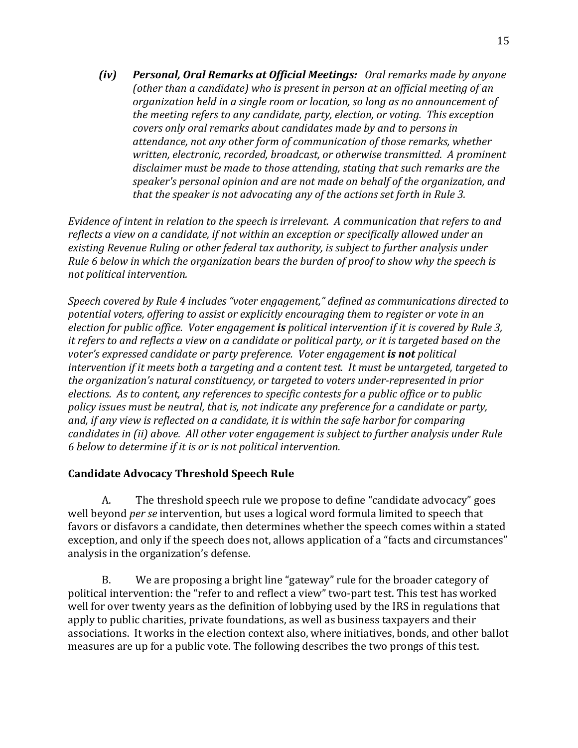*(iv)* ***Personal, Oral Remarks at Official Meetings:*** *Oral remarks made by anyone (other than a candidate) who is present in person at an official meeting of an organization held in a single room or location, so long as no announcement of the meeting refers to any candidate, party, election, or voting. This exception covers only oral remarks about candidates made by and to persons in attendance, not any other form of communication of those remarks, whether written, electronic, recorded, broadcast, or otherwise transmitted. A prominent disclaimer must be made to those attending, stating that such remarks are the speaker's personal opinion and are not made on behalf of the organization, and that the speaker is not advocating any of the actions set forth in Rule 3.*

*Evidence of intent in relation to the speech is irrelevant. A communication that refers to and reflects a view on a candidate, if not within an exception or specifically allowed under an existing Revenue Ruling or other federal tax authority, is subject to further analysis under Rule 6 below in which the organization bears the burden of proof to show why the speech is not political intervention.*

*Speech covered by Rule 4 includes "voter engagement," defined as communications directed to potential voters, offering to assist or explicitly encouraging them to register or vote in an election for public office. Voter engagement* ***is*** *political intervention if it is covered by Rule 3, it refers to and reflects a view on a candidate or political party, or it is targeted based on the voter's expressed candidate or party preference. Voter engagement* ***is not*** *political intervention if it meets both a targeting and a content test. It must be untargeted, targeted to the organization's natural constituency, or targeted to voters under-represented in prior elections. As to content, any references to specific contests for a public office or to public policy issues must be neutral, that is, not indicate any preference for a candidate or party, and, if any view is reflected on a candidate, it is within the safe harbor for comparing candidates in (ii) above. All other voter engagement is subject to further analysis under Rule 6 below to determine if it is or is not political intervention.*

**Candidate Advocacy Threshold Speech Rule**

A. The threshold speech rule we propose to define "candidate advocacy" goes well beyond *per se* intervention, but uses a logical word formula limited to speech that favors or disfavors a candidate, then determines whether the speech comes within a stated exception, and only if the speech does not, allows application of a "facts and circumstances" analysis in the organization's defense.

B. We are proposing a bright line "gateway" rule for the broader category of political intervention: the "refer to and reflect a view" two-part test. This test has worked well for over twenty years as the definition of lobbying used by the IRS in regulations that apply to public charities, private foundations, as well as business taxpayers and their associations. It works in the election context also, where initiatives, bonds, and other ballot measures are up for a public vote. The following describes the two prongs of this test.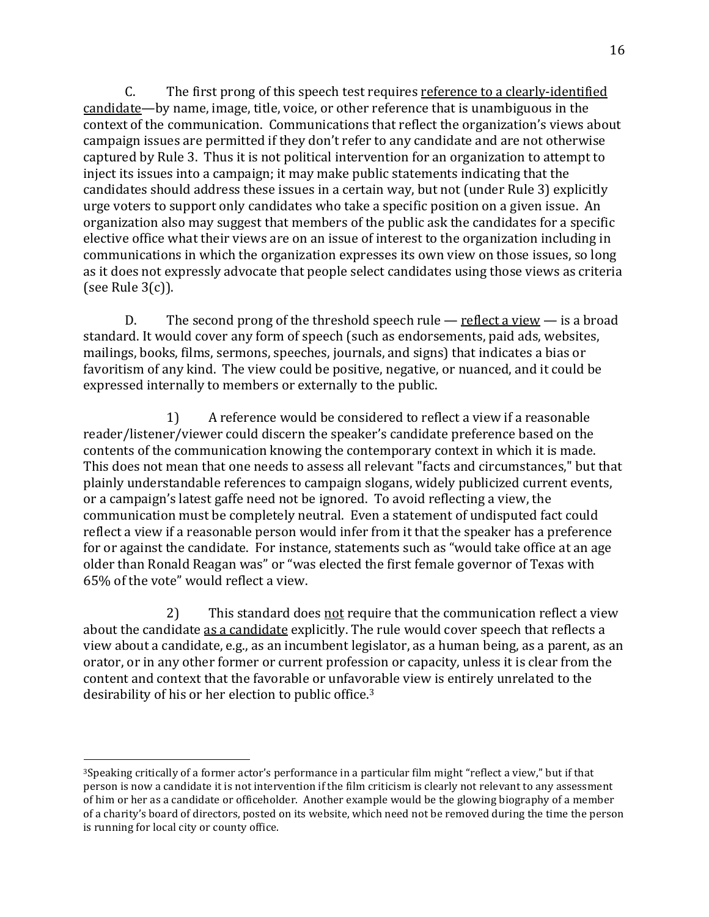C. The first prong of this speech test requires <u>reference to a clearly-identified candidate</u>—by name, image, title, voice, or other reference that is unambiguous in the context of the communication. Communications that reflect the organization's views about campaign issues are permitted if they don't refer to any candidate and are not otherwise captured by Rule 3. Thus it is not political intervention for an organization to attempt to inject its issues into a campaign; it may make public statements indicating that the candidates should address these issues in a certain way, but not (under Rule 3) explicitly urge voters to support only candidates who take a specific position on a given issue. An organization also may suggest that members of the public ask the candidates for a specific elective office what their views are on an issue of interest to the organization including in communications in which the organization expresses its own view on those issues, so long as it does not expressly advocate that people select candidates using those views as criteria (see Rule 3(c)).

D. The second prong of the threshold speech rule — <u>reflect a view</u> — is a broad standard. It would cover any form of speech (such as endorsements, paid ads, websites, mailings, books, films, sermons, speeches, journals, and signs) that indicates a bias or favoritism of any kind. The view could be positive, negative, or nuanced, and it could be expressed internally to members or externally to the public.

1) A reference would be considered to reflect a view if a reasonable reader/listener/viewer could discern the speaker's candidate preference based on the contents of the communication knowing the contemporary context in which it is made. This does not mean that one needs to assess all relevant "facts and circumstances," but that plainly understandable references to campaign slogans, widely publicized current events, or a campaign's latest gaffe need not be ignored. To avoid reflecting a view, the communication must be completely neutral. Even a statement of undisputed fact could reflect a view if a reasonable person would infer from it that the speaker has a preference for or against the candidate. For instance, statements such as "would take office at an age older than Ronald Reagan was" or "was elected the first female governor of Texas with 65% of the vote" would reflect a view.

2) This standard does <u>not</u> require that the communication reflect a view about the candidate <u>as a candidate</u> explicitly. The rule would cover speech that reflects a view about a candidate, e.g., as an incumbent legislator, as a human being, as a parent, as an orator, or in any other former or current profession or capacity, unless it is clear from the content and context that the favorable or unfavorable view is entirely unrelated to the desirability of his or her election to public office.[3]

---

[3] Speaking critically of a former actor's performance in a particular film might "reflect a view," but if that person is now a candidate it is not intervention if the film criticism is clearly not relevant to any assessment of him or her as a candidate or officeholder. Another example would be the glowing biography of a member of a charity's board of directors, posted on its website, which need not be removed during the time the person is running for local city or county office.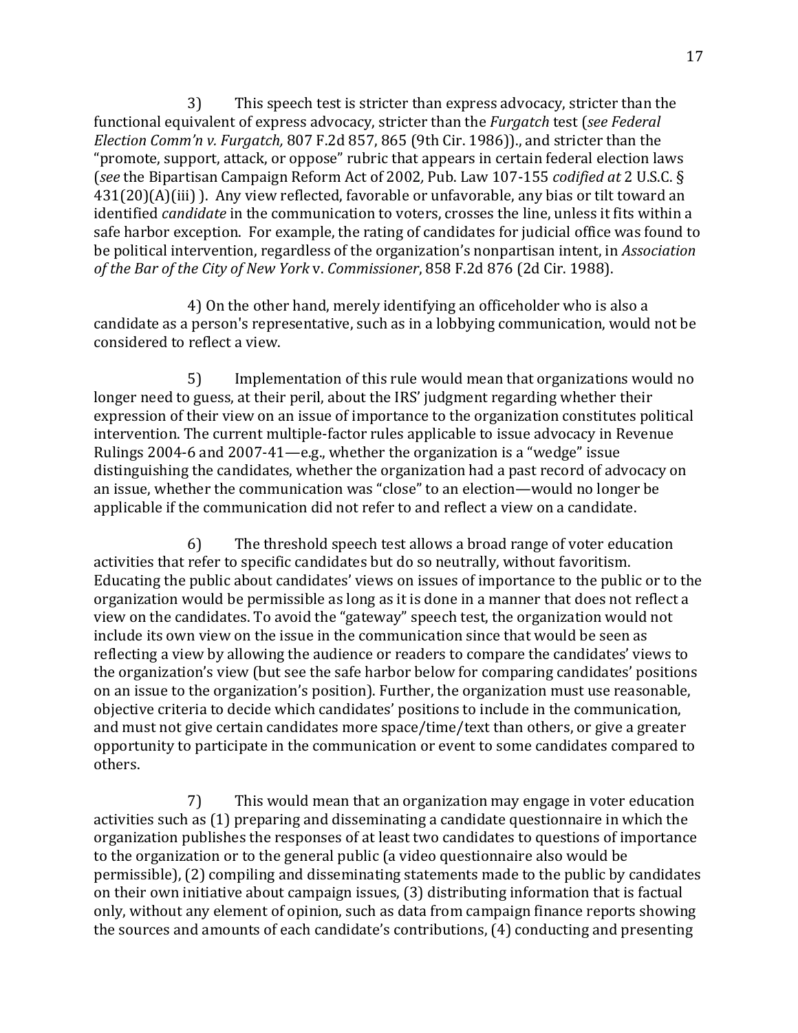3) This speech test is stricter than express advocacy, stricter than the functional equivalent of express advocacy, stricter than the *Furgatch* test (*see Federal Election Comm'n v. Furgatch,* 807 F.2d 857, 865 (9th Cir. 1986))., and stricter than the "promote, support, attack, or oppose" rubric that appears in certain federal election laws (*see* the Bipartisan Campaign Reform Act of 2002*,* Pub. Law 107-155 *codified at* 2 U.S.C. § 431(20)(A)(iii) ). Any view reflected, favorable or unfavorable, any bias or tilt toward an identified *candidate* in the communication to voters, crosses the line, unless it fits within a safe harbor exception. For example, the rating of candidates for judicial office was found to be political intervention, regardless of the organization's nonpartisan intent, in *Association of the Bar of the City of New York* v. *Commissioner*, 858 F.2d 876 (2d Cir. 1988).

4) On the other hand, merely identifying an officeholder who is also a candidate as a person's representative, such as in a lobbying communication, would not be considered to reflect a view.

5) Implementation of this rule would mean that organizations would no longer need to guess, at their peril, about the IRS' judgment regarding whether their expression of their view on an issue of importance to the organization constitutes political intervention. The current multiple-factor rules applicable to issue advocacy in Revenue Rulings 2004-6 and 2007-41—e.g., whether the organization is a "wedge" issue distinguishing the candidates, whether the organization had a past record of advocacy on an issue, whether the communication was "close" to an election—would no longer be applicable if the communication did not refer to and reflect a view on a candidate.

6) The threshold speech test allows a broad range of voter education activities that refer to specific candidates but do so neutrally, without favoritism. Educating the public about candidates' views on issues of importance to the public or to the organization would be permissible as long as it is done in a manner that does not reflect a view on the candidates. To avoid the "gateway" speech test, the organization would not include its own view on the issue in the communication since that would be seen as reflecting a view by allowing the audience or readers to compare the candidates' views to the organization's view (but see the safe harbor below for comparing candidates' positions on an issue to the organization's position). Further, the organization must use reasonable, objective criteria to decide which candidates' positions to include in the communication, and must not give certain candidates more space/time/text than others, or give a greater opportunity to participate in the communication or event to some candidates compared to others.

7) This would mean that an organization may engage in voter education activities such as (1) preparing and disseminating a candidate questionnaire in which the organization publishes the responses of at least two candidates to questions of importance to the organization or to the general public (a video questionnaire also would be permissible), (2) compiling and disseminating statements made to the public by candidates on their own initiative about campaign issues, (3) distributing information that is factual only, without any element of opinion, such as data from campaign finance reports showing the sources and amounts of each candidate's contributions, (4) conducting and presenting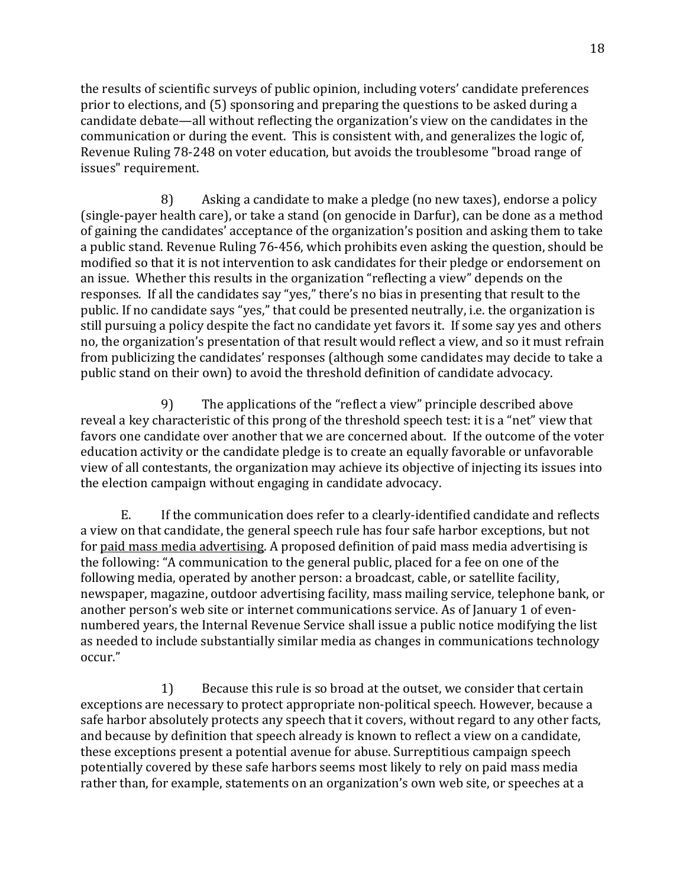the results of scientific surveys of public opinion, including voters' candidate preferences prior to elections, and (5) sponsoring and preparing the questions to be asked during a candidate debate—all without reflecting the organization's view on the candidates in the communication or during the event. This is consistent with, and generalizes the logic of, Revenue Ruling 78-248 on voter education, but avoids the troublesome "broad range of issues" requirement.

8) Asking a candidate to make a pledge (no new taxes), endorse a policy (single-payer health care), or take a stand (on genocide in Darfur), can be done as a method of gaining the candidates' acceptance of the organization's position and asking them to take a public stand. Revenue Ruling 76-456, which prohibits even asking the question, should be modified so that it is not intervention to ask candidates for their pledge or endorsement on an issue. Whether this results in the organization "reflecting a view" depends on the responses. If all the candidates say "yes," there's no bias in presenting that result to the public. If no candidate says "yes," that could be presented neutrally, i.e. the organization is still pursuing a policy despite the fact no candidate yet favors it. If some say yes and others no, the organization's presentation of that result would reflect a view, and so it must refrain from publicizing the candidates' responses (although some candidates may decide to take a public stand on their own) to avoid the threshold definition of candidate advocacy.

9) The applications of the "reflect a view" principle described above reveal a key characteristic of this prong of the threshold speech test: it is a "net" view that favors one candidate over another that we are concerned about. If the outcome of the voter education activity or the candidate pledge is to create an equally favorable or unfavorable view of all contestants, the organization may achieve its objective of injecting its issues into the election campaign without engaging in candidate advocacy.

E. If the communication does refer to a clearly-identified candidate and reflects a view on that candidate, the general speech rule has four safe harbor exceptions, but not for <u>paid mass media advertising</u>. A proposed definition of paid mass media advertising is the following: "A communication to the general public, placed for a fee on one of the following media, operated by another person: a broadcast, cable, or satellite facility, newspaper, magazine, outdoor advertising facility, mass mailing service, telephone bank, or another person's web site or internet communications service. As of January 1 of even-numbered years, the Internal Revenue Service shall issue a public notice modifying the list as needed to include substantially similar media as changes in communications technology occur."

1) Because this rule is so broad at the outset, we consider that certain exceptions are necessary to protect appropriate non-political speech. However, because a safe harbor absolutely protects any speech that it covers, without regard to any other facts, and because by definition that speech already is known to reflect a view on a candidate, these exceptions present a potential avenue for abuse. Surreptitious campaign speech potentially covered by these safe harbors seems most likely to rely on paid mass media rather than, for example, statements on an organization's own web site, or speeches at a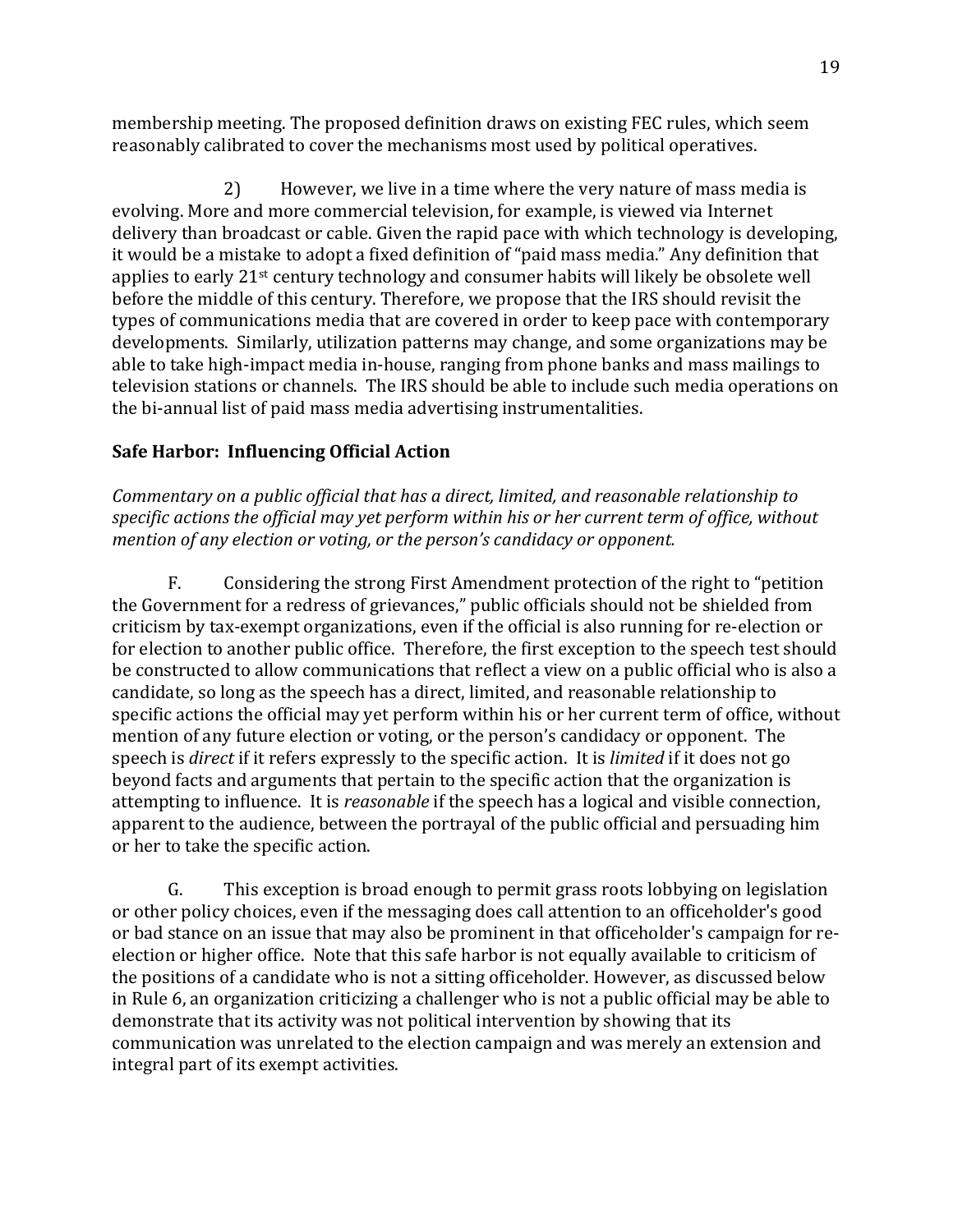membership meeting. The proposed definition draws on existing FEC rules, which seem reasonably calibrated to cover the mechanisms most used by political operatives.

2) However, we live in a time where the very nature of mass media is evolving. More and more commercial television, for example, is viewed via Internet delivery than broadcast or cable. Given the rapid pace with which technology is developing, it would be a mistake to adopt a fixed definition of "paid mass media." Any definition that applies to early 21st century technology and consumer habits will likely be obsolete well before the middle of this century. Therefore, we propose that the IRS should revisit the types of communications media that are covered in order to keep pace with contemporary developments. Similarly, utilization patterns may change, and some organizations may be able to take high-impact media in-house, ranging from phone banks and mass mailings to television stations or channels. The IRS should be able to include such media operations on the bi-annual list of paid mass media advertising instrumentalities.

**Safe Harbor: Influencing Official Action**

*Commentary on a public official that has a direct, limited, and reasonable relationship to specific actions the official may yet perform within his or her current term of office, without mention of any election or voting, or the person's candidacy or opponent.*

F. Considering the strong First Amendment protection of the right to "petition the Government for a redress of grievances," public officials should not be shielded from criticism by tax-exempt organizations, even if the official is also running for re-election or for election to another public office. Therefore, the first exception to the speech test should be constructed to allow communications that reflect a view on a public official who is also a candidate, so long as the speech has a direct, limited, and reasonable relationship to specific actions the official may yet perform within his or her current term of office, without mention of any future election or voting, or the person's candidacy or opponent. The speech is *direct* if it refers expressly to the specific action. It is *limited* if it does not go beyond facts and arguments that pertain to the specific action that the organization is attempting to influence. It is *reasonable* if the speech has a logical and visible connection, apparent to the audience, between the portrayal of the public official and persuading him or her to take the specific action.

G. This exception is broad enough to permit grass roots lobbying on legislation or other policy choices, even if the messaging does call attention to an officeholder's good or bad stance on an issue that may also be prominent in that officeholder's campaign for re-election or higher office. Note that this safe harbor is not equally available to criticism of the positions of a candidate who is not a sitting officeholder. However, as discussed below in Rule 6, an organization criticizing a challenger who is not a public official may be able to demonstrate that its activity was not political intervention by showing that its communication was unrelated to the election campaign and was merely an extension and integral part of its exempt activities.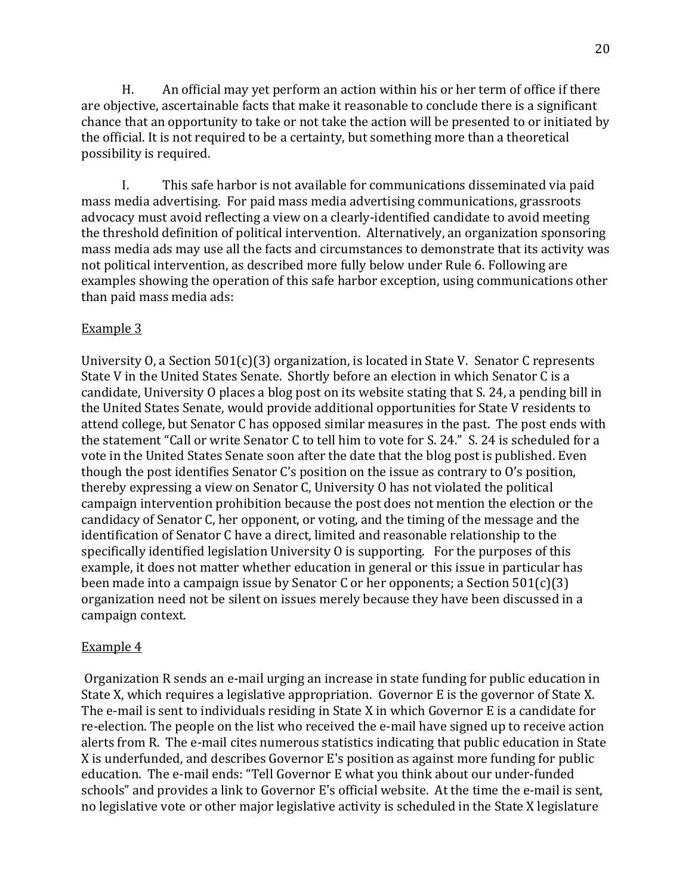H. An official may yet perform an action within his or her term of office if there are objective, ascertainable facts that make it reasonable to conclude there is a significant chance that an opportunity to take or not take the action will be presented to or initiated by the official. It is not required to be a certainty, but something more than a theoretical possibility is required.

I. This safe harbor is not available for communications disseminated via paid mass media advertising. For paid mass media advertising communications, grassroots advocacy must avoid reflecting a view on a clearly-identified candidate to avoid meeting the threshold definition of political intervention. Alternatively, an organization sponsoring mass media ads may use all the facts and circumstances to demonstrate that its activity was not political intervention, as described more fully below under Rule 6. Following are examples showing the operation of this safe harbor exception, using communications other than paid mass media ads:

<u>Example 3</u>

University O, a Section 501(c)(3) organization, is located in State V. Senator C represents State V in the United States Senate. Shortly before an election in which Senator C is a candidate, University O places a blog post on its website stating that S. 24, a pending bill in the United States Senate, would provide additional opportunities for State V residents to attend college, but Senator C has opposed similar measures in the past. The post ends with the statement "Call or write Senator C to tell him to vote for S. 24." S. 24 is scheduled for a vote in the United States Senate soon after the date that the blog post is published. Even though the post identifies Senator C's position on the issue as contrary to O's position, thereby expressing a view on Senator C, University O has not violated the political campaign intervention prohibition because the post does not mention the election or the candidacy of Senator C, her opponent, or voting, and the timing of the message and the identification of Senator C have a direct, limited and reasonable relationship to the specifically identified legislation University O is supporting. For the purposes of this example, it does not matter whether education in general or this issue in particular has been made into a campaign issue by Senator C or her opponents; a Section 501(c)(3) organization need not be silent on issues merely because they have been discussed in a campaign context.

<u>Example 4</u>

Organization R sends an e-mail urging an increase in state funding for public education in State X, which requires a legislative appropriation. Governor E is the governor of State X. The e-mail is sent to individuals residing in State X in which Governor E is a candidate for re-election. The people on the list who received the e-mail have signed up to receive action alerts from R. The e-mail cites numerous statistics indicating that public education in State X is underfunded, and describes Governor E's position as against more funding for public education. The e-mail ends: "Tell Governor E what you think about our under-funded schools" and provides a link to Governor E's official website. At the time the e-mail is sent, no legislative vote or other major legislative activity is scheduled in the State X legislature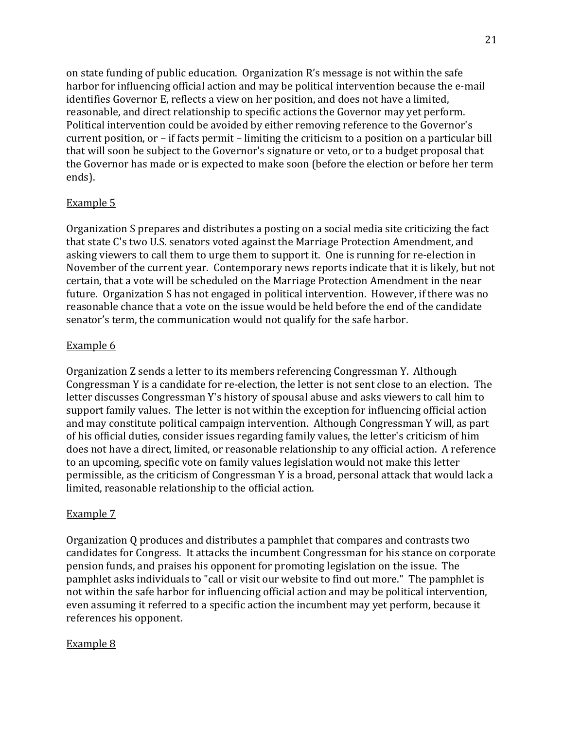on state funding of public education. Organization R's message is not within the safe harbor for influencing official action and may be political intervention because the e-mail identifies Governor E, reflects a view on her position, and does not have a limited, reasonable, and direct relationship to specific actions the Governor may yet perform. Political intervention could be avoided by either removing reference to the Governor's current position, or – if facts permit – limiting the criticism to a position on a particular bill that will soon be subject to the Governor's signature or veto, or to a budget proposal that the Governor has made or is expected to make soon (before the election or before her term ends).

<u>Example 5</u>

Organization S prepares and distributes a posting on a social media site criticizing the fact that state C's two U.S. senators voted against the Marriage Protection Amendment, and asking viewers to call them to urge them to support it. One is running for re-election in November of the current year. Contemporary news reports indicate that it is likely, but not certain, that a vote will be scheduled on the Marriage Protection Amendment in the near future. Organization S has not engaged in political intervention. However, if there was no reasonable chance that a vote on the issue would be held before the end of the candidate senator's term, the communication would not qualify for the safe harbor.

<u>Example 6</u>

Organization Z sends a letter to its members referencing Congressman Y. Although Congressman Y is a candidate for re-election, the letter is not sent close to an election. The letter discusses Congressman Y's history of spousal abuse and asks viewers to call him to support family values. The letter is not within the exception for influencing official action and may constitute political campaign intervention. Although Congressman Y will, as part of his official duties, consider issues regarding family values, the letter's criticism of him does not have a direct, limited, or reasonable relationship to any official action. A reference to an upcoming, specific vote on family values legislation would not make this letter permissible, as the criticism of Congressman Y is a broad, personal attack that would lack a limited, reasonable relationship to the official action.

<u>Example 7</u>

Organization Q produces and distributes a pamphlet that compares and contrasts two candidates for Congress. It attacks the incumbent Congressman for his stance on corporate pension funds, and praises his opponent for promoting legislation on the issue. The pamphlet asks individuals to "call or visit our website to find out more." The pamphlet is not within the safe harbor for influencing official action and may be political intervention, even assuming it referred to a specific action the incumbent may yet perform, because it references his opponent.

<u>Example 8</u>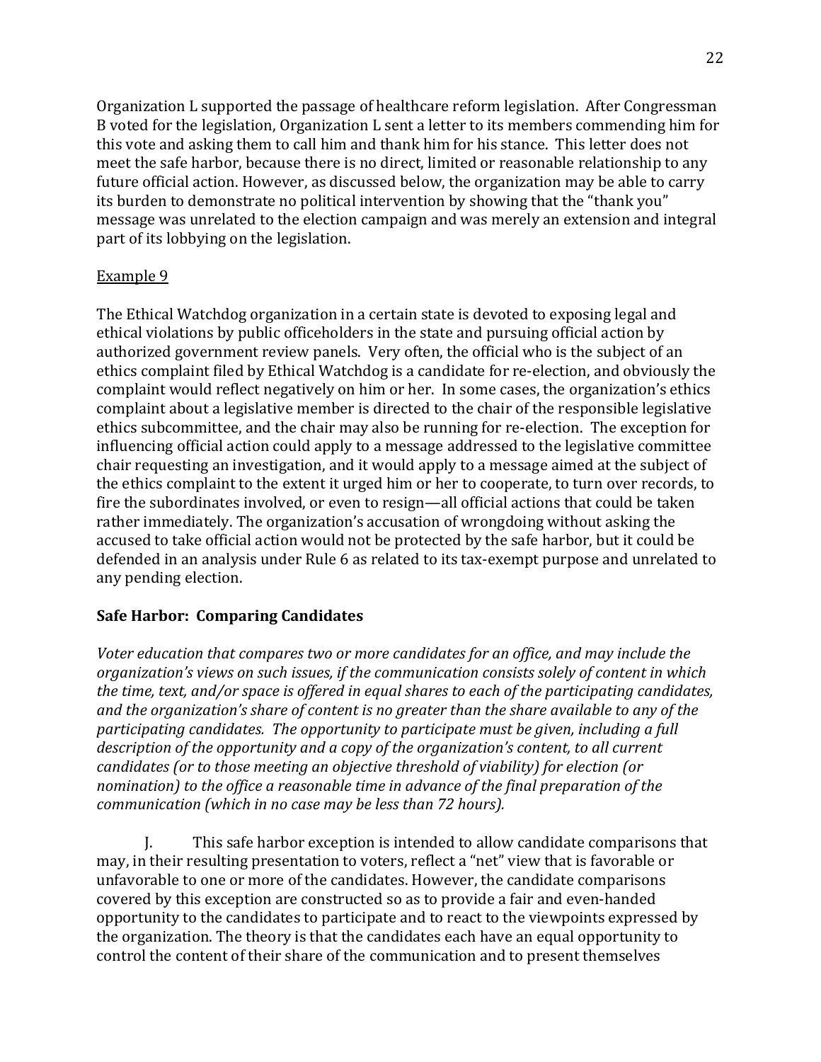Organization L supported the passage of healthcare reform legislation. After Congressman B voted for the legislation, Organization L sent a letter to its members commending him for this vote and asking them to call him and thank him for his stance. This letter does not meet the safe harbor, because there is no direct, limited or reasonable relationship to any future official action. However, as discussed below, the organization may be able to carry its burden to demonstrate no political intervention by showing that the "thank you" message was unrelated to the election campaign and was merely an extension and integral part of its lobbying on the legislation.

Example 9

The Ethical Watchdog organization in a certain state is devoted to exposing legal and ethical violations by public officeholders in the state and pursuing official action by authorized government review panels. Very often, the official who is the subject of an ethics complaint filed by Ethical Watchdog is a candidate for re-election, and obviously the complaint would reflect negatively on him or her. In some cases, the organization's ethics complaint about a legislative member is directed to the chair of the responsible legislative ethics subcommittee, and the chair may also be running for re-election. The exception for influencing official action could apply to a message addressed to the legislative committee chair requesting an investigation, and it would apply to a message aimed at the subject of the ethics complaint to the extent it urged him or her to cooperate, to turn over records, to fire the subordinates involved, or even to resign—all official actions that could be taken rather immediately. The organization's accusation of wrongdoing without asking the accused to take official action would not be protected by the safe harbor, but it could be defended in an analysis under Rule 6 as related to its tax-exempt purpose and unrelated to any pending election.

### Safe Harbor: Comparing Candidates

*Voter education that compares two or more candidates for an office, and may include the organization's views on such issues, if the communication consists solely of content in which the time, text, and/or space is offered in equal shares to each of the participating candidates, and the organization's share of content is no greater than the share available to any of the participating candidates. The opportunity to participate must be given, including a full description of the opportunity and a copy of the organization's content, to all current candidates (or to those meeting an objective threshold of viability) for election (or nomination) to the office a reasonable time in advance of the final preparation of the communication (which in no case may be less than 72 hours).*

J. This safe harbor exception is intended to allow candidate comparisons that may, in their resulting presentation to voters, reflect a "net" view that is favorable or unfavorable to one or more of the candidates. However, the candidate comparisons covered by this exception are constructed so as to provide a fair and even-handed opportunity to the candidates to participate and to react to the viewpoints expressed by the organization. The theory is that the candidates each have an equal opportunity to control the content of their share of the communication and to present themselves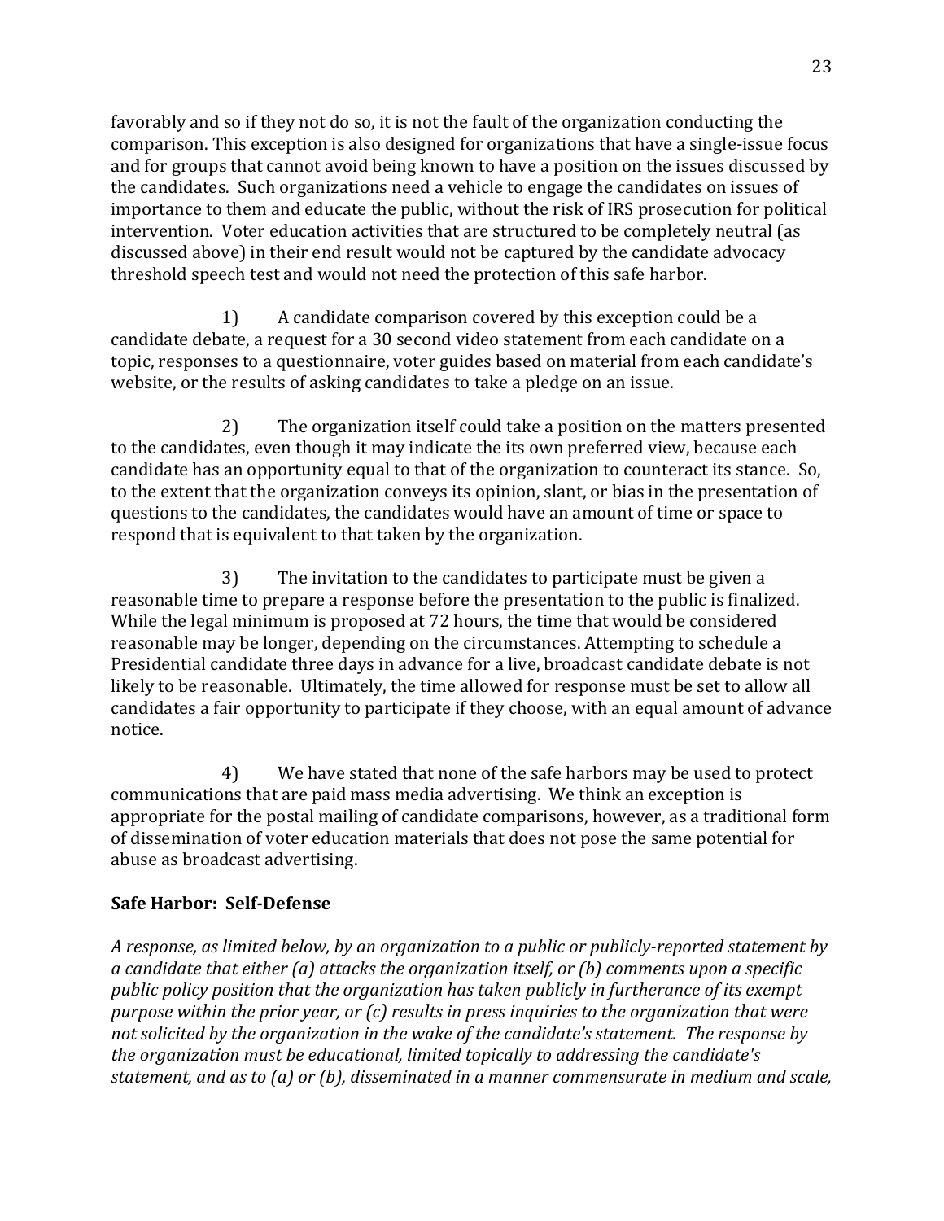favorably and so if they not do so, it is not the fault of the organization conducting the comparison. This exception is also designed for organizations that have a single-issue focus and for groups that cannot avoid being known to have a position on the issues discussed by the candidates. Such organizations need a vehicle to engage the candidates on issues of importance to them and educate the public, without the risk of IRS prosecution for political intervention. Voter education activities that are structured to be completely neutral (as discussed above) in their end result would not be captured by the candidate advocacy threshold speech test and would not need the protection of this safe harbor.

1) A candidate comparison covered by this exception could be a candidate debate, a request for a 30 second video statement from each candidate on a topic, responses to a questionnaire, voter guides based on material from each candidate's website, or the results of asking candidates to take a pledge on an issue.

2) The organization itself could take a position on the matters presented to the candidates, even though it may indicate the its own preferred view, because each candidate has an opportunity equal to that of the organization to counteract its stance. So, to the extent that the organization conveys its opinion, slant, or bias in the presentation of questions to the candidates, the candidates would have an amount of time or space to respond that is equivalent to that taken by the organization.

3) The invitation to the candidates to participate must be given a reasonable time to prepare a response before the presentation to the public is finalized. While the legal minimum is proposed at 72 hours, the time that would be considered reasonable may be longer, depending on the circumstances. Attempting to schedule a Presidential candidate three days in advance for a live, broadcast candidate debate is not likely to be reasonable. Ultimately, the time allowed for response must be set to allow all candidates a fair opportunity to participate if they choose, with an equal amount of advance notice.

4) We have stated that none of the safe harbors may be used to protect communications that are paid mass media advertising. We think an exception is appropriate for the postal mailing of candidate comparisons, however, as a traditional form of dissemination of voter education materials that does not pose the same potential for abuse as broadcast advertising.

**Safe Harbor: Self-Defense**

*A response, as limited below, by an organization to a public or publicly-reported statement by a candidate that either (a) attacks the organization itself, or (b) comments upon a specific public policy position that the organization has taken publicly in furtherance of its exempt purpose within the prior year, or (c) results in press inquiries to the organization that were not solicited by the organization in the wake of the candidate's statement. The response by the organization must be educational, limited topically to addressing the candidate's statement, and as to (a) or (b), disseminated in a manner commensurate in medium and scale,*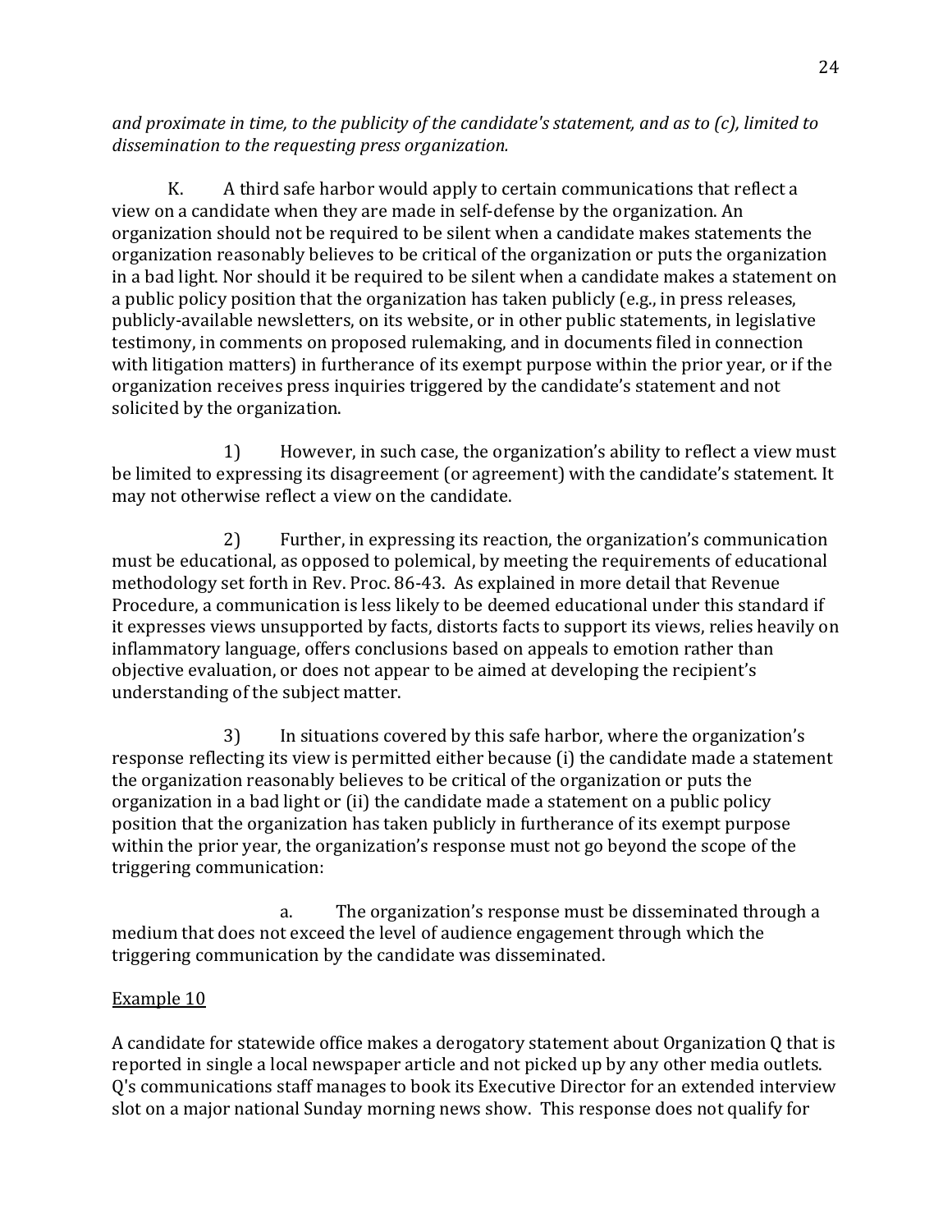*and proximate in time, to the publicity of the candidate's statement, and as to (c), limited to dissemination to the requesting press organization.*

K. A third safe harbor would apply to certain communications that reflect a view on a candidate when they are made in self-defense by the organization. An organization should not be required to be silent when a candidate makes statements the organization reasonably believes to be critical of the organization or puts the organization in a bad light. Nor should it be required to be silent when a candidate makes a statement on a public policy position that the organization has taken publicly (e.g., in press releases, publicly-available newsletters, on its website, or in other public statements, in legislative testimony, in comments on proposed rulemaking, and in documents filed in connection with litigation matters) in furtherance of its exempt purpose within the prior year, or if the organization receives press inquiries triggered by the candidate's statement and not solicited by the organization.

1) However, in such case, the organization's ability to reflect a view must be limited to expressing its disagreement (or agreement) with the candidate's statement. It may not otherwise reflect a view on the candidate.

2) Further, in expressing its reaction, the organization's communication must be educational, as opposed to polemical, by meeting the requirements of educational methodology set forth in Rev. Proc. 86-43. As explained in more detail that Revenue Procedure, a communication is less likely to be deemed educational under this standard if it expresses views unsupported by facts, distorts facts to support its views, relies heavily on inflammatory language, offers conclusions based on appeals to emotion rather than objective evaluation, or does not appear to be aimed at developing the recipient's understanding of the subject matter.

3) In situations covered by this safe harbor, where the organization's response reflecting its view is permitted either because (i) the candidate made a statement the organization reasonably believes to be critical of the organization or puts the organization in a bad light or (ii) the candidate made a statement on a public policy position that the organization has taken publicly in furtherance of its exempt purpose within the prior year, the organization's response must not go beyond the scope of the triggering communication:

a. The organization's response must be disseminated through a medium that does not exceed the level of audience engagement through which the triggering communication by the candidate was disseminated.

Example 10

A candidate for statewide office makes a derogatory statement about Organization Q that is reported in single a local newspaper article and not picked up by any other media outlets. Q's communications staff manages to book its Executive Director for an extended interview slot on a major national Sunday morning news show. This response does not qualify for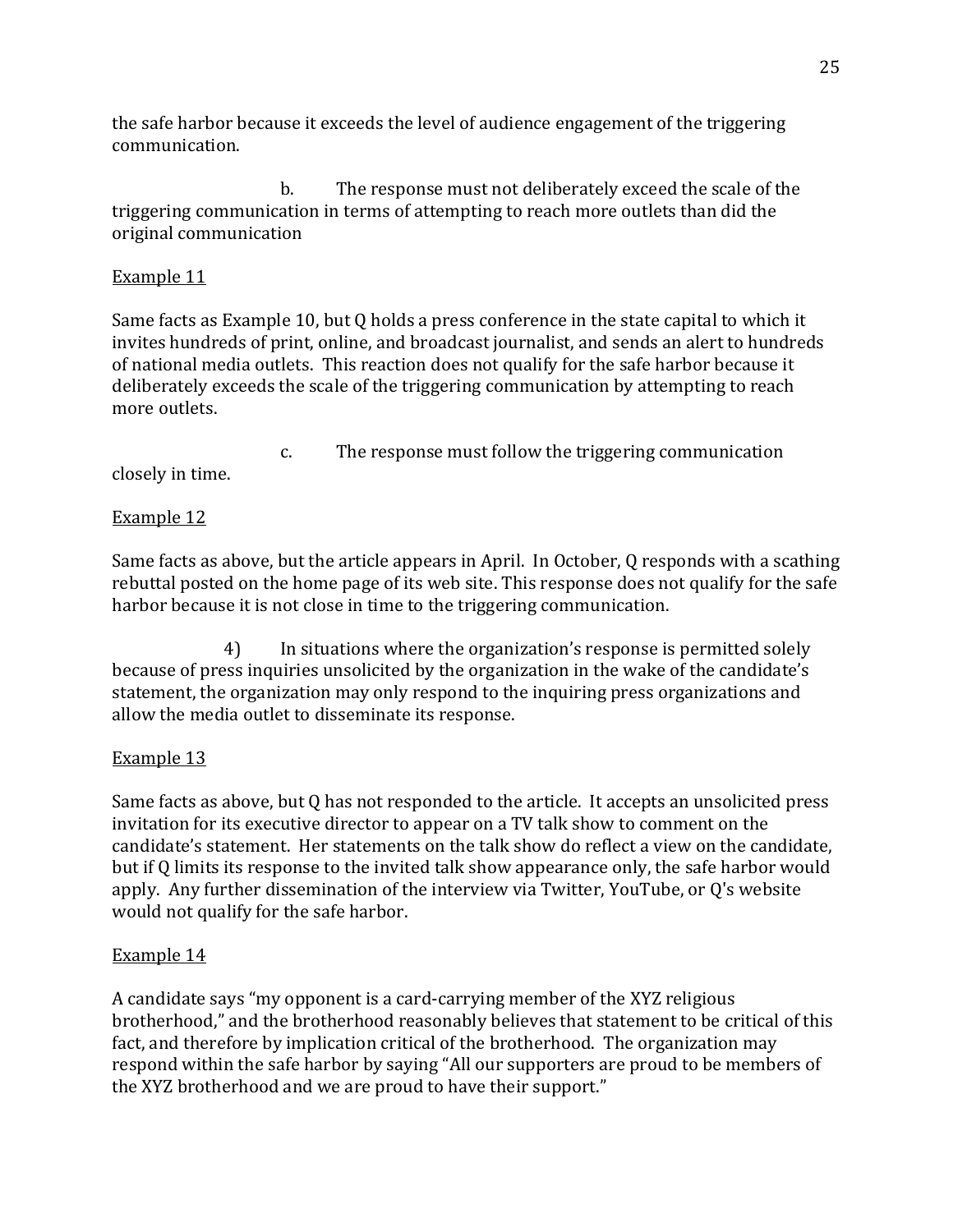the safe harbor because it exceeds the level of audience engagement of the triggering communication.

b. The response must not deliberately exceed the scale of the triggering communication in terms of attempting to reach more outlets than did the original communication

Example 11

Same facts as Example 10, but Q holds a press conference in the state capital to which it invites hundreds of print, online, and broadcast journalist, and sends an alert to hundreds of national media outlets. This reaction does not qualify for the safe harbor because it deliberately exceeds the scale of the triggering communication by attempting to reach more outlets.

c. The response must follow the triggering communication closely in time.

Example 12

Same facts as above, but the article appears in April. In October, Q responds with a scathing rebuttal posted on the home page of its web site. This response does not qualify for the safe harbor because it is not close in time to the triggering communication.

4) In situations where the organization's response is permitted solely because of press inquiries unsolicited by the organization in the wake of the candidate's statement, the organization may only respond to the inquiring press organizations and allow the media outlet to disseminate its response.

Example 13

Same facts as above, but Q has not responded to the article. It accepts an unsolicited press invitation for its executive director to appear on a TV talk show to comment on the candidate's statement. Her statements on the talk show do reflect a view on the candidate, but if Q limits its response to the invited talk show appearance only, the safe harbor would apply. Any further dissemination of the interview via Twitter, YouTube, or Q's website would not qualify for the safe harbor.

Example 14

A candidate says "my opponent is a card-carrying member of the XYZ religious brotherhood," and the brotherhood reasonably believes that statement to be critical of this fact, and therefore by implication critical of the brotherhood. The organization may respond within the safe harbor by saying "All our supporters are proud to be members of the XYZ brotherhood and we are proud to have their support."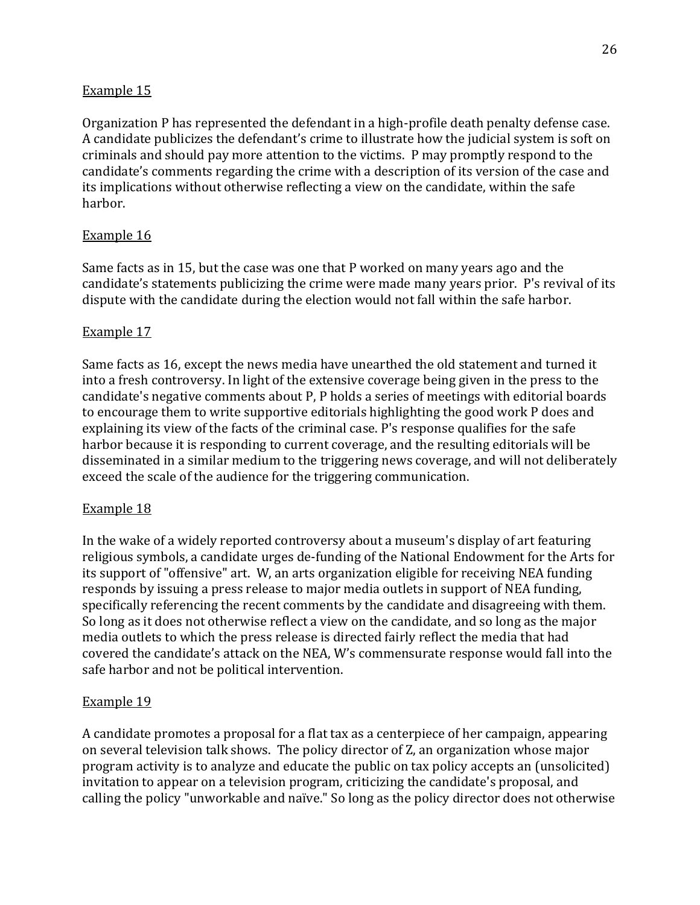Example 15

Organization P has represented the defendant in a high-profile death penalty defense case. A candidate publicizes the defendant's crime to illustrate how the judicial system is soft on criminals and should pay more attention to the victims. P may promptly respond to the candidate's comments regarding the crime with a description of its version of the case and its implications without otherwise reflecting a view on the candidate, within the safe harbor.

Example 16

Same facts as in 15, but the case was one that P worked on many years ago and the candidate's statements publicizing the crime were made many years prior. P's revival of its dispute with the candidate during the election would not fall within the safe harbor.

Example 17

Same facts as 16, except the news media have unearthed the old statement and turned it into a fresh controversy. In light of the extensive coverage being given in the press to the candidate's negative comments about P, P holds a series of meetings with editorial boards to encourage them to write supportive editorials highlighting the good work P does and explaining its view of the facts of the criminal case. P's response qualifies for the safe harbor because it is responding to current coverage, and the resulting editorials will be disseminated in a similar medium to the triggering news coverage, and will not deliberately exceed the scale of the audience for the triggering communication.

Example 18

In the wake of a widely reported controversy about a museum's display of art featuring religious symbols, a candidate urges de-funding of the National Endowment for the Arts for its support of "offensive" art. W, an arts organization eligible for receiving NEA funding responds by issuing a press release to major media outlets in support of NEA funding, specifically referencing the recent comments by the candidate and disagreeing with them. So long as it does not otherwise reflect a view on the candidate, and so long as the major media outlets to which the press release is directed fairly reflect the media that had covered the candidate's attack on the NEA, W's commensurate response would fall into the safe harbor and not be political intervention.

Example 19

A candidate promotes a proposal for a flat tax as a centerpiece of her campaign, appearing on several television talk shows. The policy director of Z, an organization whose major program activity is to analyze and educate the public on tax policy accepts an (unsolicited) invitation to appear on a television program, criticizing the candidate's proposal, and calling the policy "unworkable and naïve." So long as the policy director does not otherwise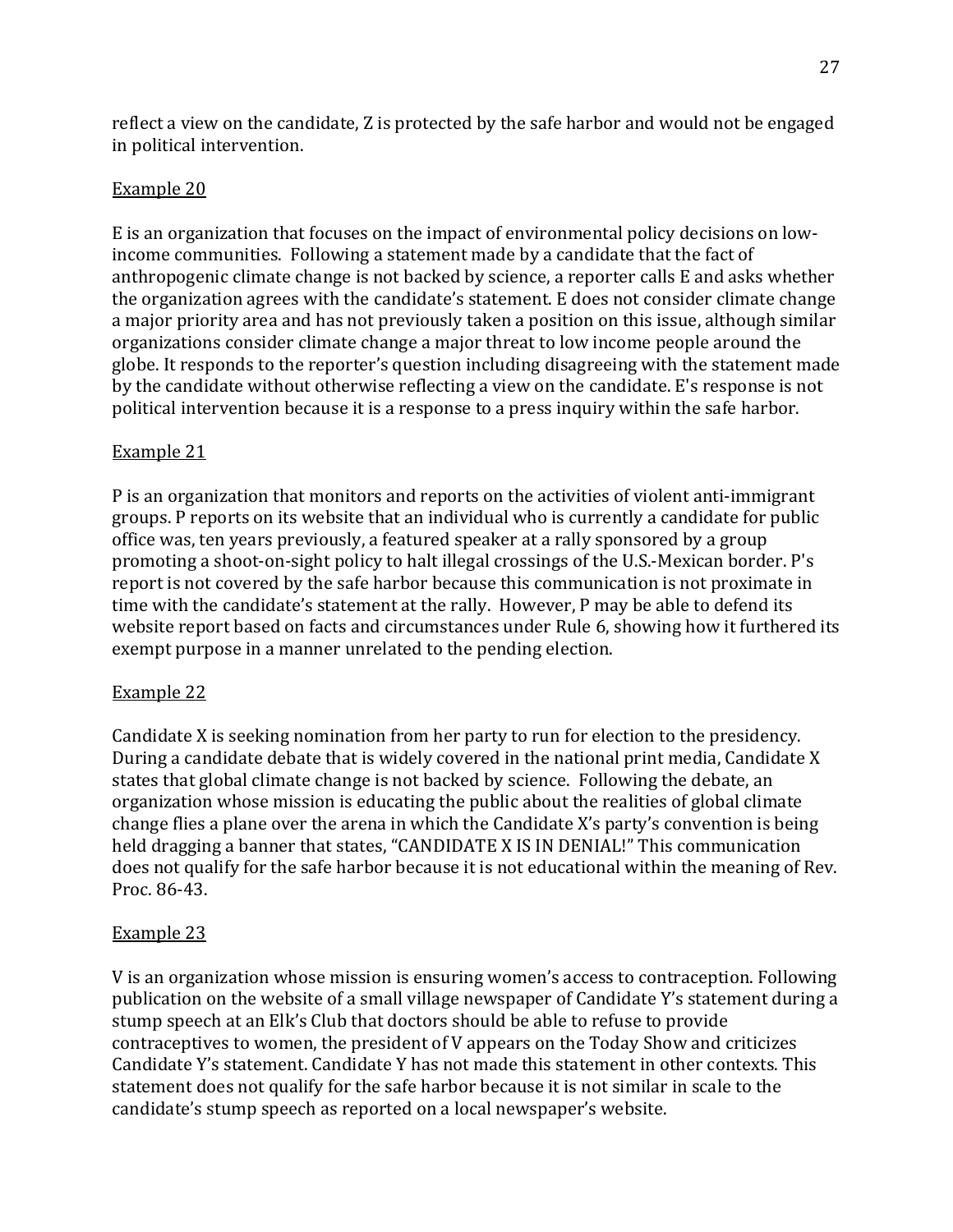reflect a view on the candidate, Z is protected by the safe harbor and would not be engaged in political intervention.

<u>Example 20</u>

E is an organization that focuses on the impact of environmental policy decisions on low-income communities. Following a statement made by a candidate that the fact of anthropogenic climate change is not backed by science, a reporter calls E and asks whether the organization agrees with the candidate's statement. E does not consider climate change a major priority area and has not previously taken a position on this issue, although similar organizations consider climate change a major threat to low income people around the globe. It responds to the reporter's question including disagreeing with the statement made by the candidate without otherwise reflecting a view on the candidate. E's response is not political intervention because it is a response to a press inquiry within the safe harbor.

<u>Example 21</u>

P is an organization that monitors and reports on the activities of violent anti-immigrant groups. P reports on its website that an individual who is currently a candidate for public office was, ten years previously, a featured speaker at a rally sponsored by a group promoting a shoot-on-sight policy to halt illegal crossings of the U.S.-Mexican border. P's report is not covered by the safe harbor because this communication is not proximate in time with the candidate's statement at the rally. However, P may be able to defend its website report based on facts and circumstances under Rule 6, showing how it furthered its exempt purpose in a manner unrelated to the pending election.

<u>Example 22</u>

Candidate X is seeking nomination from her party to run for election to the presidency. During a candidate debate that is widely covered in the national print media, Candidate X states that global climate change is not backed by science. Following the debate, an organization whose mission is educating the public about the realities of global climate change flies a plane over the arena in which the Candidate X's party's convention is being held dragging a banner that states, "CANDIDATE X IS IN DENIAL!" This communication does not qualify for the safe harbor because it is not educational within the meaning of Rev. Proc. 86-43.

<u>Example 23</u>

V is an organization whose mission is ensuring women's access to contraception. Following publication on the website of a small village newspaper of Candidate Y's statement during a stump speech at an Elk's Club that doctors should be able to refuse to provide contraceptives to women, the president of V appears on the Today Show and criticizes Candidate Y's statement. Candidate Y has not made this statement in other contexts. This statement does not qualify for the safe harbor because it is not similar in scale to the candidate's stump speech as reported on a local newspaper's website.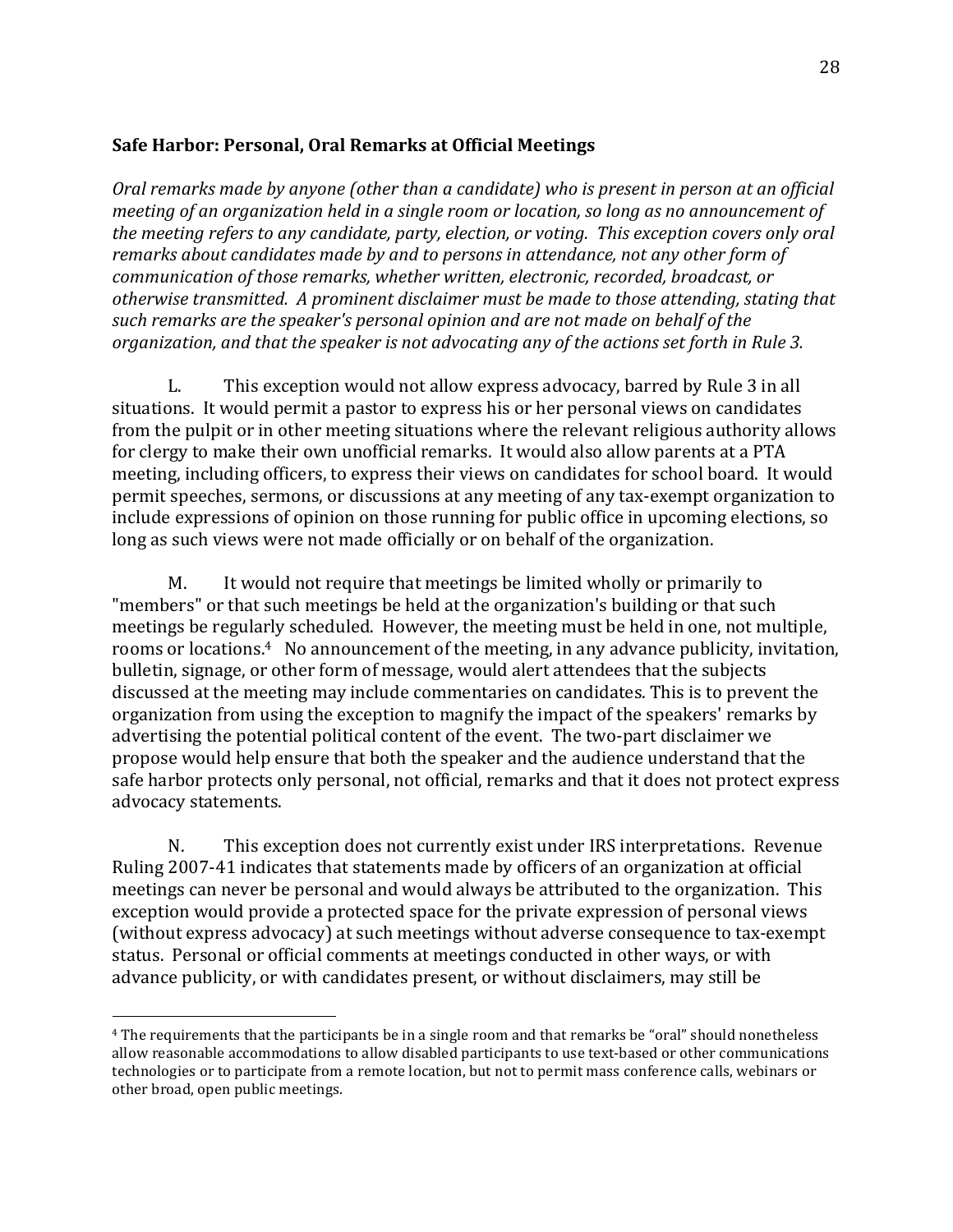### **Safe Harbor: Personal, Oral Remarks at Official Meetings**

*Oral remarks made by anyone (other than a candidate) who is present in person at an official meeting of an organization held in a single room or location, so long as no announcement of the meeting refers to any candidate, party, election, or voting. This exception covers only oral remarks about candidates made by and to persons in attendance, not any other form of communication of those remarks, whether written, electronic, recorded, broadcast, or otherwise transmitted. A prominent disclaimer must be made to those attending, stating that such remarks are the speaker's personal opinion and are not made on behalf of the organization, and that the speaker is not advocating any of the actions set forth in Rule 3.*

L. This exception would not allow express advocacy, barred by Rule 3 in all situations. It would permit a pastor to express his or her personal views on candidates from the pulpit or in other meeting situations where the relevant religious authority allows for clergy to make their own unofficial remarks. It would also allow parents at a PTA meeting, including officers, to express their views on candidates for school board. It would permit speeches, sermons, or discussions at any meeting of any tax-exempt organization to include expressions of opinion on those running for public office in upcoming elections, so long as such views were not made officially or on behalf of the organization.

M. It would not require that meetings be limited wholly or primarily to "members" or that such meetings be held at the organization's building or that such meetings be regularly scheduled. However, the meeting must be held in one, not multiple, rooms or locations.[4] No announcement of the meeting, in any advance publicity, invitation, bulletin, signage, or other form of message, would alert attendees that the subjects discussed at the meeting may include commentaries on candidates. This is to prevent the organization from using the exception to magnify the impact of the speakers' remarks by advertising the potential political content of the event. The two-part disclaimer we propose would help ensure that both the speaker and the audience understand that the safe harbor protects only personal, not official, remarks and that it does not protect express advocacy statements.

N. This exception does not currently exist under IRS interpretations. Revenue Ruling 2007-41 indicates that statements made by officers of an organization at official meetings can never be personal and would always be attributed to the organization. This exception would provide a protected space for the private expression of personal views (without express advocacy) at such meetings without adverse consequence to tax-exempt status. Personal or official comments at meetings conducted in other ways, or with advance publicity, or with candidates present, or without disclaimers, may still be

[4] The requirements that the participants be in a single room and that remarks be "oral" should nonetheless allow reasonable accommodations to allow disabled participants to use text-based or other communications technologies or to participate from a remote location, but not to permit mass conference calls, webinars or other broad, open public meetings.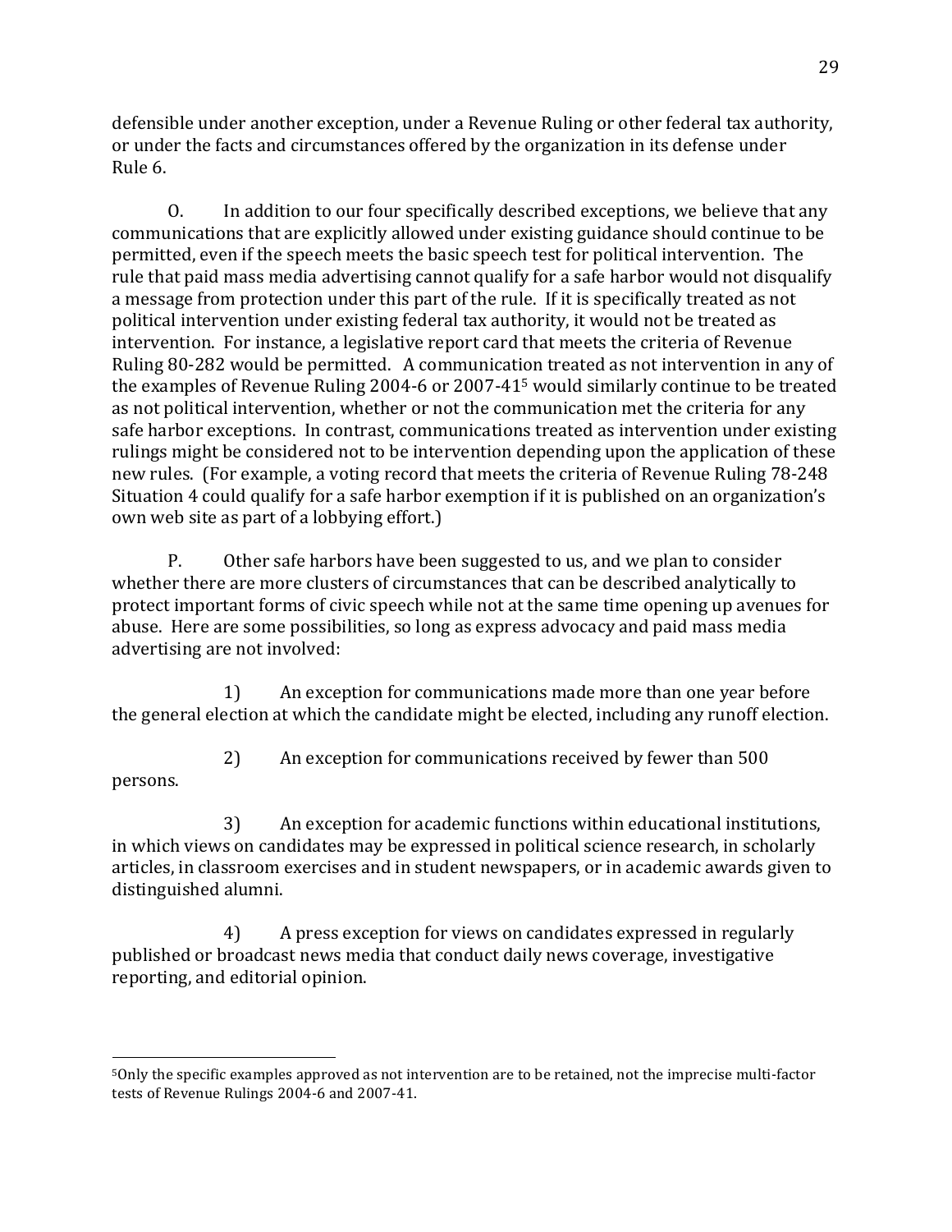defensible under another exception, under a Revenue Ruling or other federal tax authority, or under the facts and circumstances offered by the organization in its defense under Rule 6.

O. In addition to our four specifically described exceptions, we believe that any communications that are explicitly allowed under existing guidance should continue to be permitted, even if the speech meets the basic speech test for political intervention. The rule that paid mass media advertising cannot qualify for a safe harbor would not disqualify a message from protection under this part of the rule. If it is specifically treated as not political intervention under existing federal tax authority, it would not be treated as intervention. For instance, a legislative report card that meets the criteria of Revenue Ruling 80-282 would be permitted. A communication treated as not intervention in any of the examples of Revenue Ruling 2004-6 or 2007-41[5] would similarly continue to be treated as not political intervention, whether or not the communication met the criteria for any safe harbor exceptions. In contrast, communications treated as intervention under existing rulings might be considered not to be intervention depending upon the application of these new rules. (For example, a voting record that meets the criteria of Revenue Ruling 78-248 Situation 4 could qualify for a safe harbor exemption if it is published on an organization's own web site as part of a lobbying effort.)

P. Other safe harbors have been suggested to us, and we plan to consider whether there are more clusters of circumstances that can be described analytically to protect important forms of civic speech while not at the same time opening up avenues for abuse. Here are some possibilities, so long as express advocacy and paid mass media advertising are not involved:

1) An exception for communications made more than one year before the general election at which the candidate might be elected, including any runoff election.

2) An exception for communications received by fewer than 500 persons.

3) An exception for academic functions within educational institutions, in which views on candidates may be expressed in political science research, in scholarly articles, in classroom exercises and in student newspapers, or in academic awards given to distinguished alumni.

4) A press exception for views on candidates expressed in regularly published or broadcast news media that conduct daily news coverage, investigative reporting, and editorial opinion.

---

[5] Only the specific examples approved as not intervention are to be retained, not the imprecise multi-factor tests of Revenue Rulings 2004-6 and 2007-41.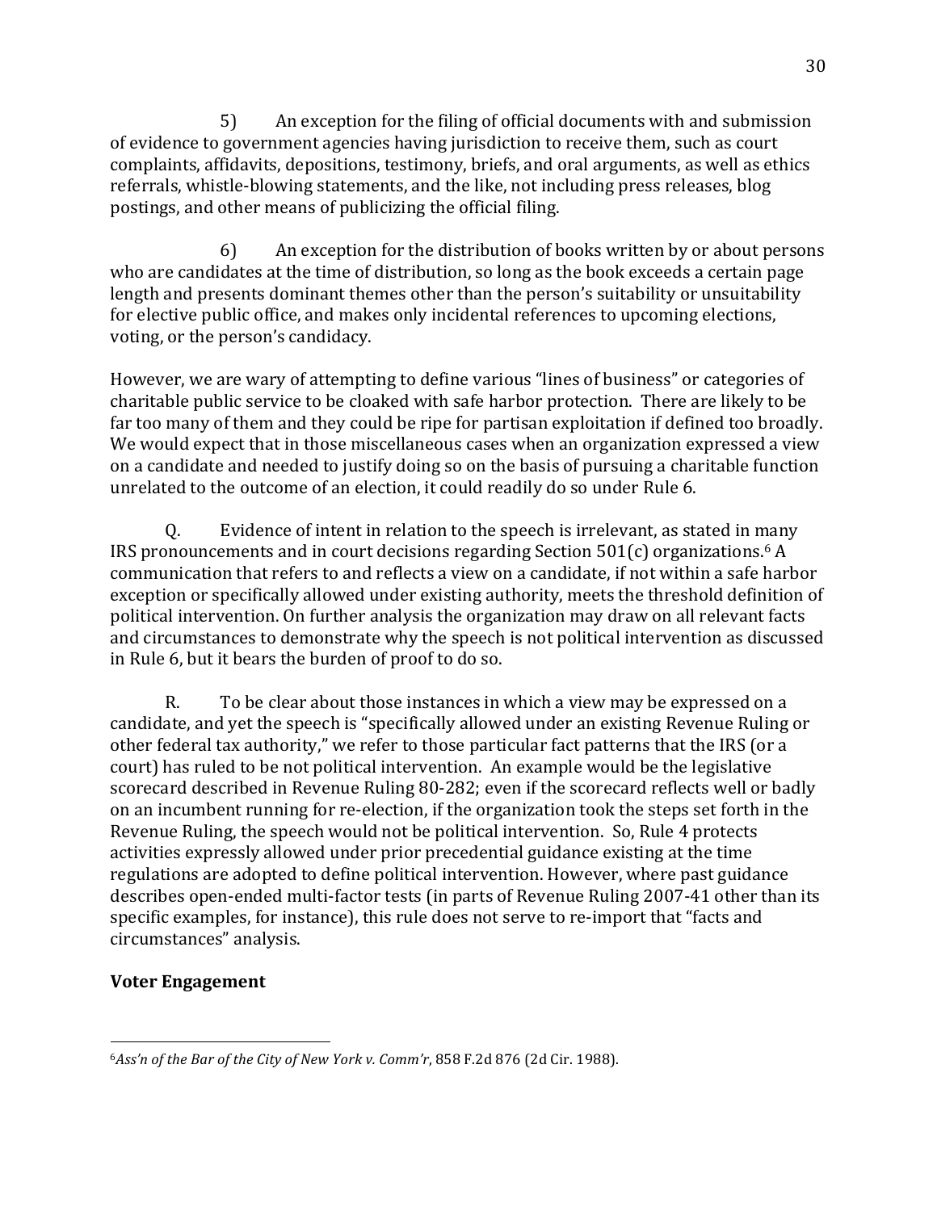5) An exception for the filing of official documents with and submission of evidence to government agencies having jurisdiction to receive them, such as court complaints, affidavits, depositions, testimony, briefs, and oral arguments, as well as ethics referrals, whistle-blowing statements, and the like, not including press releases, blog postings, and other means of publicizing the official filing.

6) An exception for the distribution of books written by or about persons who are candidates at the time of distribution, so long as the book exceeds a certain page length and presents dominant themes other than the person's suitability or unsuitability for elective public office, and makes only incidental references to upcoming elections, voting, or the person's candidacy.

However, we are wary of attempting to define various "lines of business" or categories of charitable public service to be cloaked with safe harbor protection. There are likely to be far too many of them and they could be ripe for partisan exploitation if defined too broadly. We would expect that in those miscellaneous cases when an organization expressed a view on a candidate and needed to justify doing so on the basis of pursuing a charitable function unrelated to the outcome of an election, it could readily do so under Rule 6.

Q. Evidence of intent in relation to the speech is irrelevant, as stated in many IRS pronouncements and in court decisions regarding Section 501(c) organizations.[6] A communication that refers to and reflects a view on a candidate, if not within a safe harbor exception or specifically allowed under existing authority, meets the threshold definition of political intervention. On further analysis the organization may draw on all relevant facts and circumstances to demonstrate why the speech is not political intervention as discussed in Rule 6, but it bears the burden of proof to do so.

R. To be clear about those instances in which a view may be expressed on a candidate, and yet the speech is "specifically allowed under an existing Revenue Ruling or other federal tax authority," we refer to those particular fact patterns that the IRS (or a court) has ruled to be not political intervention. An example would be the legislative scorecard described in Revenue Ruling 80-282; even if the scorecard reflects well or badly on an incumbent running for re-election, if the organization took the steps set forth in the Revenue Ruling, the speech would not be political intervention. So, Rule 4 protects activities expressly allowed under prior precedential guidance existing at the time regulations are adopted to define political intervention. However, where past guidance describes open-ended multi-factor tests (in parts of Revenue Ruling 2007-41 other than its specific examples, for instance), this rule does not serve to re-import that "facts and circumstances" analysis.

**Voter Engagement**

---

[6] *Ass'n of the Bar of the City of New York v. Comm'r*, 858 F.2d 876 (2d Cir. 1988).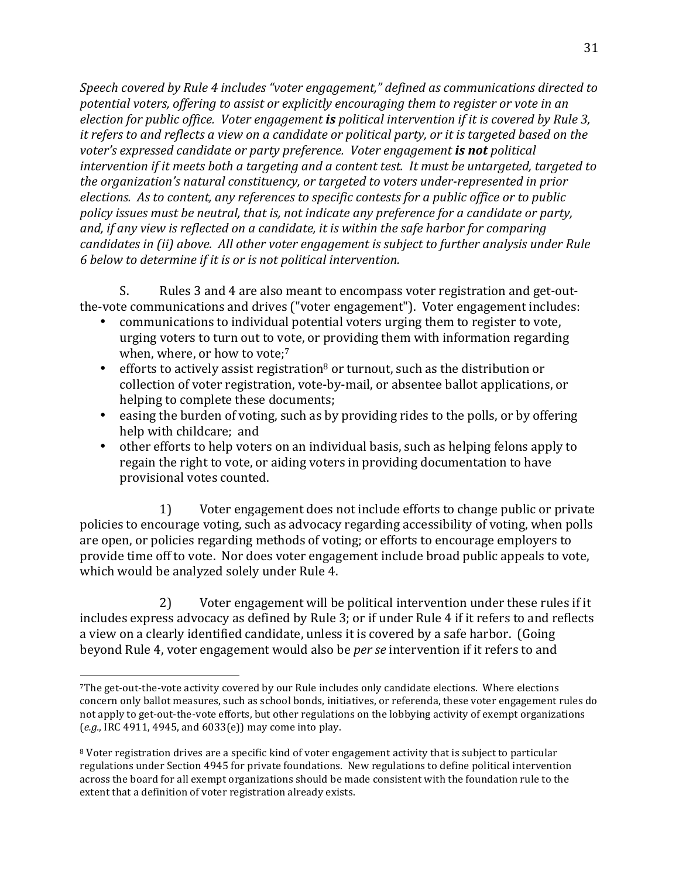*Speech covered by Rule 4 includes "voter engagement," defined as communications directed to potential voters, offering to assist or explicitly encouraging them to register or vote in an election for public office. Voter engagement **is** political intervention if it is covered by Rule 3, it refers to and reflects a view on a candidate or political party, or it is targeted based on the voter's expressed candidate or party preference. Voter engagement **is not** political intervention if it meets both a targeting and a content test. It must be untargeted, targeted to the organization's natural constituency, or targeted to voters under-represented in prior elections. As to content, any references to specific contests for a public office or to public policy issues must be neutral, that is, not indicate any preference for a candidate or party, and, if any view is reflected on a candidate, it is within the safe harbor for comparing candidates in (ii) above. All other voter engagement is subject to further analysis under Rule 6 below to determine if it is or is not political intervention.*

S. Rules 3 and 4 are also meant to encompass voter registration and get-out-the-vote communications and drives ("voter engagement"). Voter engagement includes:

- communications to individual potential voters urging them to register to vote, urging voters to turn out to vote, or providing them with information regarding when, where, or how to vote;[7]
- efforts to actively assist registration[8] or turnout, such as the distribution or collection of voter registration, vote-by-mail, or absentee ballot applications, or helping to complete these documents;
- easing the burden of voting, such as by providing rides to the polls, or by offering help with childcare; and
- other efforts to help voters on an individual basis, such as helping felons apply to regain the right to vote, or aiding voters in providing documentation to have provisional votes counted.

1) Voter engagement does not include efforts to change public or private policies to encourage voting, such as advocacy regarding accessibility of voting, when polls are open, or policies regarding methods of voting; or efforts to encourage employers to provide time off to vote. Nor does voter engagement include broad public appeals to vote, which would be analyzed solely under Rule 4.

2) Voter engagement will be political intervention under these rules if it includes express advocacy as defined by Rule 3; or if under Rule 4 if it refers to and reflects a view on a clearly identified candidate, unless it is covered by a safe harbor. (Going beyond Rule 4, voter engagement would also be *per se* intervention if it refers to and

---

[7] The get-out-the-vote activity covered by our Rule includes only candidate elections. Where elections concern only ballot measures, such as school bonds, initiatives, or referenda, these voter engagement rules do not apply to get-out-the-vote efforts, but other regulations on the lobbying activity of exempt organizations (*e.g.*, IRC 4911, 4945, and 6033(e)) may come into play.

[8] Voter registration drives are a specific kind of voter engagement activity that is subject to particular regulations under Section 4945 for private foundations. New regulations to define political intervention across the board for all exempt organizations should be made consistent with the foundation rule to the extent that a definition of voter registration already exists.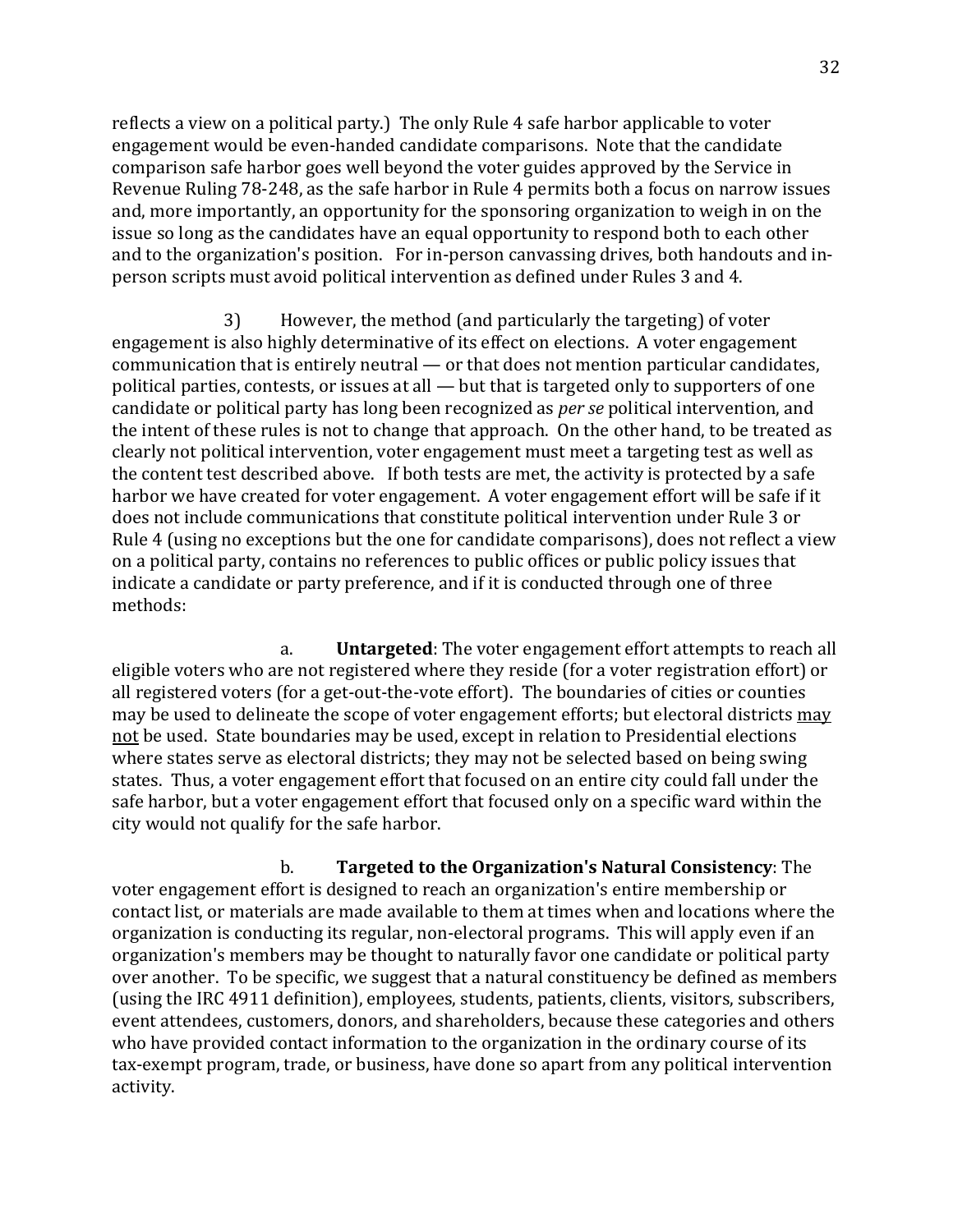reflects a view on a political party.) The only Rule 4 safe harbor applicable to voter engagement would be even-handed candidate comparisons. Note that the candidate comparison safe harbor goes well beyond the voter guides approved by the Service in Revenue Ruling 78-248, as the safe harbor in Rule 4 permits both a focus on narrow issues and, more importantly, an opportunity for the sponsoring organization to weigh in on the issue so long as the candidates have an equal opportunity to respond both to each other and to the organization's position. For in-person canvassing drives, both handouts and in-person scripts must avoid political intervention as defined under Rules 3 and 4.

3) However, the method (and particularly the targeting) of voter engagement is also highly determinative of its effect on elections. A voter engagement communication that is entirely neutral — or that does not mention particular candidates, political parties, contests, or issues at all — but that is targeted only to supporters of one candidate or political party has long been recognized as *per se* political intervention, and the intent of these rules is not to change that approach. On the other hand, to be treated as clearly not political intervention, voter engagement must meet a targeting test as well as the content test described above. If both tests are met, the activity is protected by a safe harbor we have created for voter engagement. A voter engagement effort will be safe if it does not include communications that constitute political intervention under Rule 3 or Rule 4 (using no exceptions but the one for candidate comparisons), does not reflect a view on a political party, contains no references to public offices or public policy issues that indicate a candidate or party preference, and if it is conducted through one of three methods:

a. **Untargeted**: The voter engagement effort attempts to reach all eligible voters who are not registered where they reside (for a voter registration effort) or all registered voters (for a get-out-the-vote effort). The boundaries of cities or counties may be used to delineate the scope of voter engagement efforts; but electoral districts <u>may not</u> be used. State boundaries may be used, except in relation to Presidential elections where states serve as electoral districts; they may not be selected based on being swing states. Thus, a voter engagement effort that focused on an entire city could fall under the safe harbor, but a voter engagement effort that focused only on a specific ward within the city would not qualify for the safe harbor.

b. **Targeted to the Organization's Natural Consistency**: The voter engagement effort is designed to reach an organization's entire membership or contact list, or materials are made available to them at times when and locations where the organization is conducting its regular, non-electoral programs. This will apply even if an organization's members may be thought to naturally favor one candidate or political party over another. To be specific, we suggest that a natural constituency be defined as members (using the IRC 4911 definition), employees, students, patients, clients, visitors, subscribers, event attendees, customers, donors, and shareholders, because these categories and others who have provided contact information to the organization in the ordinary course of its tax-exempt program, trade, or business, have done so apart from any political intervention activity.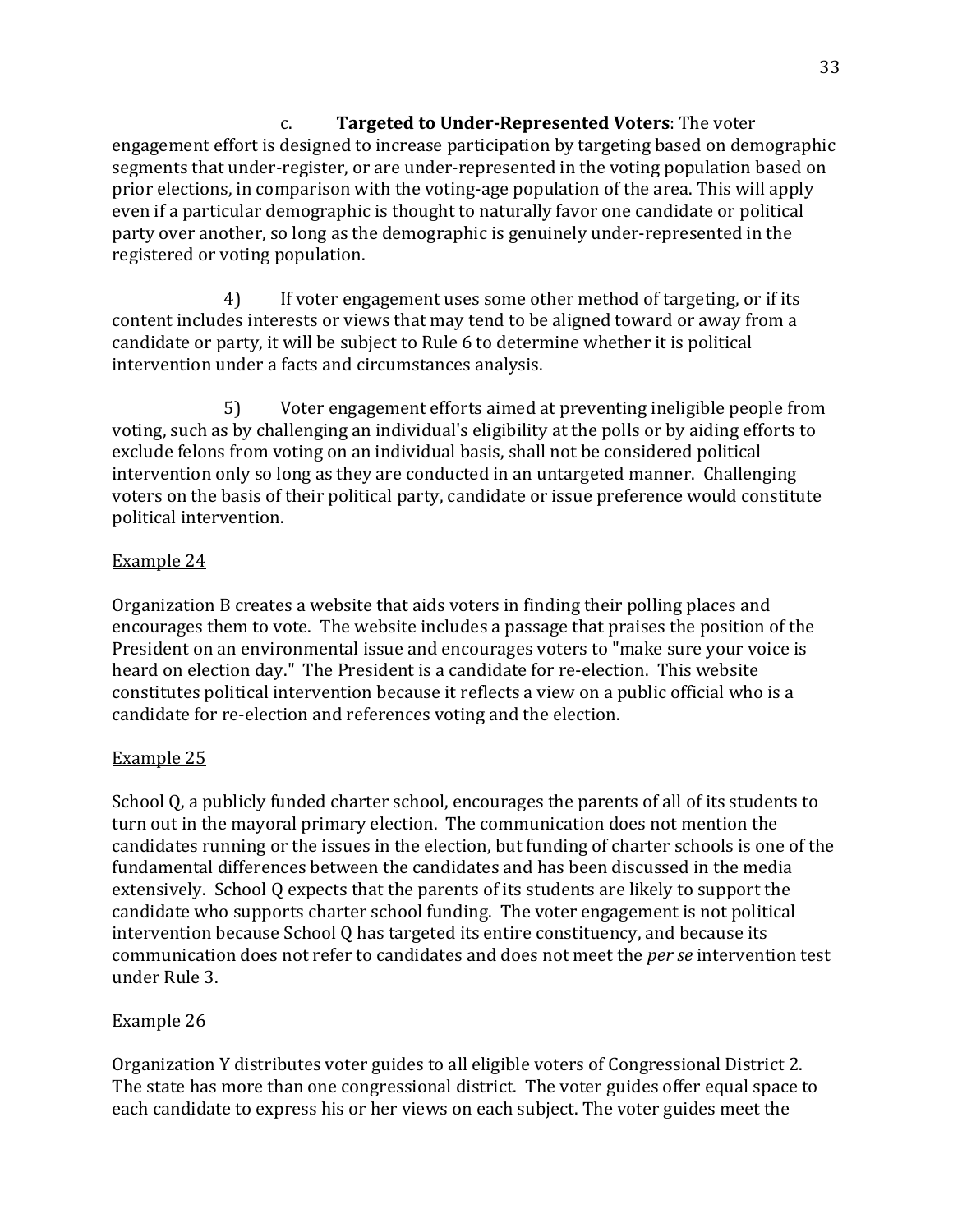c. **Targeted to Under-Represented Voters**: The voter engagement effort is designed to increase participation by targeting based on demographic segments that under-register, or are under-represented in the voting population based on prior elections, in comparison with the voting-age population of the area. This will apply even if a particular demographic is thought to naturally favor one candidate or political party over another, so long as the demographic is genuinely under-represented in the registered or voting population.

4) If voter engagement uses some other method of targeting, or if its content includes interests or views that may tend to be aligned toward or away from a candidate or party, it will be subject to Rule 6 to determine whether it is political intervention under a facts and circumstances analysis.

5) Voter engagement efforts aimed at preventing ineligible people from voting, such as by challenging an individual's eligibility at the polls or by aiding efforts to exclude felons from voting on an individual basis, shall not be considered political intervention only so long as they are conducted in an untargeted manner. Challenging voters on the basis of their political party, candidate or issue preference would constitute political intervention.

<u>Example 24</u>

Organization B creates a website that aids voters in finding their polling places and encourages them to vote. The website includes a passage that praises the position of the President on an environmental issue and encourages voters to "make sure your voice is heard on election day." The President is a candidate for re-election. This website constitutes political intervention because it reflects a view on a public official who is a candidate for re-election and references voting and the election.

<u>Example 25</u>

School Q, a publicly funded charter school, encourages the parents of all of its students to turn out in the mayoral primary election. The communication does not mention the candidates running or the issues in the election, but funding of charter schools is one of the fundamental differences between the candidates and has been discussed in the media extensively. School Q expects that the parents of its students are likely to support the candidate who supports charter school funding. The voter engagement is not political intervention because School Q has targeted its entire constituency, and because its communication does not refer to candidates and does not meet the *per se* intervention test under Rule 3.

Example 26

Organization Y distributes voter guides to all eligible voters of Congressional District 2. The state has more than one congressional district. The voter guides offer equal space to each candidate to express his or her views on each subject. The voter guides meet the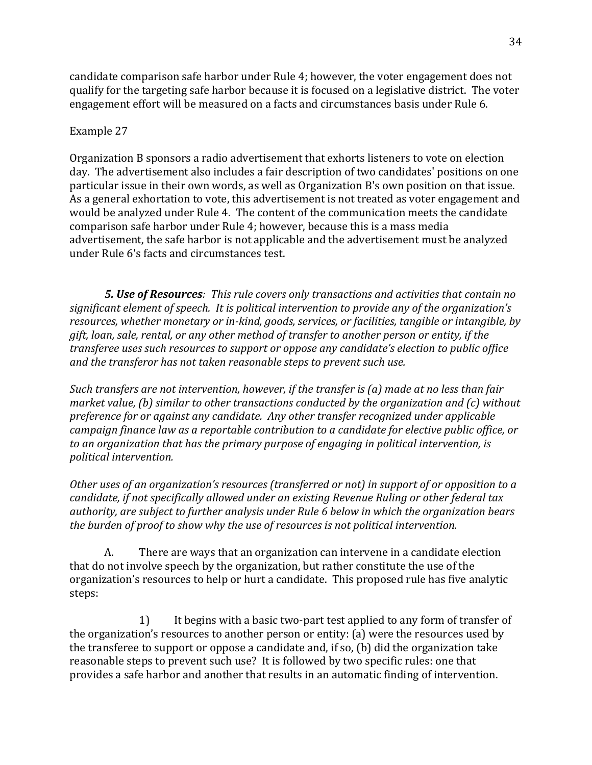candidate comparison safe harbor under Rule 4; however, the voter engagement does not qualify for the targeting safe harbor because it is focused on a legislative district. The voter engagement effort will be measured on a facts and circumstances basis under Rule 6.

Example 27

Organization B sponsors a radio advertisement that exhorts listeners to vote on election day. The advertisement also includes a fair description of two candidates' positions on one particular issue in their own words, as well as Organization B's own position on that issue. As a general exhortation to vote, this advertisement is not treated as voter engagement and would be analyzed under Rule 4. The content of the communication meets the candidate comparison safe harbor under Rule 4; however, because this is a mass media advertisement, the safe harbor is not applicable and the advertisement must be analyzed under Rule 6's facts and circumstances test.

***5. Use of Resources**: This rule covers only transactions and activities that contain no significant element of speech. It is political intervention to provide any of the organization's resources, whether monetary or in-kind, goods, services, or facilities, tangible or intangible, by gift, loan, sale, rental, or any other method of transfer to another person or entity, if the transferee uses such resources to support or oppose any candidate's election to public office and the transferor has not taken reasonable steps to prevent such use.*

*Such transfers are not intervention, however, if the transfer is (a) made at no less than fair market value, (b) similar to other transactions conducted by the organization and (c) without preference for or against any candidate. Any other transfer recognized under applicable campaign finance law as a reportable contribution to a candidate for elective public office, or to an organization that has the primary purpose of engaging in political intervention, is political intervention.*

*Other uses of an organization's resources (transferred or not) in support of or opposition to a candidate, if not specifically allowed under an existing Revenue Ruling or other federal tax authority, are subject to further analysis under Rule 6 below in which the organization bears the burden of proof to show why the use of resources is not political intervention.*

A. There are ways that an organization can intervene in a candidate election that do not involve speech by the organization, but rather constitute the use of the organization's resources to help or hurt a candidate. This proposed rule has five analytic steps:

1) It begins with a basic two-part test applied to any form of transfer of the organization's resources to another person or entity: (a) were the resources used by the transferee to support or oppose a candidate and, if so, (b) did the organization take reasonable steps to prevent such use? It is followed by two specific rules: one that provides a safe harbor and another that results in an automatic finding of intervention.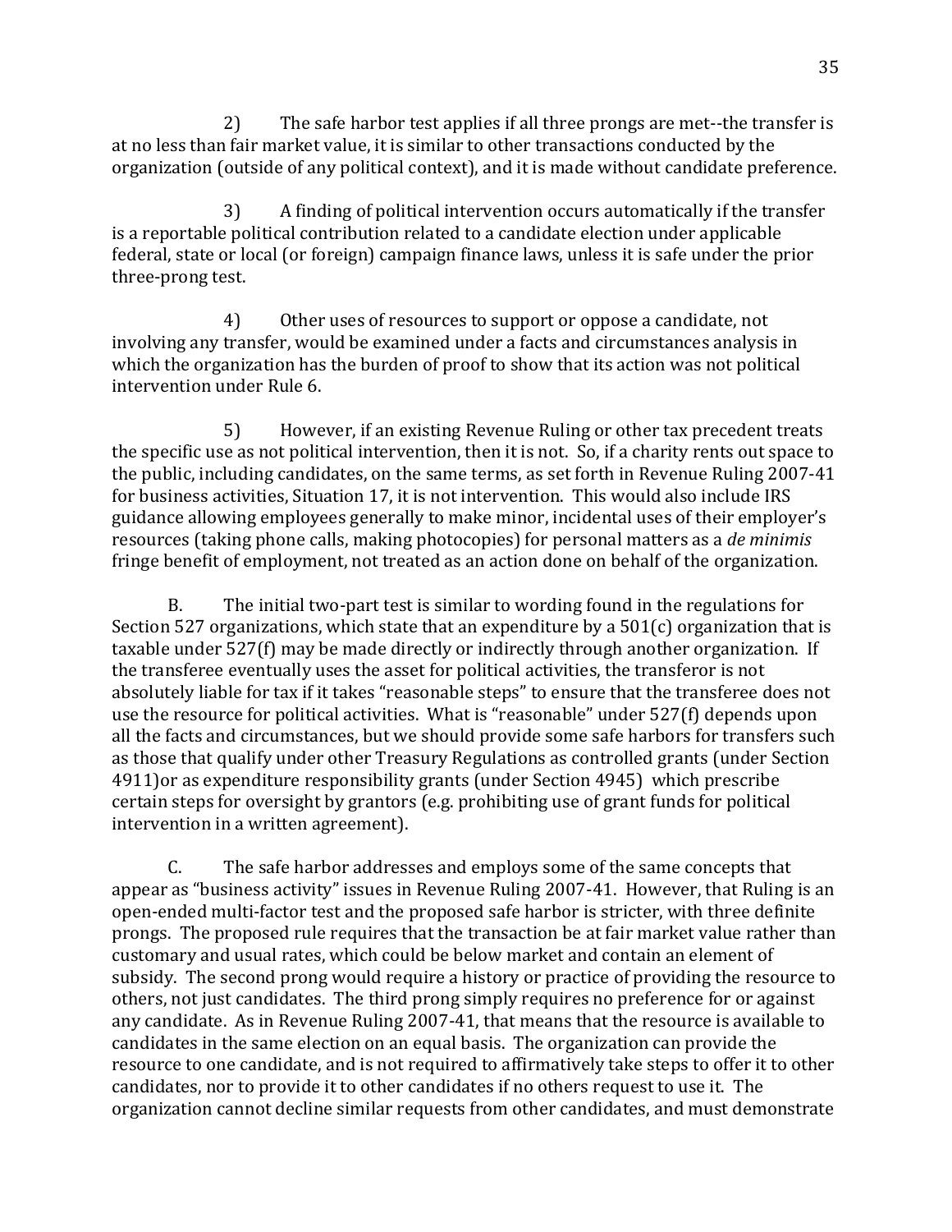2) The safe harbor test applies if all three prongs are met--the transfer is at no less than fair market value, it is similar to other transactions conducted by the organization (outside of any political context), and it is made without candidate preference.

3) A finding of political intervention occurs automatically if the transfer is a reportable political contribution related to a candidate election under applicable federal, state or local (or foreign) campaign finance laws, unless it is safe under the prior three-prong test.

4) Other uses of resources to support or oppose a candidate, not involving any transfer, would be examined under a facts and circumstances analysis in which the organization has the burden of proof to show that its action was not political intervention under Rule 6.

5) However, if an existing Revenue Ruling or other tax precedent treats the specific use as not political intervention, then it is not. So, if a charity rents out space to the public, including candidates, on the same terms, as set forth in Revenue Ruling 2007-41 for business activities, Situation 17, it is not intervention. This would also include IRS guidance allowing employees generally to make minor, incidental uses of their employer's resources (taking phone calls, making photocopies) for personal matters as a *de minimis* fringe benefit of employment, not treated as an action done on behalf of the organization.

B. The initial two-part test is similar to wording found in the regulations for Section 527 organizations, which state that an expenditure by a 501(c) organization that is taxable under 527(f) may be made directly or indirectly through another organization. If the transferee eventually uses the asset for political activities, the transferor is not absolutely liable for tax if it takes "reasonable steps" to ensure that the transferee does not use the resource for political activities. What is "reasonable" under 527(f) depends upon all the facts and circumstances, but we should provide some safe harbors for transfers such as those that qualify under other Treasury Regulations as controlled grants (under Section 4911)or as expenditure responsibility grants (under Section 4945) which prescribe certain steps for oversight by grantors (e.g. prohibiting use of grant funds for political intervention in a written agreement).

C. The safe harbor addresses and employs some of the same concepts that appear as "business activity" issues in Revenue Ruling 2007-41. However, that Ruling is an open-ended multi-factor test and the proposed safe harbor is stricter, with three definite prongs. The proposed rule requires that the transaction be at fair market value rather than customary and usual rates, which could be below market and contain an element of subsidy. The second prong would require a history or practice of providing the resource to others, not just candidates. The third prong simply requires no preference for or against any candidate. As in Revenue Ruling 2007-41, that means that the resource is available to candidates in the same election on an equal basis. The organization can provide the resource to one candidate, and is not required to affirmatively take steps to offer it to other candidates, nor to provide it to other candidates if no others request to use it. The organization cannot decline similar requests from other candidates, and must demonstrate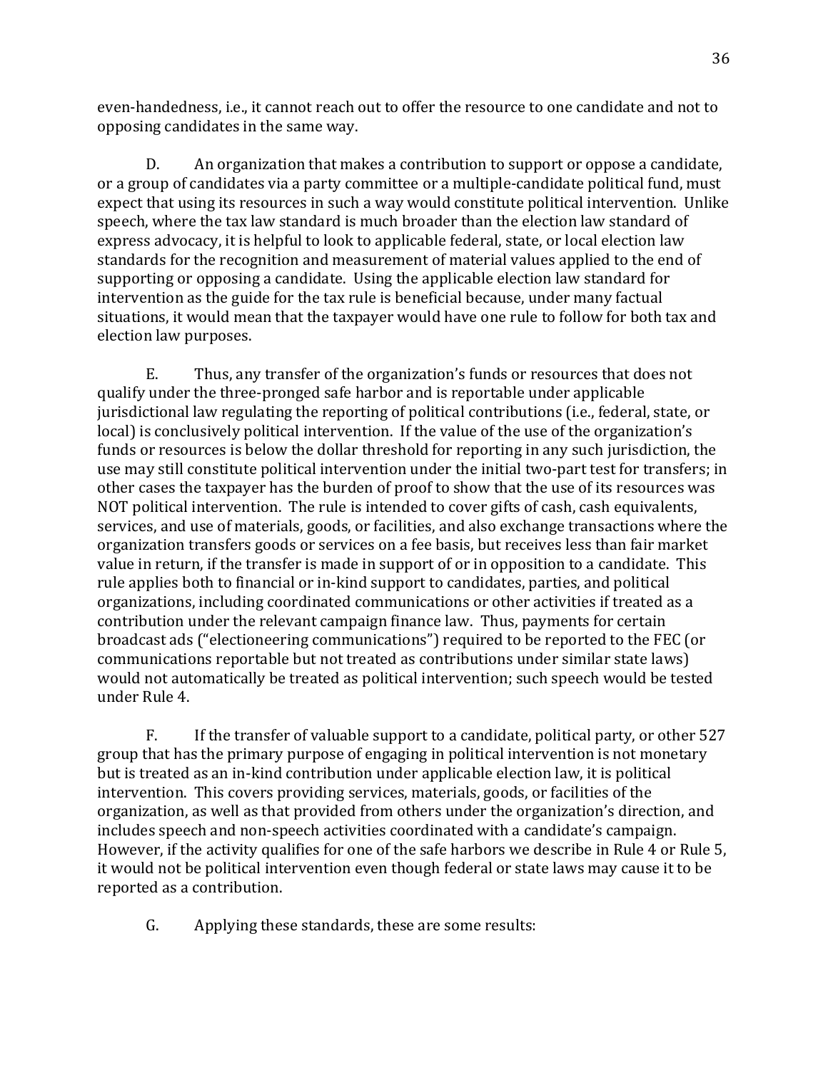even-handedness, i.e., it cannot reach out to offer the resource to one candidate and not to opposing candidates in the same way.

D. An organization that makes a contribution to support or oppose a candidate, or a group of candidates via a party committee or a multiple-candidate political fund, must expect that using its resources in such a way would constitute political intervention. Unlike speech, where the tax law standard is much broader than the election law standard of express advocacy, it is helpful to look to applicable federal, state, or local election law standards for the recognition and measurement of material values applied to the end of supporting or opposing a candidate. Using the applicable election law standard for intervention as the guide for the tax rule is beneficial because, under many factual situations, it would mean that the taxpayer would have one rule to follow for both tax and election law purposes.

E. Thus, any transfer of the organization's funds or resources that does not qualify under the three-pronged safe harbor and is reportable under applicable jurisdictional law regulating the reporting of political contributions (i.e., federal, state, or local) is conclusively political intervention. If the value of the use of the organization's funds or resources is below the dollar threshold for reporting in any such jurisdiction, the use may still constitute political intervention under the initial two-part test for transfers; in other cases the taxpayer has the burden of proof to show that the use of its resources was NOT political intervention. The rule is intended to cover gifts of cash, cash equivalents, services, and use of materials, goods, or facilities, and also exchange transactions where the organization transfers goods or services on a fee basis, but receives less than fair market value in return, if the transfer is made in support of or in opposition to a candidate. This rule applies both to financial or in-kind support to candidates, parties, and political organizations, including coordinated communications or other activities if treated as a contribution under the relevant campaign finance law. Thus, payments for certain broadcast ads ("electioneering communications") required to be reported to the FEC (or communications reportable but not treated as contributions under similar state laws) would not automatically be treated as political intervention; such speech would be tested under Rule 4.

F. If the transfer of valuable support to a candidate, political party, or other 527 group that has the primary purpose of engaging in political intervention is not monetary but is treated as an in-kind contribution under applicable election law, it is political intervention. This covers providing services, materials, goods, or facilities of the organization, as well as that provided from others under the organization's direction, and includes speech and non-speech activities coordinated with a candidate's campaign. However, if the activity qualifies for one of the safe harbors we describe in Rule 4 or Rule 5, it would not be political intervention even though federal or state laws may cause it to be reported as a contribution.

G. Applying these standards, these are some results: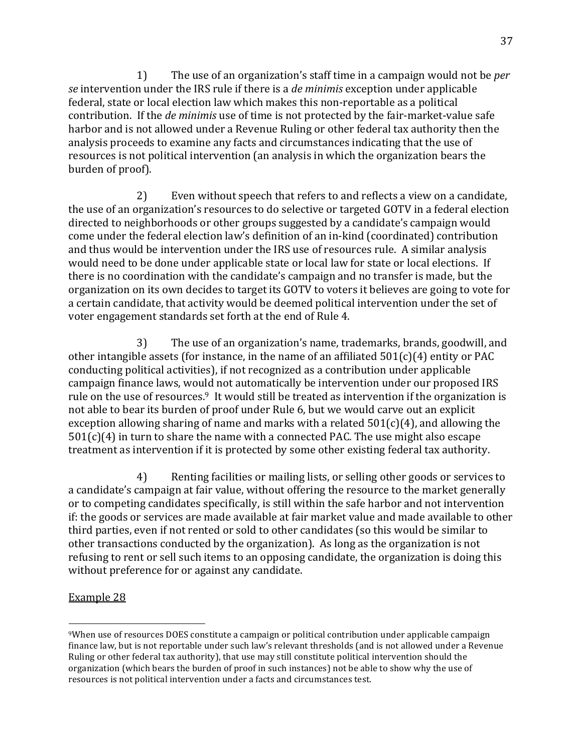1) The use of an organization's staff time in a campaign would not be *per se* intervention under the IRS rule if there is a *de minimis* exception under applicable federal, state or local election law which makes this non-reportable as a political contribution. If the *de minimis* use of time is not protected by the fair-market-value safe harbor and is not allowed under a Revenue Ruling or other federal tax authority then the analysis proceeds to examine any facts and circumstances indicating that the use of resources is not political intervention (an analysis in which the organization bears the burden of proof).

2) Even without speech that refers to and reflects a view on a candidate, the use of an organization's resources to do selective or targeted GOTV in a federal election directed to neighborhoods or other groups suggested by a candidate's campaign would come under the federal election law's definition of an in-kind (coordinated) contribution and thus would be intervention under the IRS use of resources rule. A similar analysis would need to be done under applicable state or local law for state or local elections. If there is no coordination with the candidate's campaign and no transfer is made, but the organization on its own decides to target its GOTV to voters it believes are going to vote for a certain candidate, that activity would be deemed political intervention under the set of voter engagement standards set forth at the end of Rule 4.

3) The use of an organization's name, trademarks, brands, goodwill, and other intangible assets (for instance, in the name of an affiliated 501(c)(4) entity or PAC conducting political activities), if not recognized as a contribution under applicable campaign finance laws, would not automatically be intervention under our proposed IRS rule on the use of resources.[9] It would still be treated as intervention if the organization is not able to bear its burden of proof under Rule 6, but we would carve out an explicit exception allowing sharing of name and marks with a related 501(c)(4), and allowing the 501(c)(4) in turn to share the name with a connected PAC. The use might also escape treatment as intervention if it is protected by some other existing federal tax authority.

4) Renting facilities or mailing lists, or selling other goods or services to a candidate's campaign at fair value, without offering the resource to the market generally or to competing candidates specifically, is still within the safe harbor and not intervention if: the goods or services are made available at fair market value and made available to other third parties, even if not rented or sold to other candidates (so this would be similar to other transactions conducted by the organization). As long as the organization is not refusing to rent or sell such items to an opposing candidate, the organization is doing this without preference for or against any candidate.

<u>Example 28</u>

---

[9]When use of resources DOES constitute a campaign or political contribution under applicable campaign finance law, but is not reportable under such law's relevant thresholds (and is not allowed under a Revenue Ruling or other federal tax authority), that use may still constitute political intervention should the organization (which bears the burden of proof in such instances) not be able to show why the use of resources is not political intervention under a facts and circumstances test.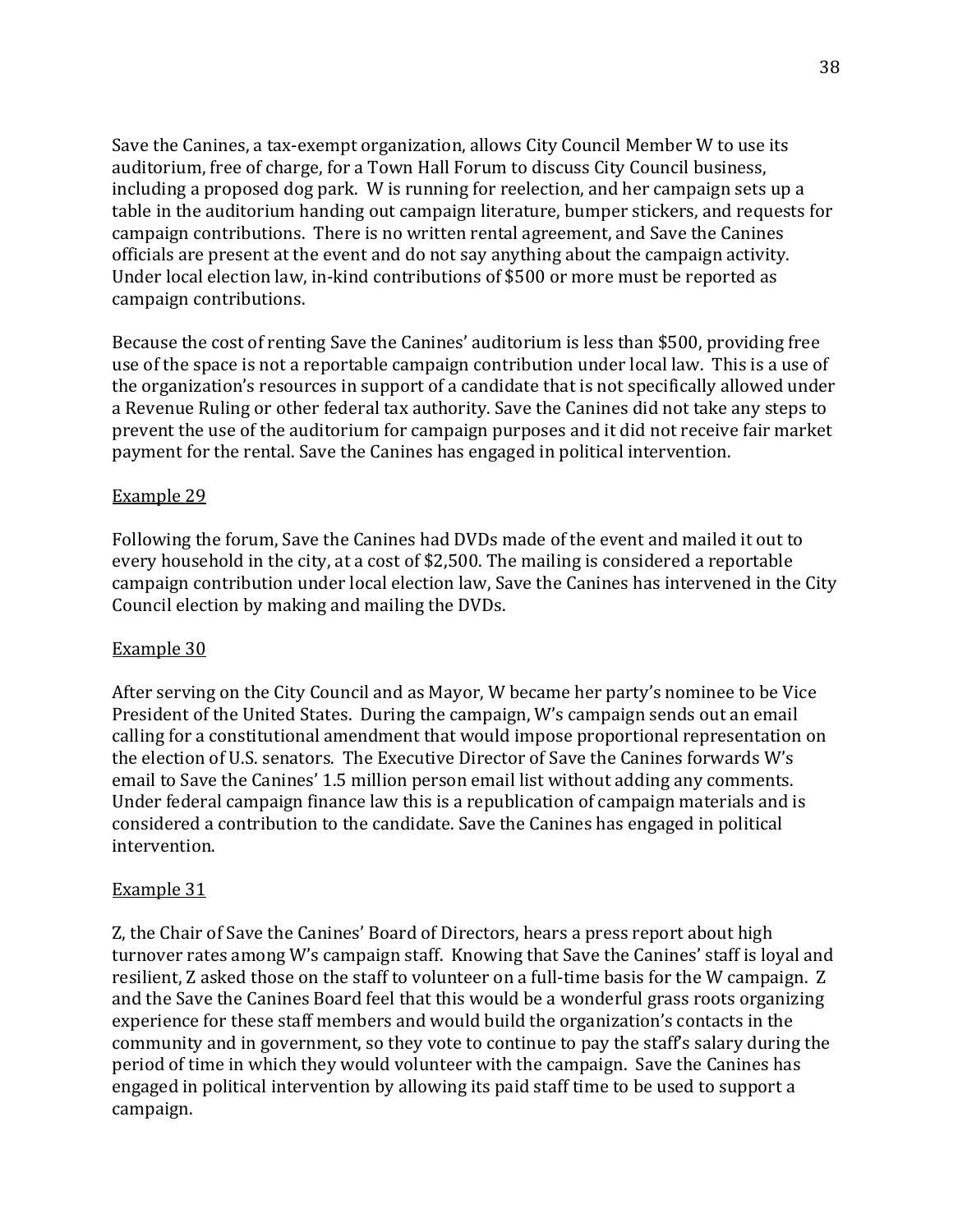Save the Canines, a tax-exempt organization, allows City Council Member W to use its auditorium, free of charge, for a Town Hall Forum to discuss City Council business, including a proposed dog park. W is running for reelection, and her campaign sets up a table in the auditorium handing out campaign literature, bumper stickers, and requests for campaign contributions. There is no written rental agreement, and Save the Canines officials are present at the event and do not say anything about the campaign activity. Under local election law, in-kind contributions of $500 or more must be reported as campaign contributions.

Because the cost of renting Save the Canines' auditorium is less than $500, providing free use of the space is not a reportable campaign contribution under local law. This is a use of the organization's resources in support of a candidate that is not specifically allowed under a Revenue Ruling or other federal tax authority. Save the Canines did not take any steps to prevent the use of the auditorium for campaign purposes and it did not receive fair market payment for the rental. Save the Canines has engaged in political intervention.

Example 29

Following the forum, Save the Canines had DVDs made of the event and mailed it out to every household in the city, at a cost of $2,500. The mailing is considered a reportable campaign contribution under local election law, Save the Canines has intervened in the City Council election by making and mailing the DVDs.

Example 30

After serving on the City Council and as Mayor, W became her party's nominee to be Vice President of the United States. During the campaign, W's campaign sends out an email calling for a constitutional amendment that would impose proportional representation on the election of U.S. senators. The Executive Director of Save the Canines forwards W's email to Save the Canines' 1.5 million person email list without adding any comments. Under federal campaign finance law this is a republication of campaign materials and is considered a contribution to the candidate. Save the Canines has engaged in political intervention.

Example 31

Z, the Chair of Save the Canines' Board of Directors, hears a press report about high turnover rates among W's campaign staff. Knowing that Save the Canines' staff is loyal and resilient, Z asked those on the staff to volunteer on a full-time basis for the W campaign. Z and the Save the Canines Board feel that this would be a wonderful grass roots organizing experience for these staff members and would build the organization's contacts in the community and in government, so they vote to continue to pay the staff's salary during the period of time in which they would volunteer with the campaign. Save the Canines has engaged in political intervention by allowing its paid staff time to be used to support a campaign.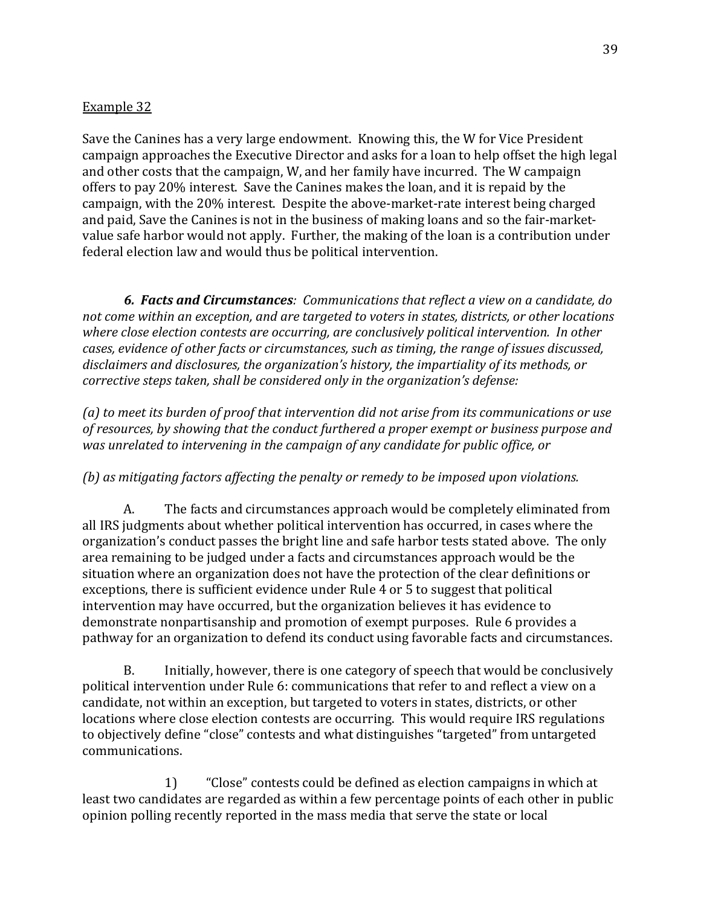<u>Example 32</u>

Save the Canines has a very large endowment. Knowing this, the W for Vice President campaign approaches the Executive Director and asks for a loan to help offset the high legal and other costs that the campaign, W, and her family have incurred. The W campaign offers to pay 20% interest. Save the Canines makes the loan, and it is repaid by the campaign, with the 20% interest. Despite the above-market-rate interest being charged and paid, Save the Canines is not in the business of making loans and so the fair-market-value safe harbor would not apply. Further, the making of the loan is a contribution under federal election law and would thus be political intervention.

***6. Facts and Circumstances****: Communications that reflect a view on a candidate, do not come within an exception, and are targeted to voters in states, districts, or other locations where close election contests are occurring, are conclusively political intervention. In other cases, evidence of other facts or circumstances, such as timing, the range of issues discussed, disclaimers and disclosures, the organization's history, the impartiality of its methods, or corrective steps taken, shall be considered only in the organization's defense:*

*(a) to meet its burden of proof that intervention did not arise from its communications or use of resources, by showing that the conduct furthered a proper exempt or business purpose and was unrelated to intervening in the campaign of any candidate for public office, or*

*(b) as mitigating factors affecting the penalty or remedy to be imposed upon violations.*

A. The facts and circumstances approach would be completely eliminated from all IRS judgments about whether political intervention has occurred, in cases where the organization's conduct passes the bright line and safe harbor tests stated above. The only area remaining to be judged under a facts and circumstances approach would be the situation where an organization does not have the protection of the clear definitions or exceptions, there is sufficient evidence under Rule 4 or 5 to suggest that political intervention may have occurred, but the organization believes it has evidence to demonstrate nonpartisanship and promotion of exempt purposes. Rule 6 provides a pathway for an organization to defend its conduct using favorable facts and circumstances.

B. Initially, however, there is one category of speech that would be conclusively political intervention under Rule 6: communications that refer to and reflect a view on a candidate, not within an exception, but targeted to voters in states, districts, or other locations where close election contests are occurring. This would require IRS regulations to objectively define "close" contests and what distinguishes "targeted" from untargeted communications.

1) "Close" contests could be defined as election campaigns in which at least two candidates are regarded as within a few percentage points of each other in public opinion polling recently reported in the mass media that serve the state or local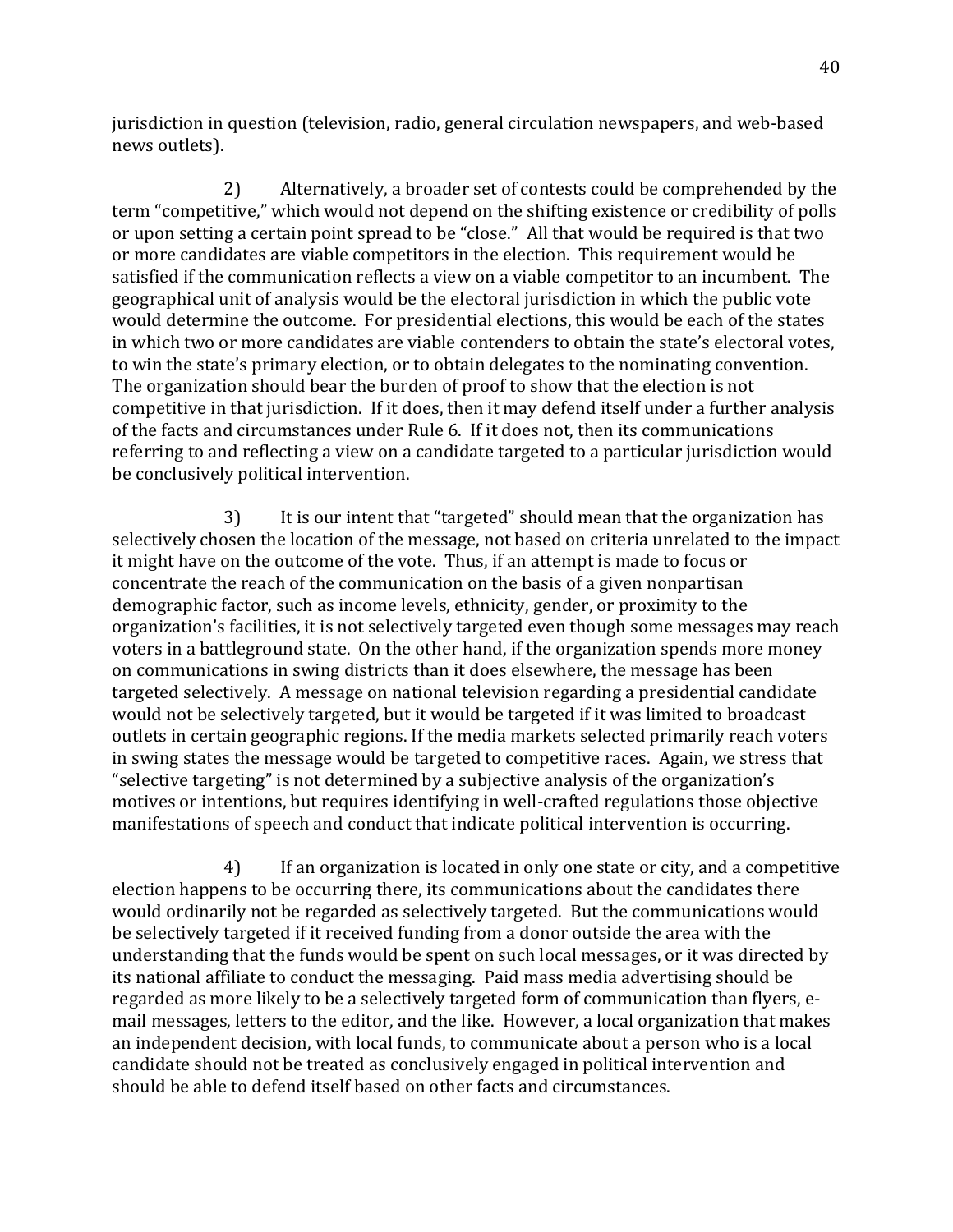jurisdiction in question (television, radio, general circulation newspapers, and web-based news outlets).

2) Alternatively, a broader set of contests could be comprehended by the term "competitive," which would not depend on the shifting existence or credibility of polls or upon setting a certain point spread to be "close." All that would be required is that two or more candidates are viable competitors in the election. This requirement would be satisfied if the communication reflects a view on a viable competitor to an incumbent. The geographical unit of analysis would be the electoral jurisdiction in which the public vote would determine the outcome. For presidential elections, this would be each of the states in which two or more candidates are viable contenders to obtain the state's electoral votes, to win the state's primary election, or to obtain delegates to the nominating convention. The organization should bear the burden of proof to show that the election is not competitive in that jurisdiction. If it does, then it may defend itself under a further analysis of the facts and circumstances under Rule 6. If it does not, then its communications referring to and reflecting a view on a candidate targeted to a particular jurisdiction would be conclusively political intervention.

3) It is our intent that "targeted" should mean that the organization has selectively chosen the location of the message, not based on criteria unrelated to the impact it might have on the outcome of the vote. Thus, if an attempt is made to focus or concentrate the reach of the communication on the basis of a given nonpartisan demographic factor, such as income levels, ethnicity, gender, or proximity to the organization's facilities, it is not selectively targeted even though some messages may reach voters in a battleground state. On the other hand, if the organization spends more money on communications in swing districts than it does elsewhere, the message has been targeted selectively. A message on national television regarding a presidential candidate would not be selectively targeted, but it would be targeted if it was limited to broadcast outlets in certain geographic regions. If the media markets selected primarily reach voters in swing states the message would be targeted to competitive races. Again, we stress that "selective targeting" is not determined by a subjective analysis of the organization's motives or intentions, but requires identifying in well-crafted regulations those objective manifestations of speech and conduct that indicate political intervention is occurring.

4) If an organization is located in only one state or city, and a competitive election happens to be occurring there, its communications about the candidates there would ordinarily not be regarded as selectively targeted. But the communications would be selectively targeted if it received funding from a donor outside the area with the understanding that the funds would be spent on such local messages, or it was directed by its national affiliate to conduct the messaging. Paid mass media advertising should be regarded as more likely to be a selectively targeted form of communication than flyers, e-mail messages, letters to the editor, and the like. However, a local organization that makes an independent decision, with local funds, to communicate about a person who is a local candidate should not be treated as conclusively engaged in political intervention and should be able to defend itself based on other facts and circumstances.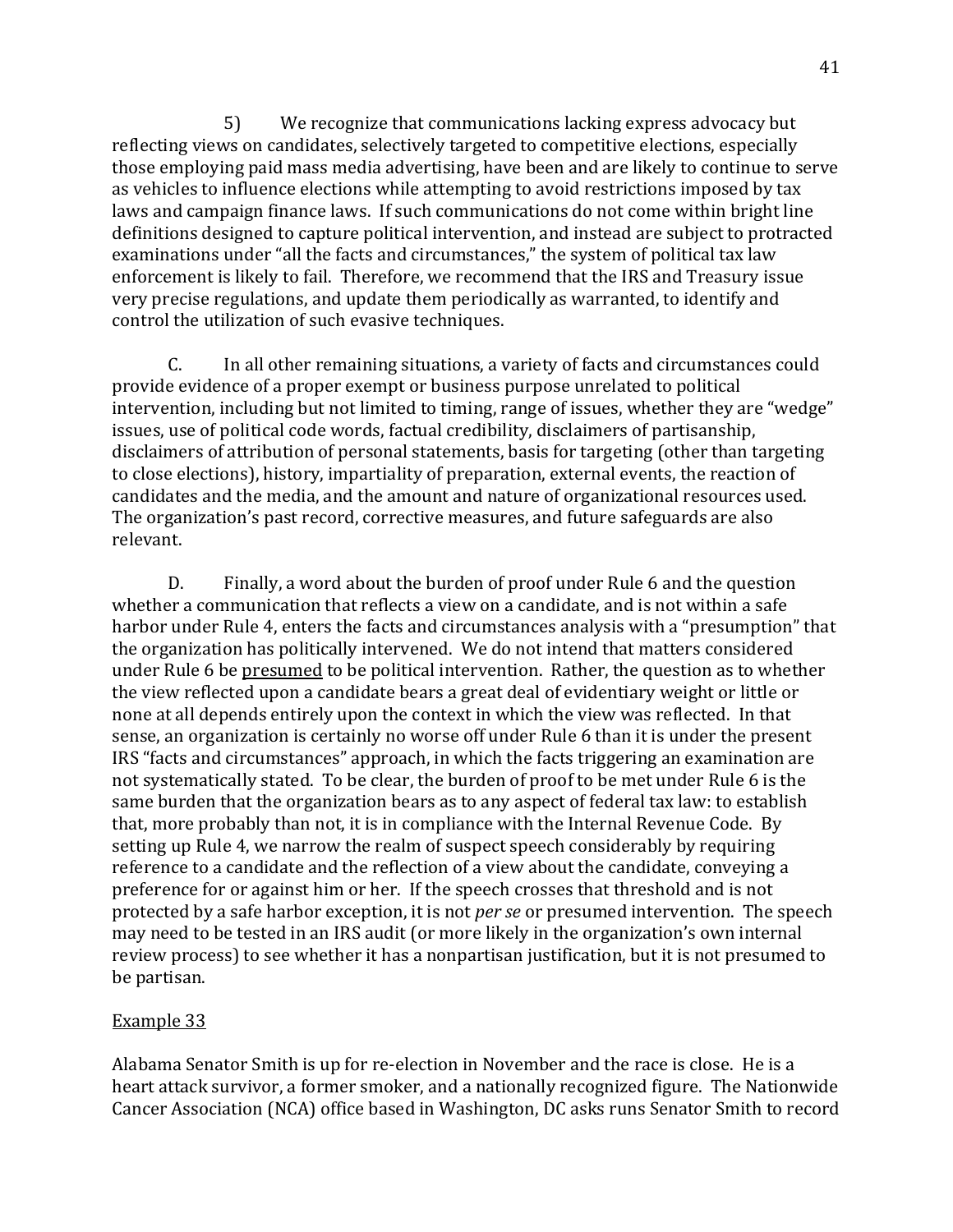5) We recognize that communications lacking express advocacy but reflecting views on candidates, selectively targeted to competitive elections, especially those employing paid mass media advertising, have been and are likely to continue to serve as vehicles to influence elections while attempting to avoid restrictions imposed by tax laws and campaign finance laws. If such communications do not come within bright line definitions designed to capture political intervention, and instead are subject to protracted examinations under "all the facts and circumstances," the system of political tax law enforcement is likely to fail. Therefore, we recommend that the IRS and Treasury issue very precise regulations, and update them periodically as warranted, to identify and control the utilization of such evasive techniques.

C. In all other remaining situations, a variety of facts and circumstances could provide evidence of a proper exempt or business purpose unrelated to political intervention, including but not limited to timing, range of issues, whether they are "wedge" issues, use of political code words, factual credibility, disclaimers of partisanship, disclaimers of attribution of personal statements, basis for targeting (other than targeting to close elections), history, impartiality of preparation, external events, the reaction of candidates and the media, and the amount and nature of organizational resources used. The organization's past record, corrective measures, and future safeguards are also relevant.

D. Finally, a word about the burden of proof under Rule 6 and the question whether a communication that reflects a view on a candidate, and is not within a safe harbor under Rule 4, enters the facts and circumstances analysis with a "presumption" that the organization has politically intervened. We do not intend that matters considered under Rule 6 be <u>presumed</u> to be political intervention. Rather, the question as to whether the view reflected upon a candidate bears a great deal of evidentiary weight or little or none at all depends entirely upon the context in which the view was reflected. In that sense, an organization is certainly no worse off under Rule 6 than it is under the present IRS "facts and circumstances" approach, in which the facts triggering an examination are not systematically stated. To be clear, the burden of proof to be met under Rule 6 is the same burden that the organization bears as to any aspect of federal tax law: to establish that, more probably than not, it is in compliance with the Internal Revenue Code. By setting up Rule 4, we narrow the realm of suspect speech considerably by requiring reference to a candidate and the reflection of a view about the candidate, conveying a preference for or against him or her. If the speech crosses that threshold and is not protected by a safe harbor exception, it is not *per se* or presumed intervention. The speech may need to be tested in an IRS audit (or more likely in the organization's own internal review process) to see whether it has a nonpartisan justification, but it is not presumed to be partisan.

<u>Example 33</u>

Alabama Senator Smith is up for re-election in November and the race is close. He is a heart attack survivor, a former smoker, and a nationally recognized figure. The Nationwide Cancer Association (NCA) office based in Washington, DC asks runs Senator Smith to record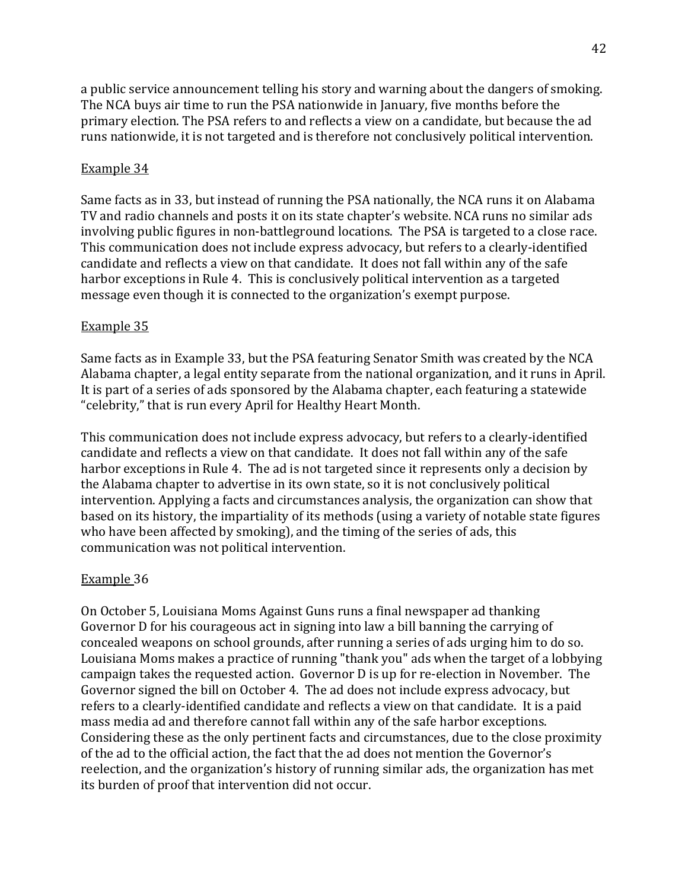a public service announcement telling his story and warning about the dangers of smoking. The NCA buys air time to run the PSA nationwide in January, five months before the primary election. The PSA refers to and reflects a view on a candidate, but because the ad runs nationwide, it is not targeted and is therefore not conclusively political intervention.

Example 34

Same facts as in 33, but instead of running the PSA nationally, the NCA runs it on Alabama TV and radio channels and posts it on its state chapter's website. NCA runs no similar ads involving public figures in non-battleground locations. The PSA is targeted to a close race. This communication does not include express advocacy, but refers to a clearly-identified candidate and reflects a view on that candidate. It does not fall within any of the safe harbor exceptions in Rule 4. This is conclusively political intervention as a targeted message even though it is connected to the organization's exempt purpose.

Example 35

Same facts as in Example 33, but the PSA featuring Senator Smith was created by the NCA Alabama chapter, a legal entity separate from the national organization, and it runs in April. It is part of a series of ads sponsored by the Alabama chapter, each featuring a statewide "celebrity," that is run every April for Healthy Heart Month.

This communication does not include express advocacy, but refers to a clearly-identified candidate and reflects a view on that candidate. It does not fall within any of the safe harbor exceptions in Rule 4. The ad is not targeted since it represents only a decision by the Alabama chapter to advertise in its own state, so it is not conclusively political intervention. Applying a facts and circumstances analysis, the organization can show that based on its history, the impartiality of its methods (using a variety of notable state figures who have been affected by smoking), and the timing of the series of ads, this communication was not political intervention.

Example 36

On October 5, Louisiana Moms Against Guns runs a final newspaper ad thanking Governor D for his courageous act in signing into law a bill banning the carrying of concealed weapons on school grounds, after running a series of ads urging him to do so. Louisiana Moms makes a practice of running "thank you" ads when the target of a lobbying campaign takes the requested action. Governor D is up for re-election in November. The Governor signed the bill on October 4. The ad does not include express advocacy, but refers to a clearly-identified candidate and reflects a view on that candidate. It is a paid mass media ad and therefore cannot fall within any of the safe harbor exceptions. Considering these as the only pertinent facts and circumstances, due to the close proximity of the ad to the official action, the fact that the ad does not mention the Governor's reelection, and the organization's history of running similar ads, the organization has met its burden of proof that intervention did not occur.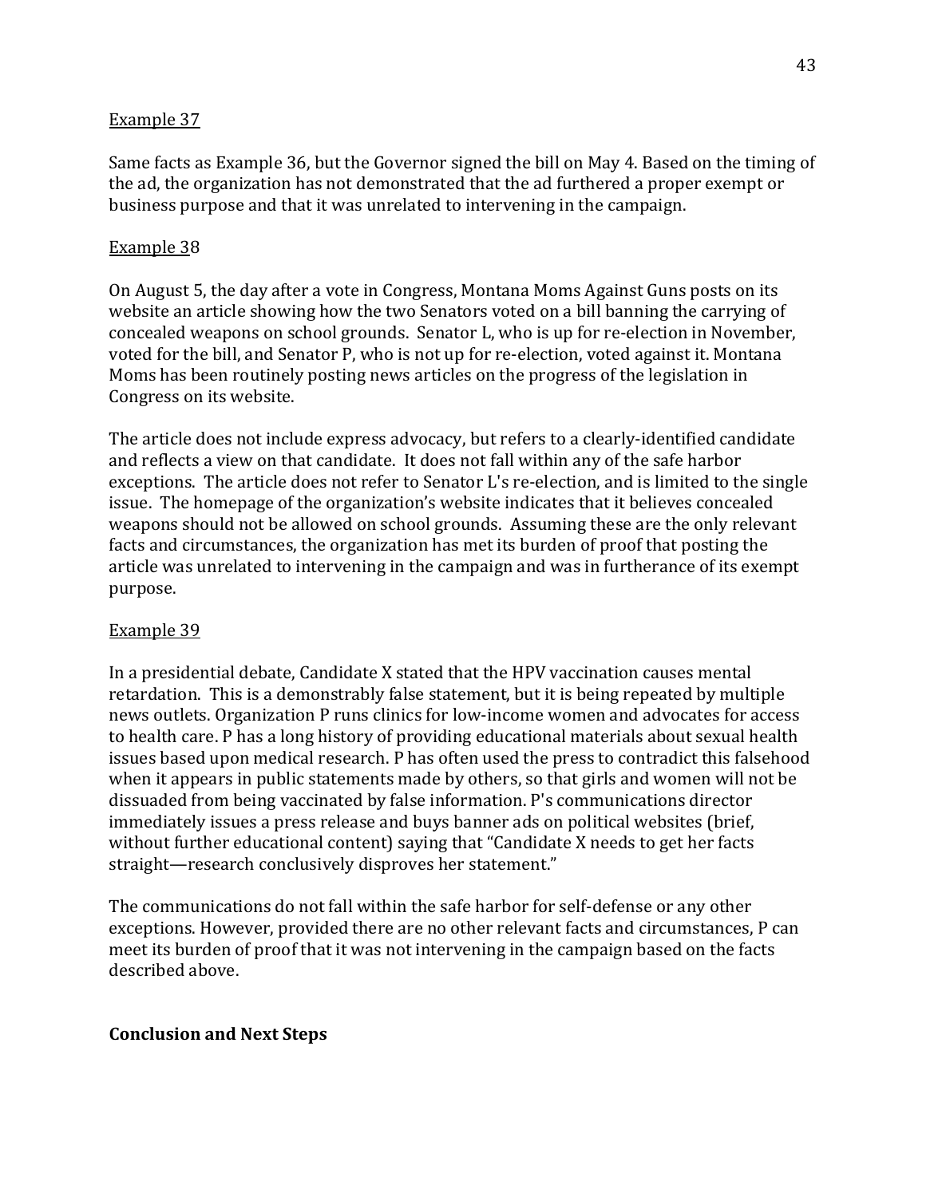Example 37

Same facts as Example 36, but the Governor signed the bill on May 4. Based on the timing of the ad, the organization has not demonstrated that the ad furthered a proper exempt or business purpose and that it was unrelated to intervening in the campaign.

Example 38

On August 5, the day after a vote in Congress, Montana Moms Against Guns posts on its website an article showing how the two Senators voted on a bill banning the carrying of concealed weapons on school grounds. Senator L, who is up for re-election in November, voted for the bill, and Senator P, who is not up for re-election, voted against it. Montana Moms has been routinely posting news articles on the progress of the legislation in Congress on its website.

The article does not include express advocacy, but refers to a clearly-identified candidate and reflects a view on that candidate. It does not fall within any of the safe harbor exceptions. The article does not refer to Senator L's re-election, and is limited to the single issue. The homepage of the organization's website indicates that it believes concealed weapons should not be allowed on school grounds. Assuming these are the only relevant facts and circumstances, the organization has met its burden of proof that posting the article was unrelated to intervening in the campaign and was in furtherance of its exempt purpose.

Example 39

In a presidential debate, Candidate X stated that the HPV vaccination causes mental retardation. This is a demonstrably false statement, but it is being repeated by multiple news outlets. Organization P runs clinics for low-income women and advocates for access to health care. P has a long history of providing educational materials about sexual health issues based upon medical research. P has often used the press to contradict this falsehood when it appears in public statements made by others, so that girls and women will not be dissuaded from being vaccinated by false information. P's communications director immediately issues a press release and buys banner ads on political websites (brief, without further educational content) saying that "Candidate X needs to get her facts straight—research conclusively disproves her statement."

The communications do not fall within the safe harbor for self-defense or any other exceptions. However, provided there are no other relevant facts and circumstances, P can meet its burden of proof that it was not intervening in the campaign based on the facts described above.

**Conclusion and Next Steps**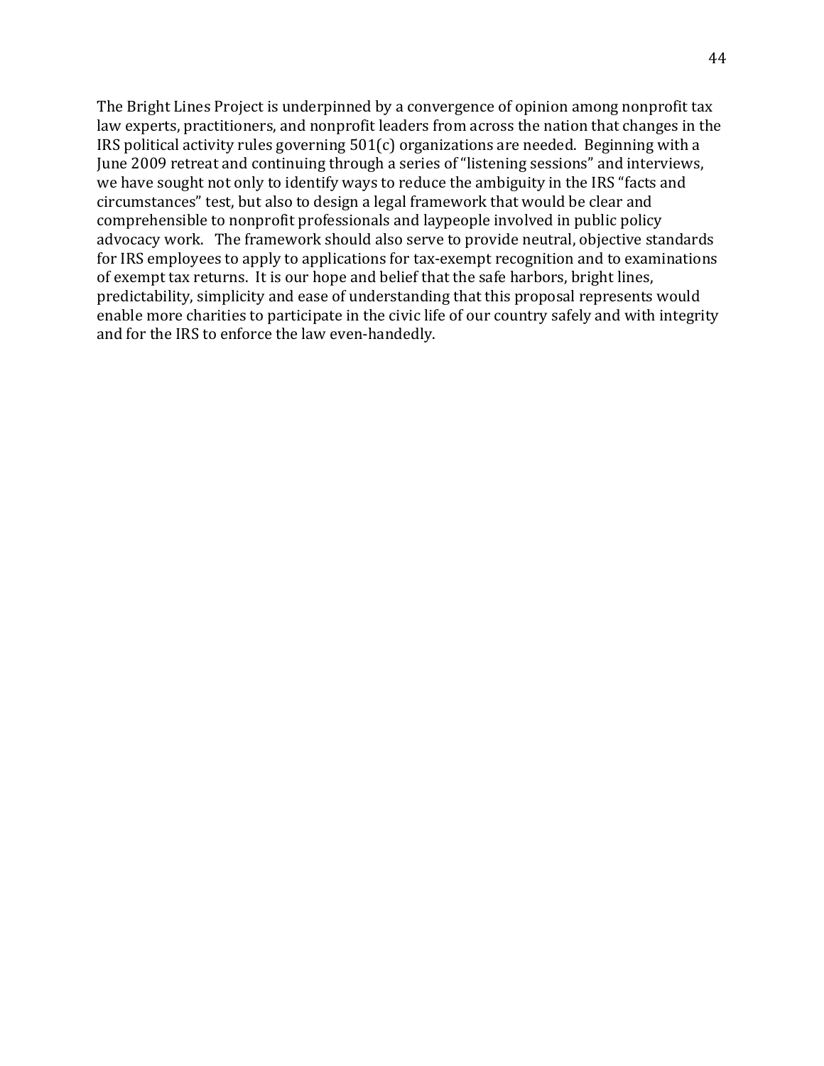The Bright Lines Project is underpinned by a convergence of opinion among nonprofit tax law experts, practitioners, and nonprofit leaders from across the nation that changes in the IRS political activity rules governing 501(c) organizations are needed. Beginning with a June 2009 retreat and continuing through a series of "listening sessions" and interviews, we have sought not only to identify ways to reduce the ambiguity in the IRS "facts and circumstances" test, but also to design a legal framework that would be clear and comprehensible to nonprofit professionals and laypeople involved in public policy advocacy work. The framework should also serve to provide neutral, objective standards for IRS employees to apply to applications for tax-exempt recognition and to examinations of exempt tax returns. It is our hope and belief that the safe harbors, bright lines, predictability, simplicity and ease of understanding that this proposal represents would enable more charities to participate in the civic life of our country safely and with integrity and for the IRS to enforce the law even-handedly.